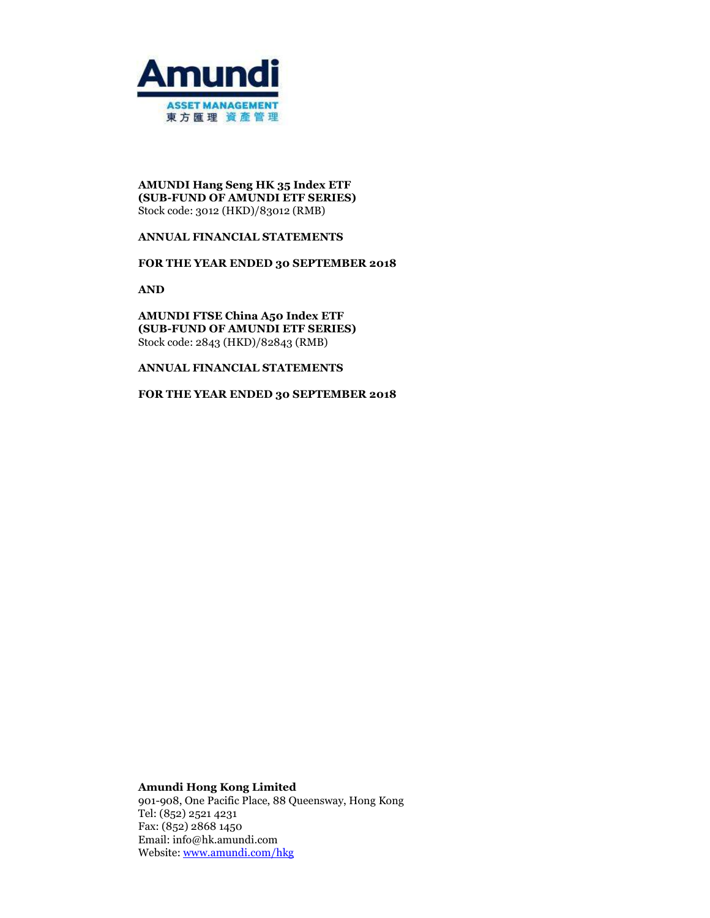**AMUNDI Hang Seng HK 35 Index ETF**
**(SUB-FUND OF AMUNDI ETF SERIES)**
Stock code: 3012 (HKD)/83012 (RMB)

**ANNUAL FINANCIAL STATEMENTS**

**FOR THE YEAR ENDED 30 SEPTEMBER 2018**

**AND**

**AMUNDI FTSE China A50 Index ETF**
**(SUB-FUND OF AMUNDI ETF SERIES)**
Stock code: 2843 (HKD)/82843 (RMB)

**ANNUAL FINANCIAL STATEMENTS**

**FOR THE YEAR ENDED 30 SEPTEMBER 2018**

**Amundi Hong Kong Limited**
901-908, One Pacific Place, 88 Queensway, Hong Kong
Tel: (852) 2521 4231
Fax: (852) 2868 1450
Email: info@hk.amundi.com
Website: [www.amundi.com/hkg](www.amundi.com/hkg)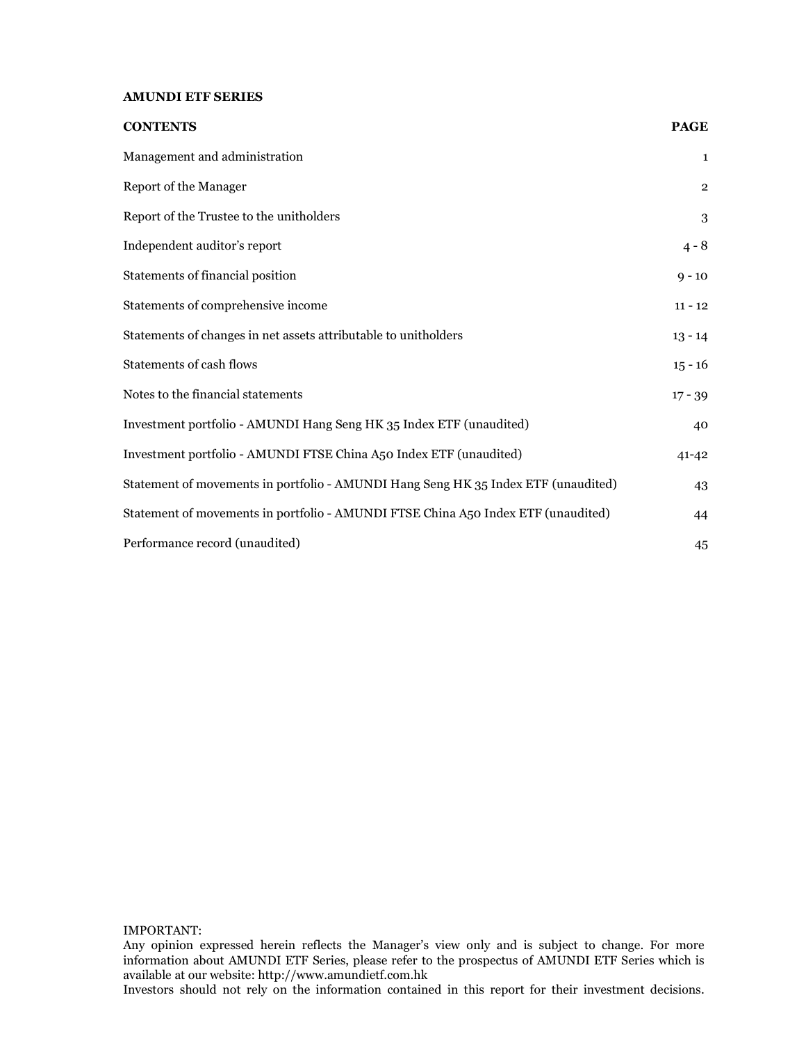**AMUNDI ETF SERIES**

| CONTENTS | PAGE |
|---|---|
| Management and administration | 1 |
| Report of the Manager | 2 |
| Report of the Trustee to the unitholders | 3 |
| Independent auditor's report | 4 - 8 |
| Statements of financial position | 9 - 10 |
| Statements of comprehensive income | 11 - 12 |
| Statements of changes in net assets attributable to unitholders | 13 - 14 |
| Statements of cash flows | 15 - 16 |
| Notes to the financial statements | 17 - 39 |
| Investment portfolio - AMUNDI Hang Seng HK 35 Index ETF (unaudited) | 40 |
| Investment portfolio - AMUNDI FTSE China A50 Index ETF (unaudited) | 41-42 |
| Statement of movements in portfolio - AMUNDI Hang Seng HK 35 Index ETF (unaudited) | 43 |
| Statement of movements in portfolio - AMUNDI FTSE China A50 Index ETF (unaudited) | 44 |
| Performance record (unaudited) | 45 |

IMPORTANT:
Any opinion expressed herein reflects the Manager's view only and is subject to change. For more information about AMUNDI ETF Series, please refer to the prospectus of AMUNDI ETF Series which is available at our website: http://www.amundietf.com.hk
Investors should not rely on the information contained in this report for their investment decisions.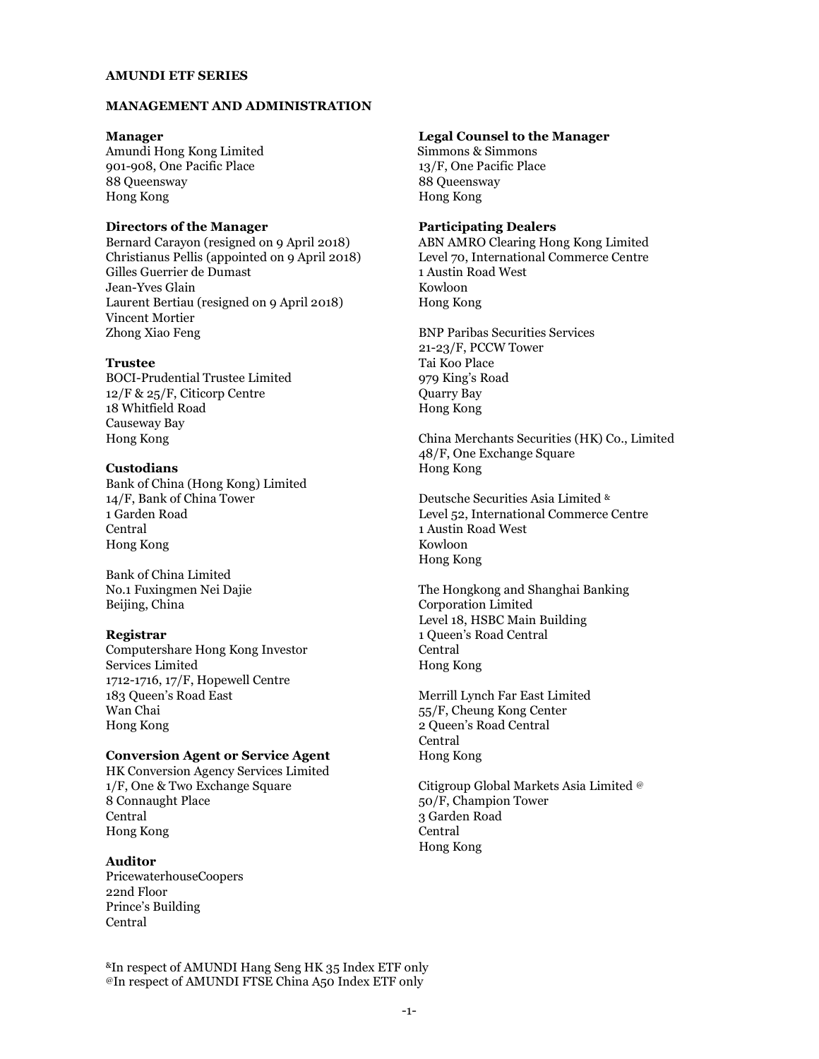**AMUNDI ETF SERIES**

**MANAGEMENT AND ADMINISTRATION**

**Manager**
Amundi Hong Kong Limited
901-908, One Pacific Place
88 Queensway
Hong Kong

**Directors of the Manager**
Bernard Carayon (resigned on 9 April 2018)
Christianus Pellis (appointed on 9 April 2018)
Gilles Guerrier de Dumast
Jean-Yves Glain
Laurent Bertiau (resigned on 9 April 2018)
Vincent Mortier
Zhong Xiao Feng

**Trustee**
BOCI-Prudential Trustee Limited
12/F & 25/F, Citicorp Centre
18 Whitfield Road
Causeway Bay
Hong Kong

**Custodians**
Bank of China (Hong Kong) Limited
14/F, Bank of China Tower
1 Garden Road
Central
Hong Kong

Bank of China Limited
No.1 Fuxingmen Nei Dajie
Beijing, China

**Registrar**
Computershare Hong Kong Investor Services Limited
1712-1716, 17/F, Hopewell Centre
183 Queen's Road East
Wan Chai
Hong Kong

**Conversion Agent or Service Agent**
HK Conversion Agency Services Limited
1/F, One & Two Exchange Square
8 Connaught Place
Central
Hong Kong

**Auditor**
PricewaterhouseCoopers
22nd Floor
Prince's Building
Central

**Legal Counsel to the Manager**
Simmons & Simmons
13/F, One Pacific Place
88 Queensway
Hong Kong

**Participating Dealers**
ABN AMRO Clearing Hong Kong Limited
Level 70, International Commerce Centre
1 Austin Road West
Kowloon
Hong Kong

BNP Paribas Securities Services
21-23/F, PCCW Tower
Tai Koo Place
979 King's Road
Quarry Bay
Hong Kong

China Merchants Securities (HK) Co., Limited
48/F, One Exchange Square
Hong Kong

Deutsche Securities Asia Limited [&]
Level 52, International Commerce Centre
1 Austin Road West
Kowloon
Hong Kong

The Hongkong and Shanghai Banking Corporation Limited
Level 18, HSBC Main Building
1 Queen's Road Central
Central
Hong Kong

Merrill Lynch Far East Limited
55/F, Cheung Kong Center
2 Queen's Road Central
Central
Hong Kong

Citigroup Global Markets Asia Limited [@]
50/F, Champion Tower
3 Garden Road
Central
Hong Kong

[&]In respect of AMUNDI Hang Seng HK 35 Index ETF only
[@]In respect of AMUNDI FTSE China A50 Index ETF only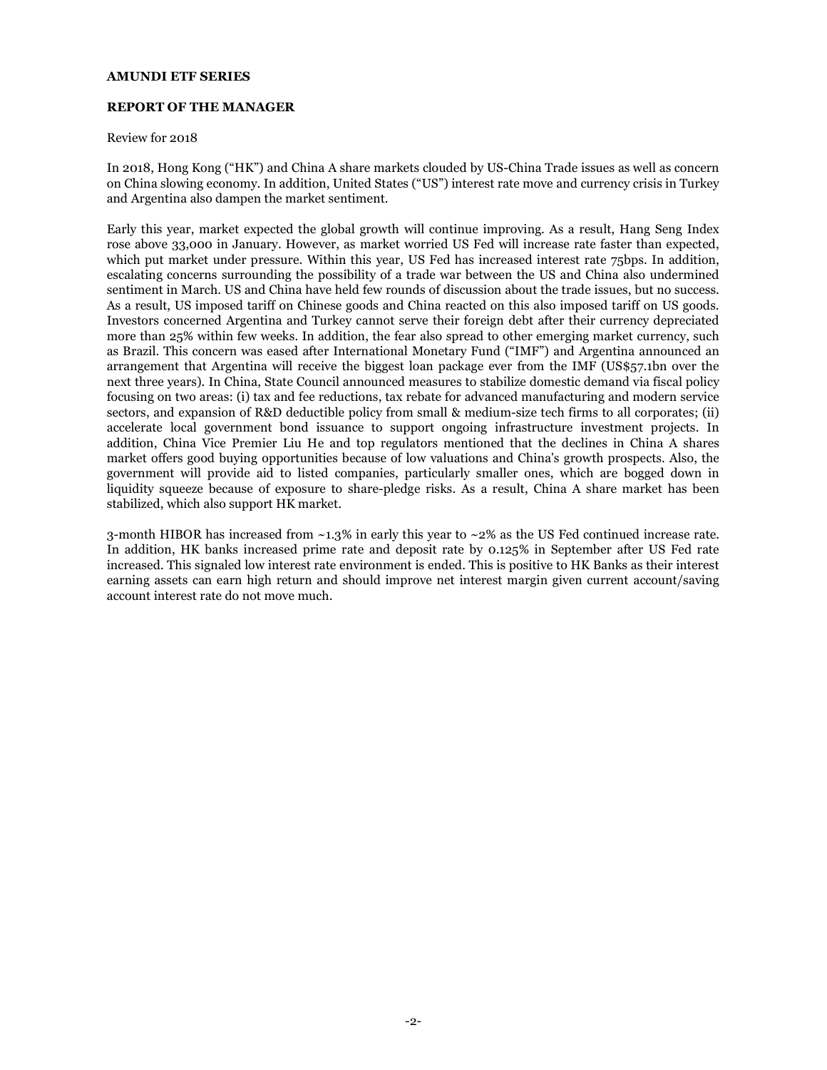**AMUNDI ETF SERIES**

**REPORT OF THE MANAGER**

Review for 2018

In 2018, Hong Kong ("HK") and China A share markets clouded by US-China Trade issues as well as concern on China slowing economy. In addition, United States ("US") interest rate move and currency crisis in Turkey and Argentina also dampen the market sentiment.

Early this year, market expected the global growth will continue improving. As a result, Hang Seng Index rose above 33,000 in January. However, as market worried US Fed will increase rate faster than expected, which put market under pressure. Within this year, US Fed has increased interest rate 75bps. In addition, escalating concerns surrounding the possibility of a trade war between the US and China also undermined sentiment in March. US and China have held few rounds of discussion about the trade issues, but no success. As a result, US imposed tariff on Chinese goods and China reacted on this also imposed tariff on US goods. Investors concerned Argentina and Turkey cannot serve their foreign debt after their currency depreciated more than 25% within few weeks. In addition, the fear also spread to other emerging market currency, such as Brazil. This concern was eased after International Monetary Fund ("IMF") and Argentina announced an arrangement that Argentina will receive the biggest loan package ever from the IMF (US$57.1bn over the next three years). In China, State Council announced measures to stabilize domestic demand via fiscal policy focusing on two areas: (i) tax and fee reductions, tax rebate for advanced manufacturing and modern service sectors, and expansion of R&D deductible policy from small & medium-size tech firms to all corporates; (ii) accelerate local government bond issuance to support ongoing infrastructure investment projects. In addition, China Vice Premier Liu He and top regulators mentioned that the declines in China A shares market offers good buying opportunities because of low valuations and China's growth prospects. Also, the government will provide aid to listed companies, particularly smaller ones, which are bogged down in liquidity squeeze because of exposure to share-pledge risks. As a result, China A share market has been stabilized, which also support HK market.

3-month HIBOR has increased from ~1.3% in early this year to ~2% as the US Fed continued increase rate. In addition, HK banks increased prime rate and deposit rate by 0.125% in September after US Fed rate increased. This signaled low interest rate environment is ended. This is positive to HK Banks as their interest earning assets can earn high return and should improve net interest margin given current account/saving account interest rate do not move much.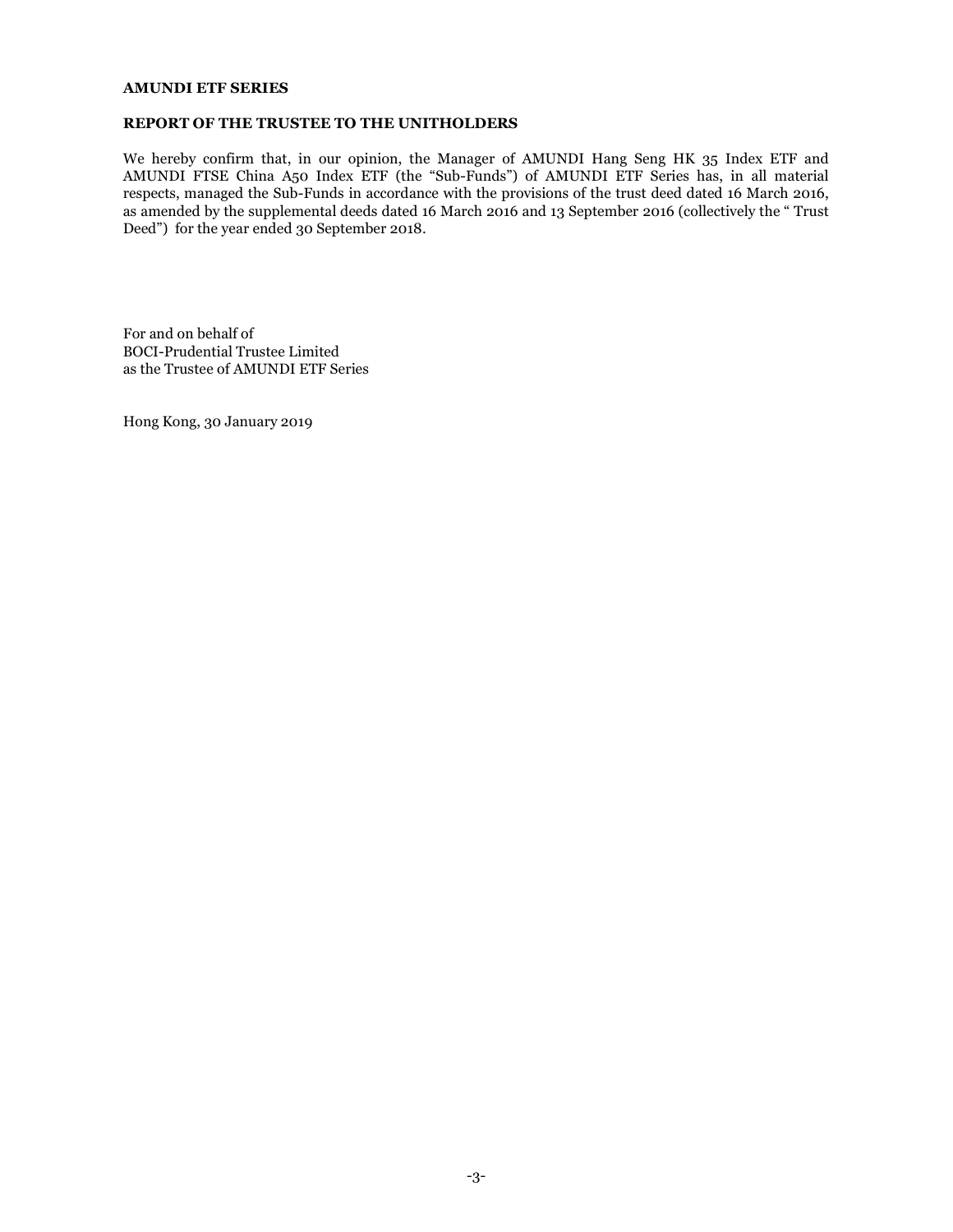**AMUNDI ETF SERIES**

**REPORT OF THE TRUSTEE TO THE UNITHOLDERS**

We hereby confirm that, in our opinion, the Manager of AMUNDI Hang Seng HK 35 Index ETF and AMUNDI FTSE China A50 Index ETF (the "Sub-Funds") of AMUNDI ETF Series has, in all material respects, managed the Sub-Funds in accordance with the provisions of the trust deed dated 16 March 2016, as amended by the supplemental deeds dated 16 March 2016 and 13 September 2016 (collectively the " Trust Deed") for the year ended 30 September 2018.

For and on behalf of
BOCI-Prudential Trustee Limited
as the Trustee of AMUNDI ETF Series

Hong Kong, 30 January 2019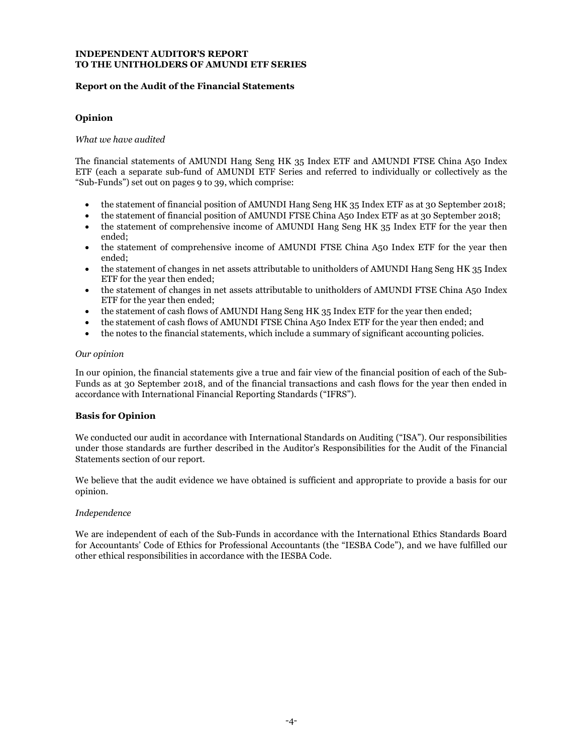**INDEPENDENT AUDITOR'S REPORT**
**TO THE UNITHOLDERS OF AMUNDI ETF SERIES**

**Report on the Audit of the Financial Statements**

## Opinion

*What we have audited*

The financial statements of AMUNDI Hang Seng HK 35 Index ETF and AMUNDI FTSE China A50 Index ETF (each a separate sub-fund of AMUNDI ETF Series and referred to individually or collectively as the "Sub-Funds") set out on pages 9 to 39, which comprise:

- the statement of financial position of AMUNDI Hang Seng HK 35 Index ETF as at 30 September 2018;
- the statement of financial position of AMUNDI FTSE China A50 Index ETF as at 30 September 2018;
- the statement of comprehensive income of AMUNDI Hang Seng HK 35 Index ETF for the year then ended;
- the statement of comprehensive income of AMUNDI FTSE China A50 Index ETF for the year then ended;
- the statement of changes in net assets attributable to unitholders of AMUNDI Hang Seng HK 35 Index ETF for the year then ended;
- the statement of changes in net assets attributable to unitholders of AMUNDI FTSE China A50 Index ETF for the year then ended;
- the statement of cash flows of AMUNDI Hang Seng HK 35 Index ETF for the year then ended;
- the statement of cash flows of AMUNDI FTSE China A50 Index ETF for the year then ended; and
- the notes to the financial statements, which include a summary of significant accounting policies.

*Our opinion*

In our opinion, the financial statements give a true and fair view of the financial position of each of the Sub-Funds as at 30 September 2018, and of the financial transactions and cash flows for the year then ended in accordance with International Financial Reporting Standards ("IFRS").

## Basis for Opinion

We conducted our audit in accordance with International Standards on Auditing ("ISA"). Our responsibilities under those standards are further described in the Auditor's Responsibilities for the Audit of the Financial Statements section of our report.

We believe that the audit evidence we have obtained is sufficient and appropriate to provide a basis for our opinion.

*Independence*

We are independent of each of the Sub-Funds in accordance with the International Ethics Standards Board for Accountants' Code of Ethics for Professional Accountants (the "IESBA Code"), and we have fulfilled our other ethical responsibilities in accordance with the IESBA Code.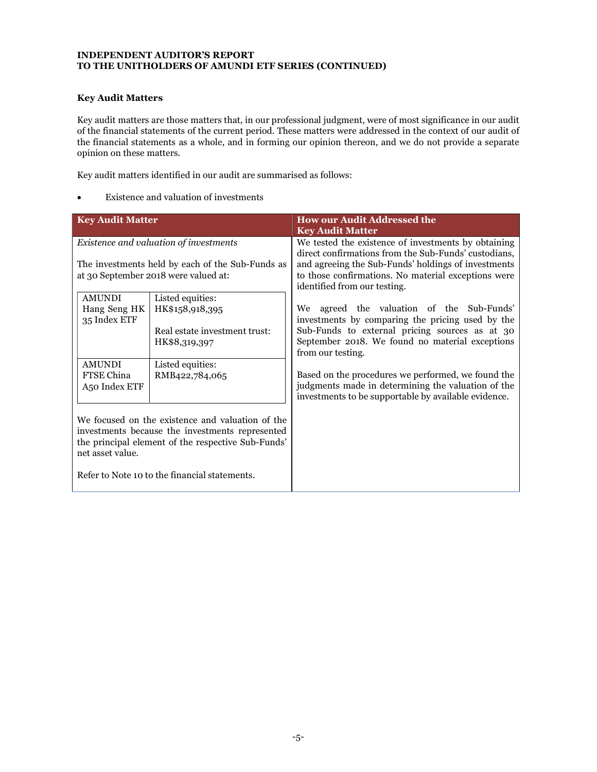**INDEPENDENT AUDITOR'S REPORT**
**TO THE UNITHOLDERS OF AMUNDI ETF SERIES (CONTINUED)**

**Key Audit Matters**

Key audit matters are those matters that, in our professional judgment, were of most significance in our audit of the financial statements of the current period. These matters were addressed in the context of our audit of the financial statements as a whole, and in forming our opinion thereon, and we do not provide a separate opinion on these matters.

Key audit matters identified in our audit are summarised as follows:

- Existence and valuation of investments

| Key Audit Matter | How our Audit Addressed the Key Audit Matter |
|---|---|
| *Existence and valuation of investments*<br><br>The investments held by each of the Sub-Funds as at 30 September 2018 were valued at:<br><br>AMUNDI Hang Seng HK 35 Index ETF: Listed equities: HK$158,918,395; Real estate investment trust: HK$8,319,397<br><br>AMUNDI FTSE China A50 Index ETF: Listed equities: RMB422,784,065<br><br>We focused on the existence and valuation of the investments because the investments represented the principal element of the respective Sub-Funds' net asset value.<br><br>Refer to Note 10 to the financial statements. | We tested the existence of investments by obtaining direct confirmations from the Sub-Funds' custodians, and agreeing the Sub-Funds' holdings of investments to those confirmations. No material exceptions were identified from our testing.<br><br>We agreed the valuation of the Sub-Funds' investments by comparing the pricing used by the Sub-Funds to external pricing sources as at 30 September 2018. We found no material exceptions from our testing.<br><br>Based on the procedures we performed, we found the judgments made in determining the valuation of the investments to be supportable by available evidence. |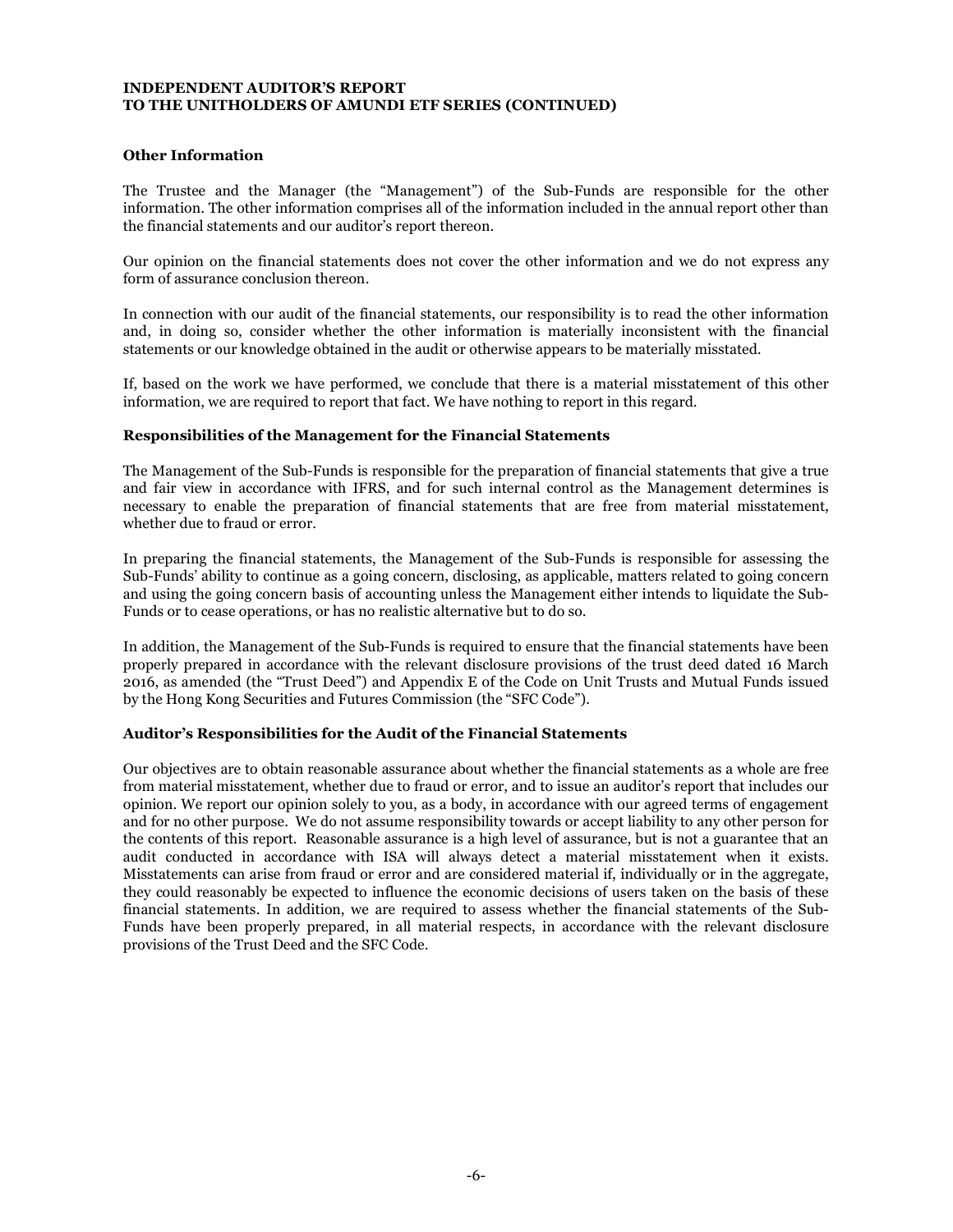**INDEPENDENT AUDITOR'S REPORT**
**TO THE UNITHOLDERS OF AMUNDI ETF SERIES (CONTINUED)**

### Other Information

The Trustee and the Manager (the "Management") of the Sub-Funds are responsible for the other information. The other information comprises all of the information included in the annual report other than the financial statements and our auditor's report thereon.

Our opinion on the financial statements does not cover the other information and we do not express any form of assurance conclusion thereon.

In connection with our audit of the financial statements, our responsibility is to read the other information and, in doing so, consider whether the other information is materially inconsistent with the financial statements or our knowledge obtained in the audit or otherwise appears to be materially misstated.

If, based on the work we have performed, we conclude that there is a material misstatement of this other information, we are required to report that fact. We have nothing to report in this regard.

### Responsibilities of the Management for the Financial Statements

The Management of the Sub-Funds is responsible for the preparation of financial statements that give a true and fair view in accordance with IFRS, and for such internal control as the Management determines is necessary to enable the preparation of financial statements that are free from material misstatement, whether due to fraud or error.

In preparing the financial statements, the Management of the Sub-Funds is responsible for assessing the Sub-Funds' ability to continue as a going concern, disclosing, as applicable, matters related to going concern and using the going concern basis of accounting unless the Management either intends to liquidate the Sub-Funds or to cease operations, or has no realistic alternative but to do so.

In addition, the Management of the Sub-Funds is required to ensure that the financial statements have been properly prepared in accordance with the relevant disclosure provisions of the trust deed dated 16 March 2016, as amended (the "Trust Deed") and Appendix E of the Code on Unit Trusts and Mutual Funds issued by the Hong Kong Securities and Futures Commission (the "SFC Code").

### Auditor's Responsibilities for the Audit of the Financial Statements

Our objectives are to obtain reasonable assurance about whether the financial statements as a whole are free from material misstatement, whether due to fraud or error, and to issue an auditor's report that includes our opinion. We report our opinion solely to you, as a body, in accordance with our agreed terms of engagement and for no other purpose. We do not assume responsibility towards or accept liability to any other person for the contents of this report. Reasonable assurance is a high level of assurance, but is not a guarantee that an audit conducted in accordance with ISA will always detect a material misstatement when it exists. Misstatements can arise from fraud or error and are considered material if, individually or in the aggregate, they could reasonably be expected to influence the economic decisions of users taken on the basis of these financial statements. In addition, we are required to assess whether the financial statements of the Sub-Funds have been properly prepared, in all material respects, in accordance with the relevant disclosure provisions of the Trust Deed and the SFC Code.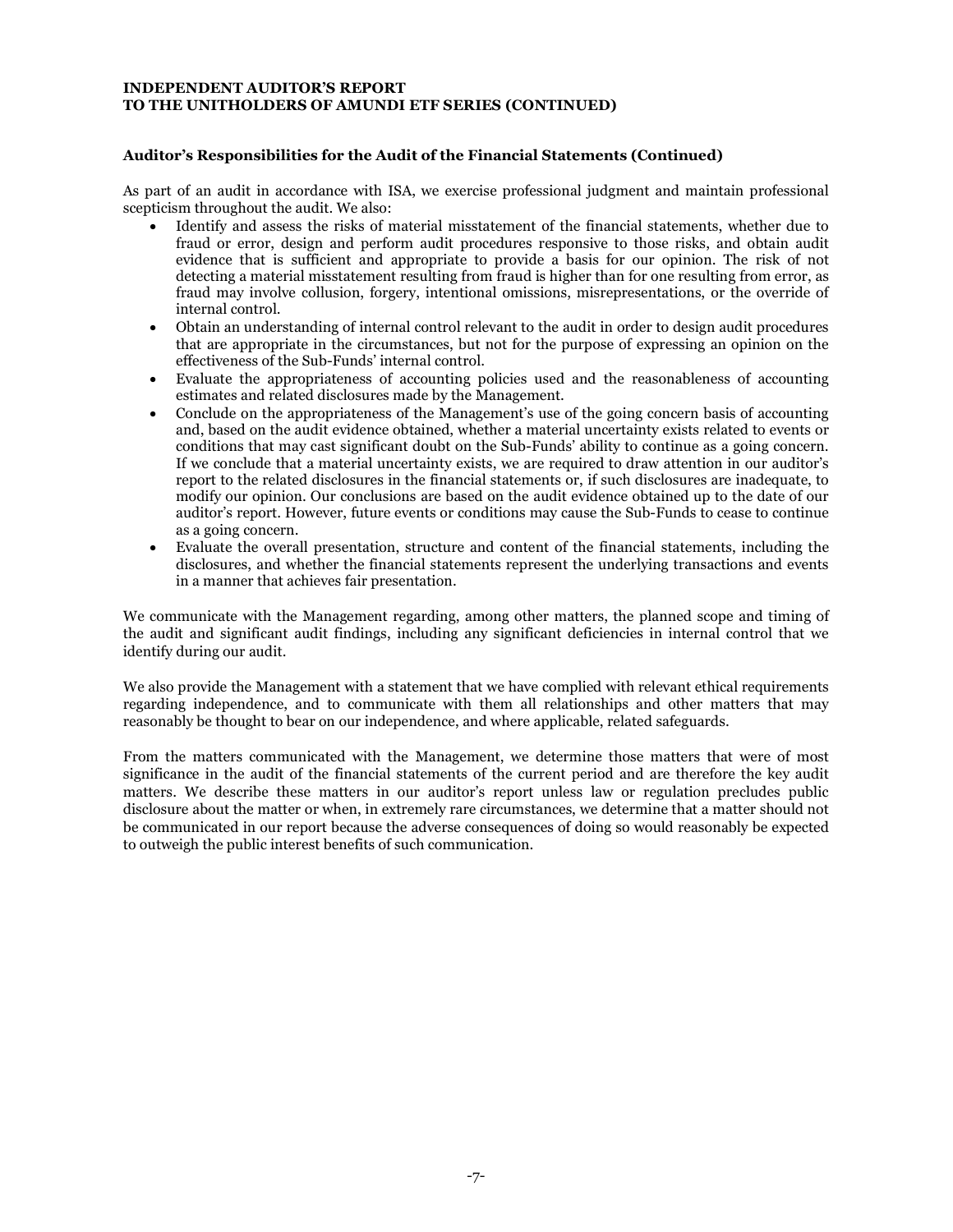**INDEPENDENT AUDITOR'S REPORT**
**TO THE UNITHOLDERS OF AMUNDI ETF SERIES (CONTINUED)**

**Auditor's Responsibilities for the Audit of the Financial Statements (Continued)**

As part of an audit in accordance with ISA, we exercise professional judgment and maintain professional scepticism throughout the audit. We also:

- Identify and assess the risks of material misstatement of the financial statements, whether due to fraud or error, design and perform audit procedures responsive to those risks, and obtain audit evidence that is sufficient and appropriate to provide a basis for our opinion. The risk of not detecting a material misstatement resulting from fraud is higher than for one resulting from error, as fraud may involve collusion, forgery, intentional omissions, misrepresentations, or the override of internal control.
- Obtain an understanding of internal control relevant to the audit in order to design audit procedures that are appropriate in the circumstances, but not for the purpose of expressing an opinion on the effectiveness of the Sub-Funds' internal control.
- Evaluate the appropriateness of accounting policies used and the reasonableness of accounting estimates and related disclosures made by the Management.
- Conclude on the appropriateness of the Management's use of the going concern basis of accounting and, based on the audit evidence obtained, whether a material uncertainty exists related to events or conditions that may cast significant doubt on the Sub-Funds' ability to continue as a going concern. If we conclude that a material uncertainty exists, we are required to draw attention in our auditor's report to the related disclosures in the financial statements or, if such disclosures are inadequate, to modify our opinion. Our conclusions are based on the audit evidence obtained up to the date of our auditor's report. However, future events or conditions may cause the Sub-Funds to cease to continue as a going concern.
- Evaluate the overall presentation, structure and content of the financial statements, including the disclosures, and whether the financial statements represent the underlying transactions and events in a manner that achieves fair presentation.

We communicate with the Management regarding, among other matters, the planned scope and timing of the audit and significant audit findings, including any significant deficiencies in internal control that we identify during our audit.

We also provide the Management with a statement that we have complied with relevant ethical requirements regarding independence, and to communicate with them all relationships and other matters that may reasonably be thought to bear on our independence, and where applicable, related safeguards.

From the matters communicated with the Management, we determine those matters that were of most significance in the audit of the financial statements of the current period and are therefore the key audit matters. We describe these matters in our auditor's report unless law or regulation precludes public disclosure about the matter or when, in extremely rare circumstances, we determine that a matter should not be communicated in our report because the adverse consequences of doing so would reasonably be expected to outweigh the public interest benefits of such communication.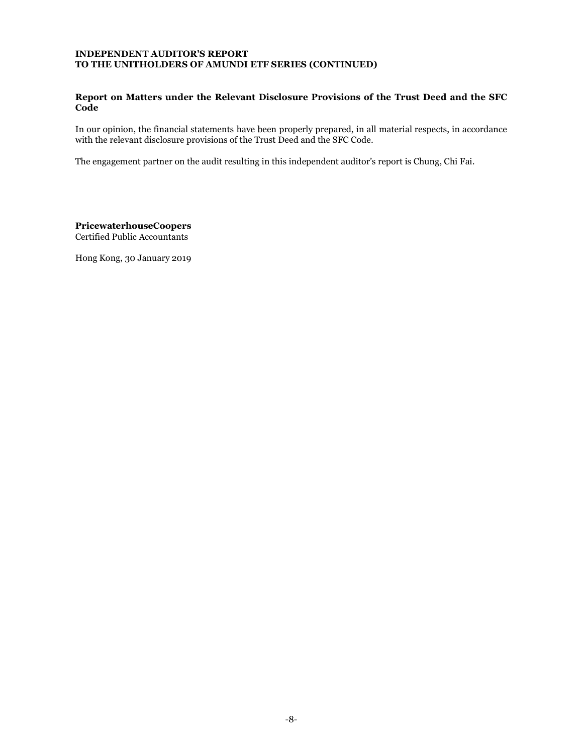**INDEPENDENT AUDITOR'S REPORT**
**TO THE UNITHOLDERS OF AMUNDI ETF SERIES (CONTINUED)**

**Report on Matters under the Relevant Disclosure Provisions of the Trust Deed and the SFC Code**

In our opinion, the financial statements have been properly prepared, in all material respects, in accordance with the relevant disclosure provisions of the Trust Deed and the SFC Code.

The engagement partner on the audit resulting in this independent auditor's report is Chung, Chi Fai.

**PricewaterhouseCoopers**
Certified Public Accountants

Hong Kong, 30 January 2019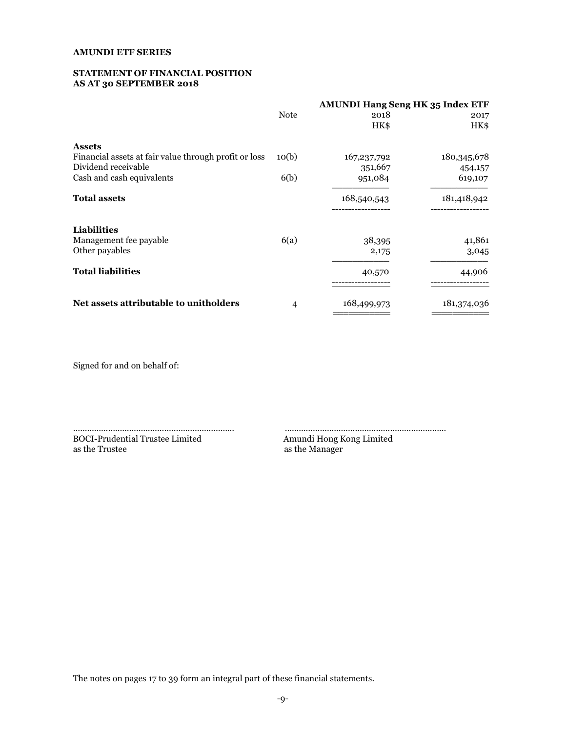**AMUNDI ETF SERIES**

**STATEMENT OF FINANCIAL POSITION**
**AS AT 30 SEPTEMBER 2018**

| | Note | AMUNDI Hang Seng HK 35 Index ETF | |
|---|---|---|---|
| | | 2018 | 2017 |
| | | HK$ | HK$ |
| **Assets** | | | |
| Financial assets at fair value through profit or loss | 10(b) | 167,237,792 | 180,345,678 |
| Dividend receivable | | 351,667 | 454,157 |
| Cash and cash equivalents | 6(b) | 951,084 | 619,107 |
| **Total assets** | | 168,540,543 | 181,418,942 |
| **Liabilities** | | | |
| Management fee payable | 6(a) | 38,395 | 41,861 |
| Other payables | | 2,175 | 3,045 |
| **Total liabilities** | | 40,570 | 44,906 |
| **Net assets attributable to unitholders** | 4 | 168,499,973 | 181,374,036 |

Signed for and on behalf of:

..................................................................... 
BOCI-Prudential Trustee Limited
as the Trustee

.....................................................................
Amundi Hong Kong Limited
as the Manager

The notes on pages 17 to 39 form an integral part of these financial statements.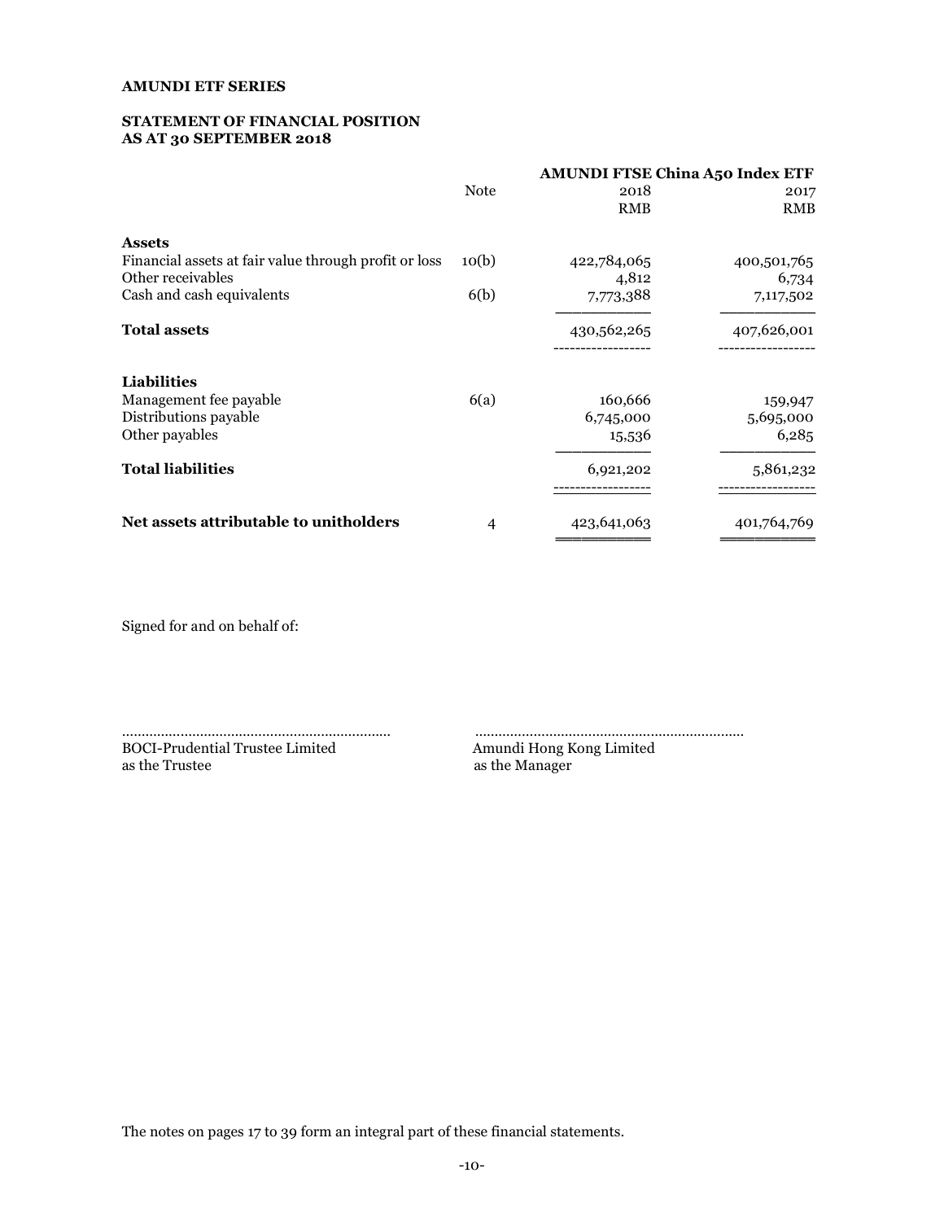**AMUNDI ETF SERIES**

**STATEMENT OF FINANCIAL POSITION**
**AS AT 30 SEPTEMBER 2018**

| | Note | AMUNDI FTSE China A50 Index ETF | |
|---|---|---|---|
| | | 2018 | 2017 |
| | | RMB | RMB |
| **Assets** | | | |
| Financial assets at fair value through profit or loss | 10(b) | 422,784,065 | 400,501,765 |
| Other receivables | | 4,812 | 6,734 |
| Cash and cash equivalents | 6(b) | 7,773,388 | 7,117,502 |
| **Total assets** | | 430,562,265 | 407,626,001 |
| **Liabilities** | | | |
| Management fee payable | 6(a) | 160,666 | 159,947 |
| Distributions payable | | 6,745,000 | 5,695,000 |
| Other payables | | 15,536 | 6,285 |
| **Total liabilities** | | 6,921,202 | 5,861,232 |
| **Net assets attributable to unitholders** | 4 | 423,641,063 | 401,764,769 |

Signed for and on behalf of:

…………………………………………………………
BOCI-Prudential Trustee Limited
as the Trustee

…………………………………………………………
Amundi Hong Kong Limited
as the Manager

The notes on pages 17 to 39 form an integral part of these financial statements.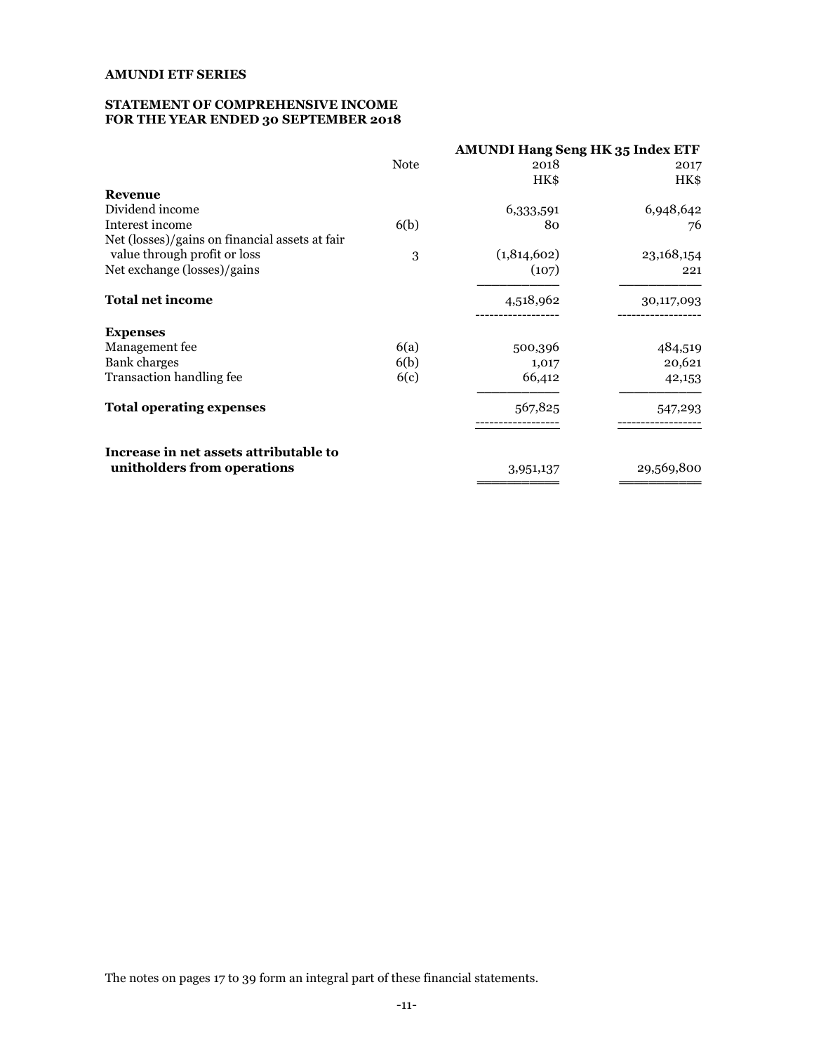**AMUNDI ETF SERIES**

**STATEMENT OF COMPREHENSIVE INCOME**
**FOR THE YEAR ENDED 30 SEPTEMBER 2018**

| | Note | AMUNDI Hang Seng HK 35 Index ETF | |
|---|---|---|---|
| | | 2018 | 2017 |
| | | HK$ | HK$ |
| **Revenue** | | | |
| Dividend income | | 6,333,591 | 6,948,642 |
| Interest income | 6(b) | 80 | 76 |
| Net (losses)/gains on financial assets at fair value through profit or loss | 3 | (1,814,602) | 23,168,154 |
| Net exchange (losses)/gains | | (107) | 221 |
| **Total net income** | | 4,518,962 | 30,117,093 |
| **Expenses** | | | |
| Management fee | 6(a) | 500,396 | 484,519 |
| Bank charges | 6(b) | 1,017 | 20,621 |
| Transaction handling fee | 6(c) | 66,412 | 42,153 |
| **Total operating expenses** | | 567,825 | 547,293 |
| **Increase in net assets attributable to unitholders from operations** | | 3,951,137 | 29,569,800 |

The notes on pages 17 to 39 form an integral part of these financial statements.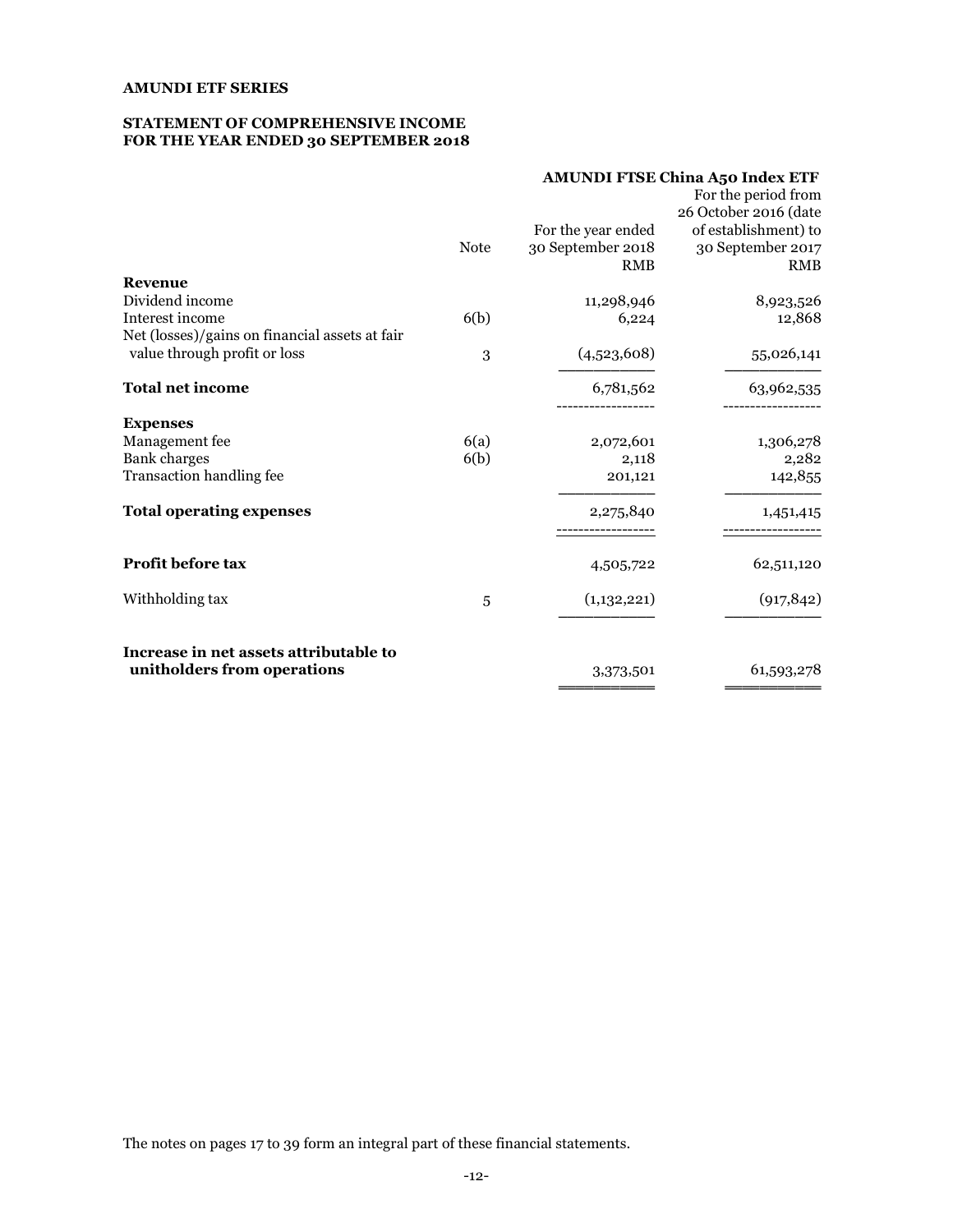**AMUNDI ETF SERIES**

**STATEMENT OF COMPREHENSIVE INCOME**
**FOR THE YEAR ENDED 30 SEPTEMBER 2018**

| | Note | AMUNDI FTSE China A50 Index ETF For the year ended 30 September 2018 RMB | For the period from 26 October 2016 (date of establishment) to 30 September 2017 RMB |
|---|---|---|---|
| **Revenue** | | | |
| Dividend income | | 11,298,946 | 8,923,526 |
| Interest income | 6(b) | 6,224 | 12,868 |
| Net (losses)/gains on financial assets at fair value through profit or loss | 3 | (4,523,608) | 55,026,141 |
| **Total net income** | | 6,781,562 | 63,962,535 |
| **Expenses** | | | |
| Management fee | 6(a) | 2,072,601 | 1,306,278 |
| Bank charges | 6(b) | 2,118 | 2,282 |
| Transaction handling fee | | 201,121 | 142,855 |
| **Total operating expenses** | | 2,275,840 | 1,451,415 |
| **Profit before tax** | | 4,505,722 | 62,511,120 |
| Withholding tax | 5 | (1,132,221) | (917,842) |
| **Increase in net assets attributable to unitholders from operations** | | 3,373,501 | 61,593,278 |

The notes on pages 17 to 39 form an integral part of these financial statements.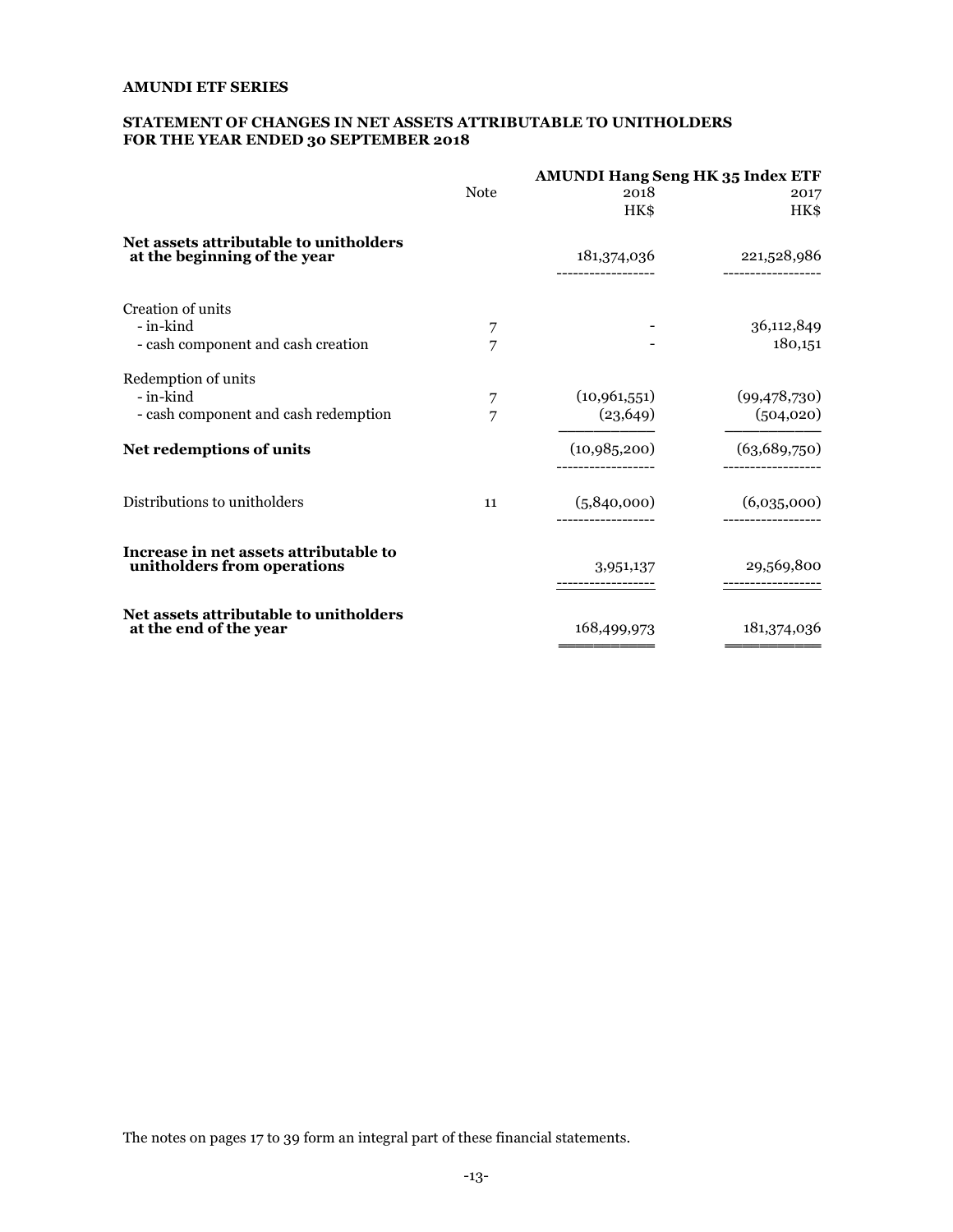**AMUNDI ETF SERIES**

**STATEMENT OF CHANGES IN NET ASSETS ATTRIBUTABLE TO UNITHOLDERS FOR THE YEAR ENDED 30 SEPTEMBER 2018**

| | Note | AMUNDI Hang Seng HK 35 Index ETF | |
|---|---|---|---|
| | | 2018 | 2017 |
| | | HK$ | HK$ |
| **Net assets attributable to unitholders at the beginning of the year** | | 181,374,036 | 221,528,986 |
| Creation of units | | | |
| - in-kind | 7 | - | 36,112,849 |
| - cash component and cash creation | 7 | - | 180,151 |
| Redemption of units | | | |
| - in-kind | 7 | (10,961,551) | (99,478,730) |
| - cash component and cash redemption | 7 | (23,649) | (504,020) |
| **Net redemptions of units** | | (10,985,200) | (63,689,750) |
| Distributions to unitholders | 11 | (5,840,000) | (6,035,000) |
| **Increase in net assets attributable to unitholders from operations** | | 3,951,137 | 29,569,800 |
| **Net assets attributable to unitholders at the end of the year** | | 168,499,973 | 181,374,036 |

The notes on pages 17 to 39 form an integral part of these financial statements.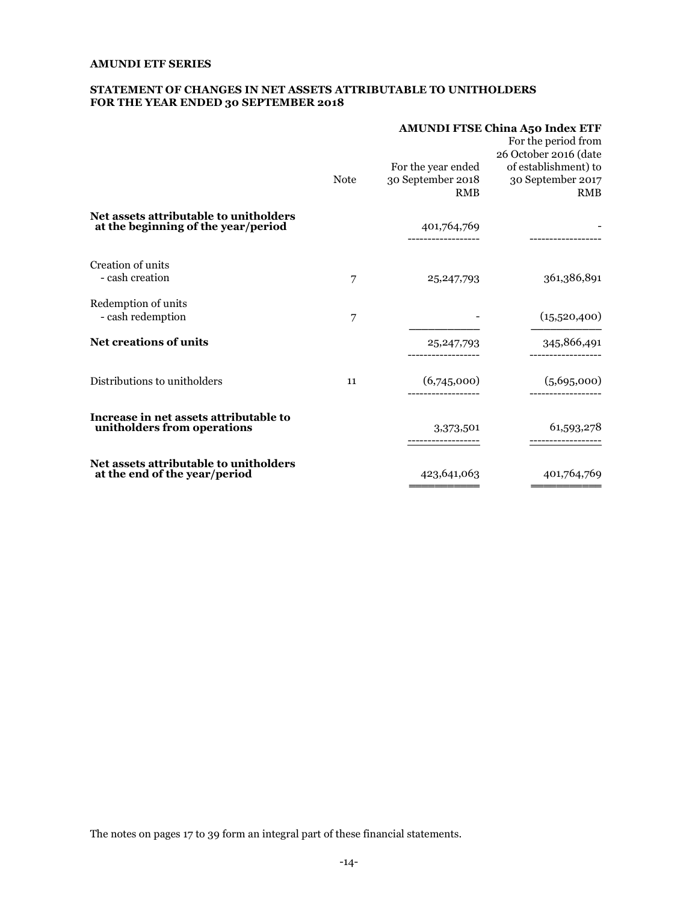**AMUNDI ETF SERIES**

**STATEMENT OF CHANGES IN NET ASSETS ATTRIBUTABLE TO UNITHOLDERS FOR THE YEAR ENDED 30 SEPTEMBER 2018**

| | Note | AMUNDI FTSE China A50 Index ETF<br>For the year ended 30 September 2018<br>RMB | For the period from 26 October 2016 (date of establishment) to 30 September 2017<br>RMB |
|---|---|---|---|
| **Net assets attributable to unitholders at the beginning of the year/period** | | 401,764,769 | - |
| Creation of units | | | |
| - cash creation | 7 | 25,247,793 | 361,386,891 |
| Redemption of units | | | |
| - cash redemption | 7 | - | (15,520,400) |
| **Net creations of units** | | 25,247,793 | 345,866,491 |
| Distributions to unitholders | 11 | (6,745,000) | (5,695,000) |
| **Increase in net assets attributable to unitholders from operations** | | 3,373,501 | 61,593,278 |
| **Net assets attributable to unitholders at the end of the year/period** | | 423,641,063 | 401,764,769 |

The notes on pages 17 to 39 form an integral part of these financial statements.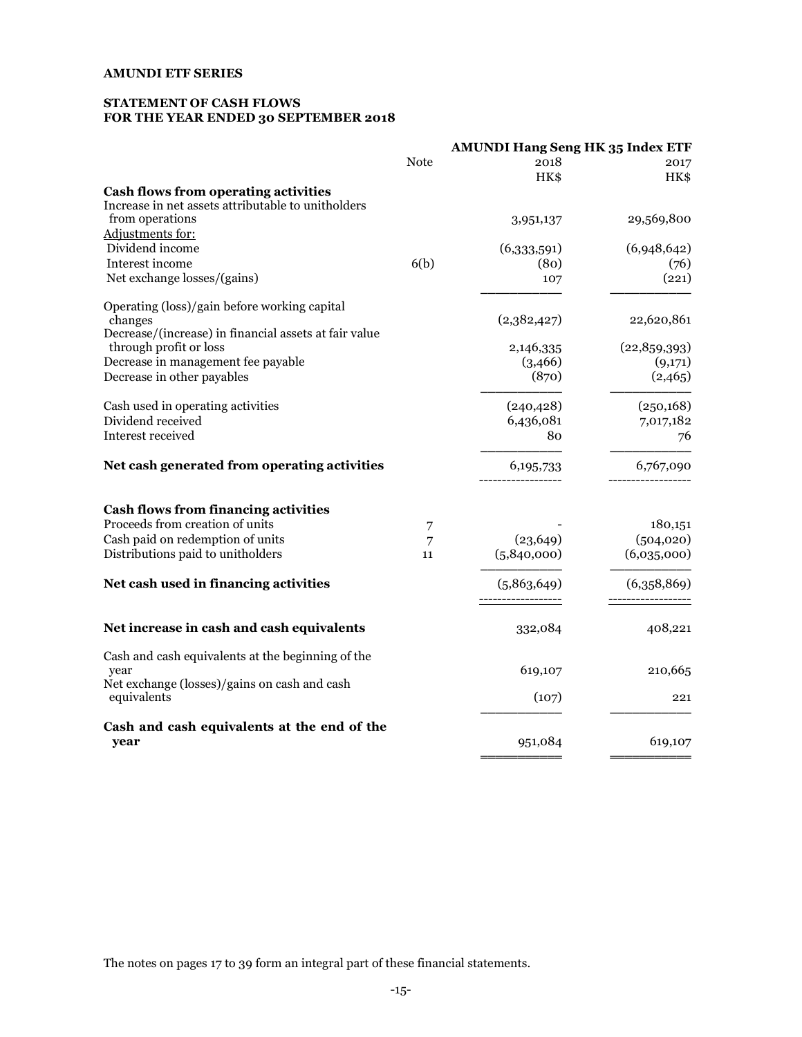**AMUNDI ETF SERIES**

**STATEMENT OF CASH FLOWS**
**FOR THE YEAR ENDED 30 SEPTEMBER 2018**

| | Note | AMUNDI Hang Seng HK 35 Index ETF | |
|---|---|---|---|
| | | 2018 | 2017 |
| | | HK$ | HK$ |
| **Cash flows from operating activities** | | | |
| Increase in net assets attributable to unitholders from operations | | 3,951,137 | 29,569,800 |
| Adjustments for: | | | |
| Dividend income | | (6,333,591) | (6,948,642) |
| Interest income | 6(b) | (80) | (76) |
| Net exchange losses/(gains) | | 107 | (221) |
| Operating (loss)/gain before working capital changes | | (2,382,427) | 22,620,861 |
| Decrease/(increase) in financial assets at fair value through profit or loss | | 2,146,335 | (22,859,393) |
| Decrease in management fee payable | | (3,466) | (9,171) |
| Decrease in other payables | | (870) | (2,465) |
| Cash used in operating activities | | (240,428) | (250,168) |
| Dividend received | | 6,436,081 | 7,017,182 |
| Interest received | | 80 | 76 |
| **Net cash generated from operating activities** | | 6,195,733 | 6,767,090 |
| **Cash flows from financing activities** | | | |
| Proceeds from creation of units | 7 | - | 180,151 |
| Cash paid on redemption of units | 7 | (23,649) | (504,020) |
| Distributions paid to unitholders | 11 | (5,840,000) | (6,035,000) |
| **Net cash used in financing activities** | | (5,863,649) | (6,358,869) |
| **Net increase in cash and cash equivalents** | | 332,084 | 408,221 |
| Cash and cash equivalents at the beginning of the year | | 619,107 | 210,665 |
| Net exchange (losses)/gains on cash and cash equivalents | | (107) | 221 |
| **Cash and cash equivalents at the end of the year** | | 951,084 | 619,107 |

The notes on pages 17 to 39 form an integral part of these financial statements.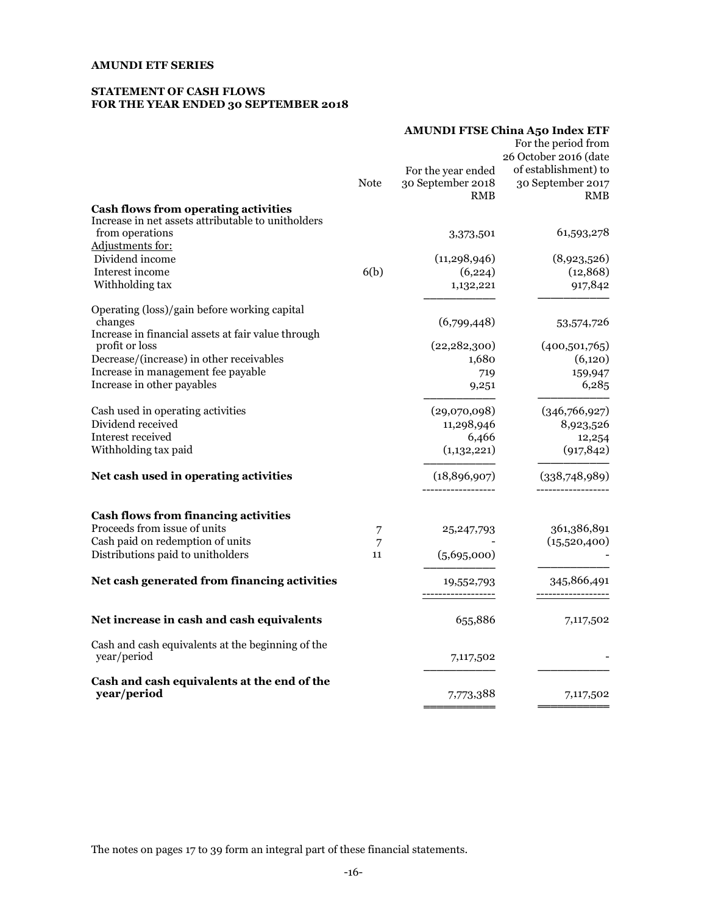**AMUNDI ETF SERIES**

**STATEMENT OF CASH FLOWS**
**FOR THE YEAR ENDED 30 SEPTEMBER 2018**

| | Note | **AMUNDI FTSE China A50 Index ETF** For the year ended 30 September 2018 RMB | For the period from 26 October 2016 (date of establishment) to 30 September 2017 RMB |
|---|---|---|---|
| **Cash flows from operating activities** | | | |
| Increase in net assets attributable to unitholders from operations | | 3,373,501 | 61,593,278 |
| Adjustments for: | | | |
| Dividend income | | (11,298,946) | (8,923,526) |
| Interest income | 6(b) | (6,224) | (12,868) |
| Withholding tax | | 1,132,221 | 917,842 |
| Operating (loss)/gain before working capital changes | | (6,799,448) | 53,574,726 |
| Increase in financial assets at fair value through profit or loss | | (22,282,300) | (400,501,765) |
| Decrease/(increase) in other receivables | | 1,680 | (6,120) |
| Increase in management fee payable | | 719 | 159,947 |
| Increase in other payables | | 9,251 | 6,285 |
| Cash used in operating activities | | (29,070,098) | (346,766,927) |
| Dividend received | | 11,298,946 | 8,923,526 |
| Interest received | | 6,466 | 12,254 |
| Withholding tax paid | | (1,132,221) | (917,842) |
| **Net cash used in operating activities** | | (18,896,907) | (338,748,989) |
| **Cash flows from financing activities** | | | |
| Proceeds from issue of units | 7 | 25,247,793 | 361,386,891 |
| Cash paid on redemption of units | 7 | - | (15,520,400) |
| Distributions paid to unitholders | 11 | (5,695,000) | - |
| **Net cash generated from financing activities** | | 19,552,793 | 345,866,491 |
| **Net increase in cash and cash equivalents** | | 655,886 | 7,117,502 |
| Cash and cash equivalents at the beginning of the year/period | | 7,117,502 | - |
| **Cash and cash equivalents at the end of the year/period** | | 7,773,388 | 7,117,502 |

The notes on pages 17 to 39 form an integral part of these financial statements.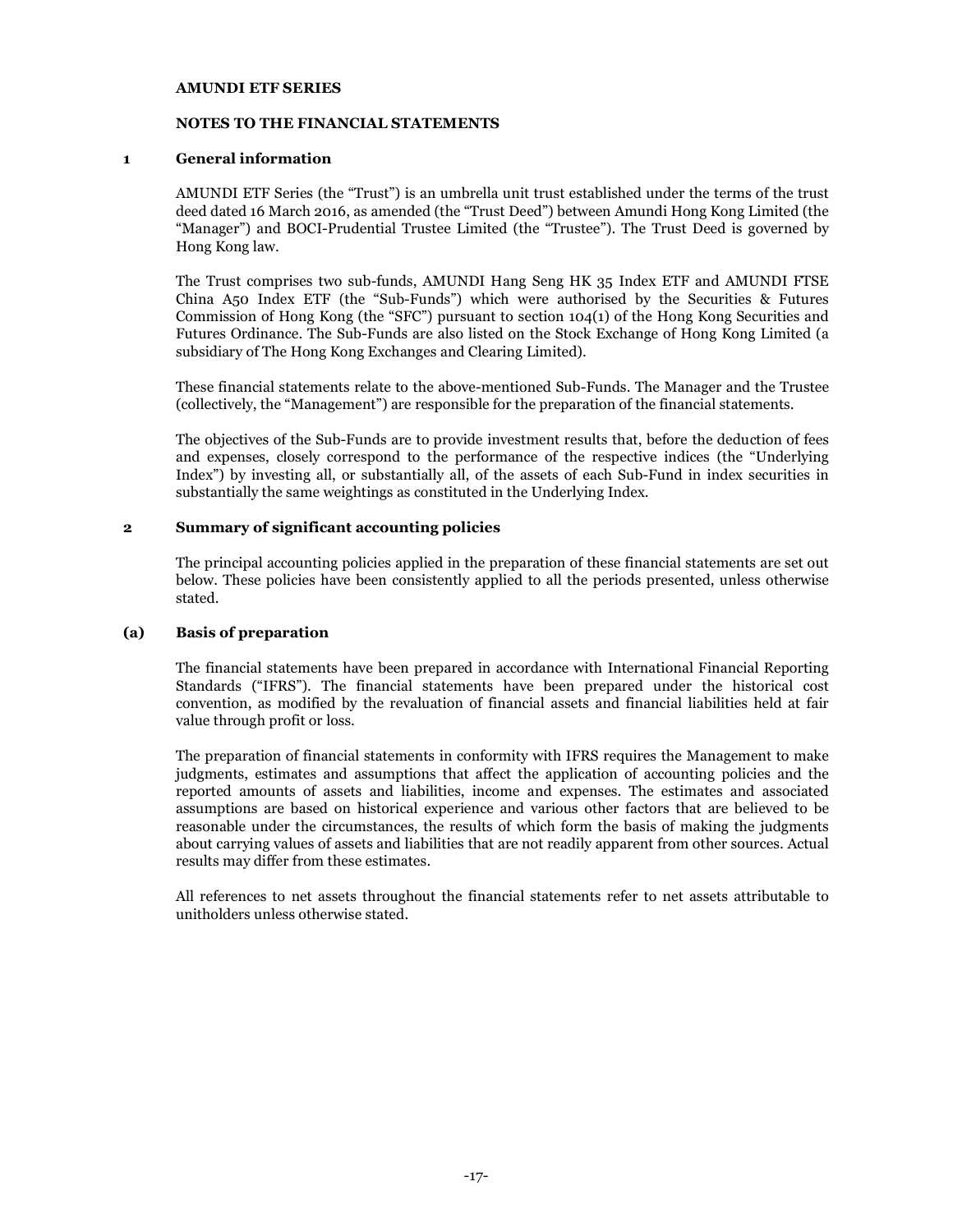**AMUNDI ETF SERIES**

**NOTES TO THE FINANCIAL STATEMENTS**

## 1 General information

AMUNDI ETF Series (the "Trust") is an umbrella unit trust established under the terms of the trust deed dated 16 March 2016, as amended (the "Trust Deed") between Amundi Hong Kong Limited (the "Manager") and BOCI-Prudential Trustee Limited (the "Trustee"). The Trust Deed is governed by Hong Kong law.

The Trust comprises two sub-funds, AMUNDI Hang Seng HK 35 Index ETF and AMUNDI FTSE China A50 Index ETF (the "Sub-Funds") which were authorised by the Securities & Futures Commission of Hong Kong (the "SFC") pursuant to section 104(1) of the Hong Kong Securities and Futures Ordinance. The Sub-Funds are also listed on the Stock Exchange of Hong Kong Limited (a subsidiary of The Hong Kong Exchanges and Clearing Limited).

These financial statements relate to the above-mentioned Sub-Funds. The Manager and the Trustee (collectively, the "Management") are responsible for the preparation of the financial statements.

The objectives of the Sub-Funds are to provide investment results that, before the deduction of fees and expenses, closely correspond to the performance of the respective indices (the "Underlying Index") by investing all, or substantially all, of the assets of each Sub-Fund in index securities in substantially the same weightings as constituted in the Underlying Index.

## 2 Summary of significant accounting policies

The principal accounting policies applied in the preparation of these financial statements are set out below. These policies have been consistently applied to all the periods presented, unless otherwise stated.

### (a) Basis of preparation

The financial statements have been prepared in accordance with International Financial Reporting Standards ("IFRS"). The financial statements have been prepared under the historical cost convention, as modified by the revaluation of financial assets and financial liabilities held at fair value through profit or loss.

The preparation of financial statements in conformity with IFRS requires the Management to make judgments, estimates and assumptions that affect the application of accounting policies and the reported amounts of assets and liabilities, income and expenses. The estimates and associated assumptions are based on historical experience and various other factors that are believed to be reasonable under the circumstances, the results of which form the basis of making the judgments about carrying values of assets and liabilities that are not readily apparent from other sources. Actual results may differ from these estimates.

All references to net assets throughout the financial statements refer to net assets attributable to unitholders unless otherwise stated.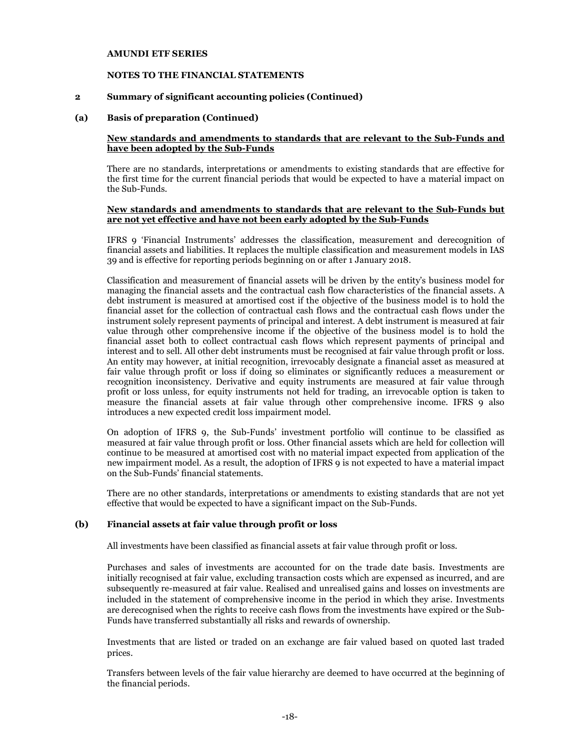**AMUNDI ETF SERIES**

**NOTES TO THE FINANCIAL STATEMENTS**

## 2 Summary of significant accounting policies (Continued)

### (a) Basis of preparation (Continued)

**New standards and amendments to standards that are relevant to the Sub-Funds and have been adopted by the Sub-Funds**

There are no standards, interpretations or amendments to existing standards that are effective for the first time for the current financial periods that would be expected to have a material impact on the Sub-Funds.

**New standards and amendments to standards that are relevant to the Sub-Funds but are not yet effective and have not been early adopted by the Sub-Funds**

IFRS 9 'Financial Instruments' addresses the classification, measurement and derecognition of financial assets and liabilities. It replaces the multiple classification and measurement models in IAS 39 and is effective for reporting periods beginning on or after 1 January 2018.

Classification and measurement of financial assets will be driven by the entity's business model for managing the financial assets and the contractual cash flow characteristics of the financial assets. A debt instrument is measured at amortised cost if the objective of the business model is to hold the financial asset for the collection of contractual cash flows and the contractual cash flows under the instrument solely represent payments of principal and interest. A debt instrument is measured at fair value through other comprehensive income if the objective of the business model is to hold the financial asset both to collect contractual cash flows which represent payments of principal and interest and to sell. All other debt instruments must be recognised at fair value through profit or loss. An entity may however, at initial recognition, irrevocably designate a financial asset as measured at fair value through profit or loss if doing so eliminates or significantly reduces a measurement or recognition inconsistency. Derivative and equity instruments are measured at fair value through profit or loss unless, for equity instruments not held for trading, an irrevocable option is taken to measure the financial assets at fair value through other comprehensive income. IFRS 9 also introduces a new expected credit loss impairment model.

On adoption of IFRS 9, the Sub-Funds' investment portfolio will continue to be classified as measured at fair value through profit or loss. Other financial assets which are held for collection will continue to be measured at amortised cost with no material impact expected from application of the new impairment model. As a result, the adoption of IFRS 9 is not expected to have a material impact on the Sub-Funds' financial statements.

There are no other standards, interpretations or amendments to existing standards that are not yet effective that would be expected to have a significant impact on the Sub-Funds.

### (b) Financial assets at fair value through profit or loss

All investments have been classified as financial assets at fair value through profit or loss.

Purchases and sales of investments are accounted for on the trade date basis. Investments are initially recognised at fair value, excluding transaction costs which are expensed as incurred, and are subsequently re-measured at fair value. Realised and unrealised gains and losses on investments are included in the statement of comprehensive income in the period in which they arise. Investments are derecognised when the rights to receive cash flows from the investments have expired or the Sub-Funds have transferred substantially all risks and rewards of ownership.

Investments that are listed or traded on an exchange are fair valued based on quoted last traded prices.

Transfers between levels of the fair value hierarchy are deemed to have occurred at the beginning of the financial periods.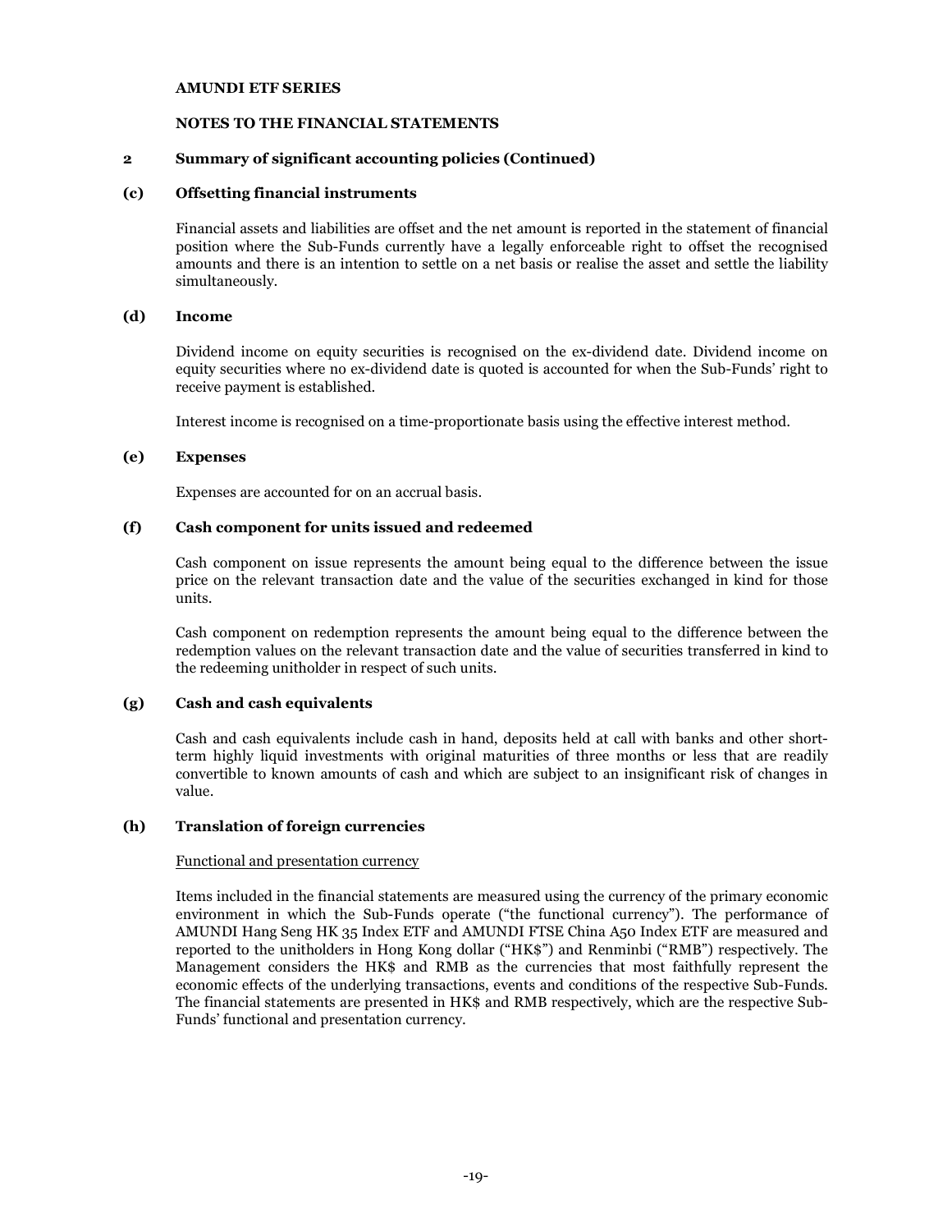**AMUNDI ETF SERIES**

**NOTES TO THE FINANCIAL STATEMENTS**

## 2 Summary of significant accounting policies (Continued)

### (c) Offsetting financial instruments

Financial assets and liabilities are offset and the net amount is reported in the statement of financial position where the Sub-Funds currently have a legally enforceable right to offset the recognised amounts and there is an intention to settle on a net basis or realise the asset and settle the liability simultaneously.

### (d) Income

Dividend income on equity securities is recognised on the ex-dividend date. Dividend income on equity securities where no ex-dividend date is quoted is accounted for when the Sub-Funds' right to receive payment is established.

Interest income is recognised on a time-proportionate basis using the effective interest method.

### (e) Expenses

Expenses are accounted for on an accrual basis.

### (f) Cash component for units issued and redeemed

Cash component on issue represents the amount being equal to the difference between the issue price on the relevant transaction date and the value of the securities exchanged in kind for those units.

Cash component on redemption represents the amount being equal to the difference between the redemption values on the relevant transaction date and the value of securities transferred in kind to the redeeming unitholder in respect of such units.

### (g) Cash and cash equivalents

Cash and cash equivalents include cash in hand, deposits held at call with banks and other short-term highly liquid investments with original maturities of three months or less that are readily convertible to known amounts of cash and which are subject to an insignificant risk of changes in value.

### (h) Translation of foreign currencies

Functional and presentation currency

Items included in the financial statements are measured using the currency of the primary economic environment in which the Sub-Funds operate ("the functional currency"). The performance of AMUNDI Hang Seng HK 35 Index ETF and AMUNDI FTSE China A50 Index ETF are measured and reported to the unitholders in Hong Kong dollar ("HK$") and Renminbi ("RMB") respectively. The Management considers the HK$ and RMB as the currencies that most faithfully represent the economic effects of the underlying transactions, events and conditions of the respective Sub-Funds. The financial statements are presented in HK$ and RMB respectively, which are the respective Sub-Funds' functional and presentation currency.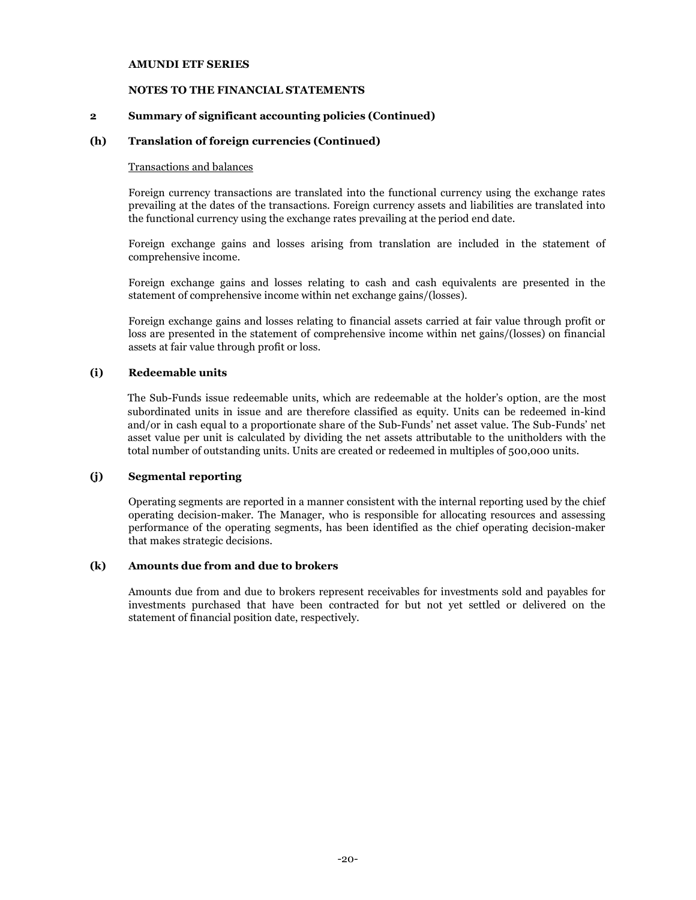**AMUNDI ETF SERIES**

**NOTES TO THE FINANCIAL STATEMENTS**

## 2 Summary of significant accounting policies (Continued)

### (h) Translation of foreign currencies (Continued)

Transactions and balances

Foreign currency transactions are translated into the functional currency using the exchange rates prevailing at the dates of the transactions. Foreign currency assets and liabilities are translated into the functional currency using the exchange rates prevailing at the period end date.

Foreign exchange gains and losses arising from translation are included in the statement of comprehensive income.

Foreign exchange gains and losses relating to cash and cash equivalents are presented in the statement of comprehensive income within net exchange gains/(losses).

Foreign exchange gains and losses relating to financial assets carried at fair value through profit or loss are presented in the statement of comprehensive income within net gains/(losses) on financial assets at fair value through profit or loss.

### (i) Redeemable units

The Sub-Funds issue redeemable units, which are redeemable at the holder's option, are the most subordinated units in issue and are therefore classified as equity. Units can be redeemed in-kind and/or in cash equal to a proportionate share of the Sub-Funds' net asset value. The Sub-Funds' net asset value per unit is calculated by dividing the net assets attributable to the unitholders with the total number of outstanding units. Units are created or redeemed in multiples of 500,000 units.

### (j) Segmental reporting

Operating segments are reported in a manner consistent with the internal reporting used by the chief operating decision-maker. The Manager, who is responsible for allocating resources and assessing performance of the operating segments, has been identified as the chief operating decision-maker that makes strategic decisions.

### (k) Amounts due from and due to brokers

Amounts due from and due to brokers represent receivables for investments sold and payables for investments purchased that have been contracted for but not yet settled or delivered on the statement of financial position date, respectively.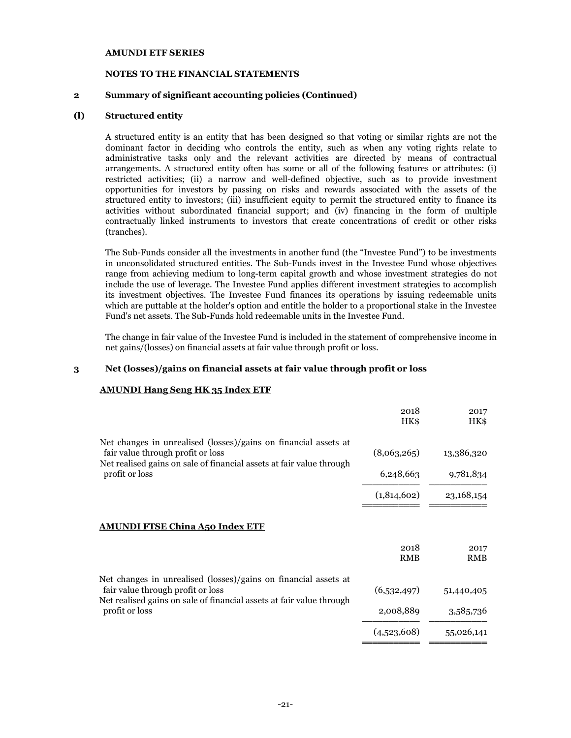**AMUNDI ETF SERIES**

**NOTES TO THE FINANCIAL STATEMENTS**

## 2 Summary of significant accounting policies (Continued)

### (l) Structured entity

A structured entity is an entity that has been designed so that voting or similar rights are not the dominant factor in deciding who controls the entity, such as when any voting rights relate to administrative tasks only and the relevant activities are directed by means of contractual arrangements. A structured entity often has some or all of the following features or attributes: (i) restricted activities; (ii) a narrow and well-defined objective, such as to provide investment opportunities for investors by passing on risks and rewards associated with the assets of the structured entity to investors; (iii) insufficient equity to permit the structured entity to finance its activities without subordinated financial support; and (iv) financing in the form of multiple contractually linked instruments to investors that create concentrations of credit or other risks (tranches).

The Sub-Funds consider all the investments in another fund (the "Investee Fund") to be investments in unconsolidated structured entities. The Sub-Funds invest in the Investee Fund whose objectives range from achieving medium to long-term capital growth and whose investment strategies do not include the use of leverage. The Investee Fund applies different investment strategies to accomplish its investment objectives. The Investee Fund finances its operations by issuing redeemable units which are puttable at the holder's option and entitle the holder to a proportional stake in the Investee Fund's net assets. The Sub-Funds hold redeemable units in the Investee Fund.

The change in fair value of the Investee Fund is included in the statement of comprehensive income in net gains/(losses) on financial assets at fair value through profit or loss.

## 3 Net (losses)/gains on financial assets at fair value through profit or loss

**AMUNDI Hang Seng HK 35 Index ETF**

| | 2018 HK$ | 2017 HK$ |
|---|---|---|
| Net changes in unrealised (losses)/gains on financial assets at fair value through profit or loss | (8,063,265) | 13,386,320 |
| Net realised gains on sale of financial assets at fair value through profit or loss | 6,248,663 | 9,781,834 |
| | (1,814,602) | 23,168,154 |

**AMUNDI FTSE China A50 Index ETF**

| | 2018 RMB | 2017 RMB |
|---|---|---|
| Net changes in unrealised (losses)/gains on financial assets at fair value through profit or loss | (6,532,497) | 51,440,405 |
| Net realised gains on sale of financial assets at fair value through profit or loss | 2,008,889 | 3,585,736 |
| | (4,523,608) | 55,026,141 |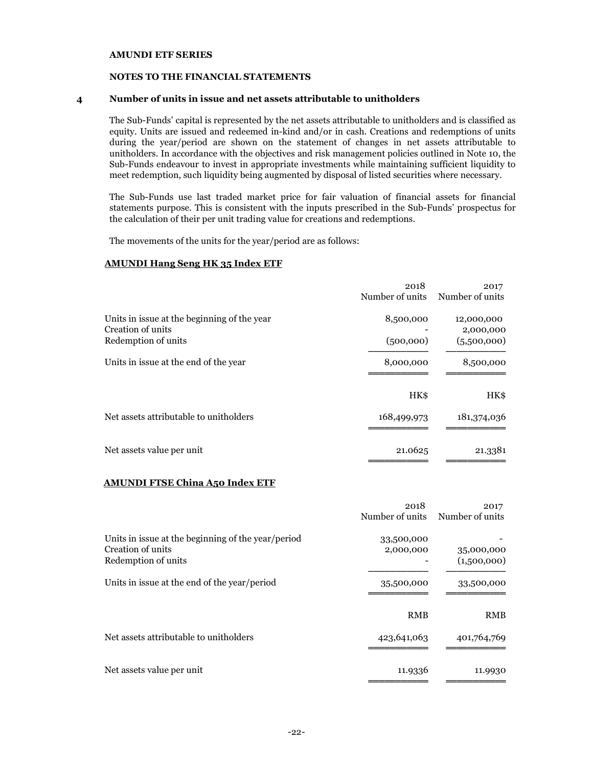**AMUNDI ETF SERIES**

**NOTES TO THE FINANCIAL STATEMENTS**

## 4 Number of units in issue and net assets attributable to unitholders

The Sub-Funds' capital is represented by the net assets attributable to unitholders and is classified as equity. Units are issued and redeemed in-kind and/or in cash. Creations and redemptions of units during the year/period are shown on the statement of changes in net assets attributable to unitholders. In accordance with the objectives and risk management policies outlined in Note 10, the Sub-Funds endeavour to invest in appropriate investments while maintaining sufficient liquidity to meet redemption, such liquidity being augmented by disposal of listed securities where necessary.

The Sub-Funds use last traded market price for fair valuation of financial assets for financial statements purpose. This is consistent with the inputs prescribed in the Sub-Funds' prospectus for the calculation of their per unit trading value for creations and redemptions.

The movements of the units for the year/period are as follows:

**AMUNDI Hang Seng HK 35 Index ETF**

| | 2018 Number of units | 2017 Number of units |
|---|---|---|
| Units in issue at the beginning of the year | 8,500,000 | 12,000,000 |
| Creation of units | - | 2,000,000 |
| Redemption of units | (500,000) | (5,500,000) |
| Units in issue at the end of the year | 8,000,000 | 8,500,000 |
| | HK$ | HK$ |
| Net assets attributable to unitholders | 168,499,973 | 181,374,036 |
| Net assets value per unit | 21.0625 | 21.3381 |

**AMUNDI FTSE China A50 Index ETF**

| | 2018 Number of units | 2017 Number of units |
|---|---|---|
| Units in issue at the beginning of the year/period | 33,500,000 | - |
| Creation of units | 2,000,000 | 35,000,000 |
| Redemption of units | - | (1,500,000) |
| Units in issue at the end of the year/period | 35,500,000 | 33,500,000 |
| | RMB | RMB |
| Net assets attributable to unitholders | 423,641,063 | 401,764,769 |
| Net assets value per unit | 11.9336 | 11.9930 |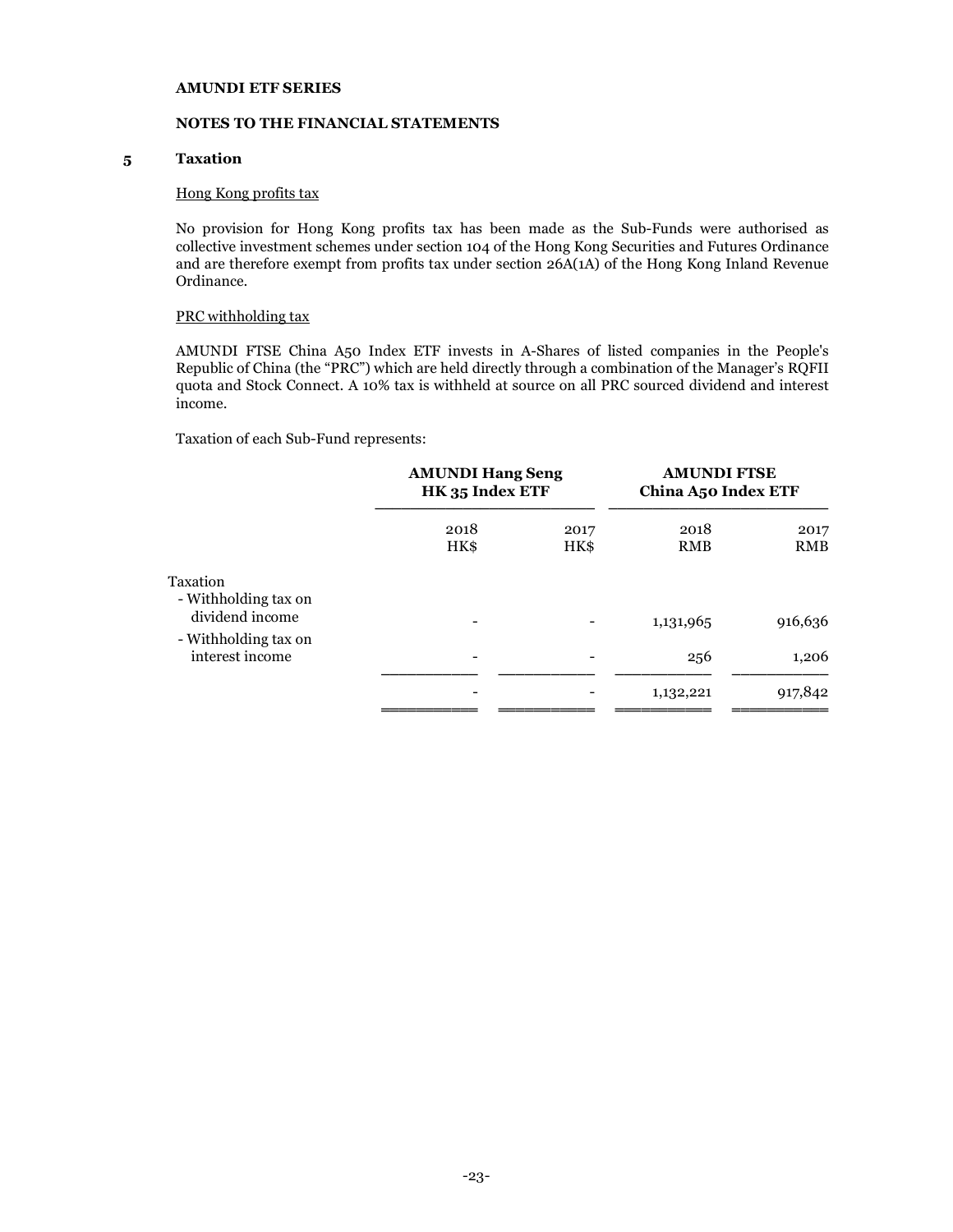**AMUNDI ETF SERIES**

**NOTES TO THE FINANCIAL STATEMENTS**

## 5 Taxation

Hong Kong profits tax

No provision for Hong Kong profits tax has been made as the Sub-Funds were authorised as collective investment schemes under section 104 of the Hong Kong Securities and Futures Ordinance and are therefore exempt from profits tax under section 26A(1A) of the Hong Kong Inland Revenue Ordinance.

PRC withholding tax

AMUNDI FTSE China A50 Index ETF invests in A-Shares of listed companies in the People's Republic of China (the "PRC") which are held directly through a combination of the Manager's RQFII quota and Stock Connect. A 10% tax is withheld at source on all PRC sourced dividend and interest income.

Taxation of each Sub-Fund represents:

| | **AMUNDI Hang Seng HK 35 Index ETF** | | **AMUNDI FTSE China A50 Index ETF** | |
|---|---|---|---|---|
| | 2018 HK$ | 2017 HK$ | 2018 RMB | 2017 RMB |
| Taxation | | | | |
| - Withholding tax on dividend income | - | - | 1,131,965 | 916,636 |
| - Withholding tax on interest income | - | - | 256 | 1,206 |
| | - | - | 1,132,221 | 917,842 |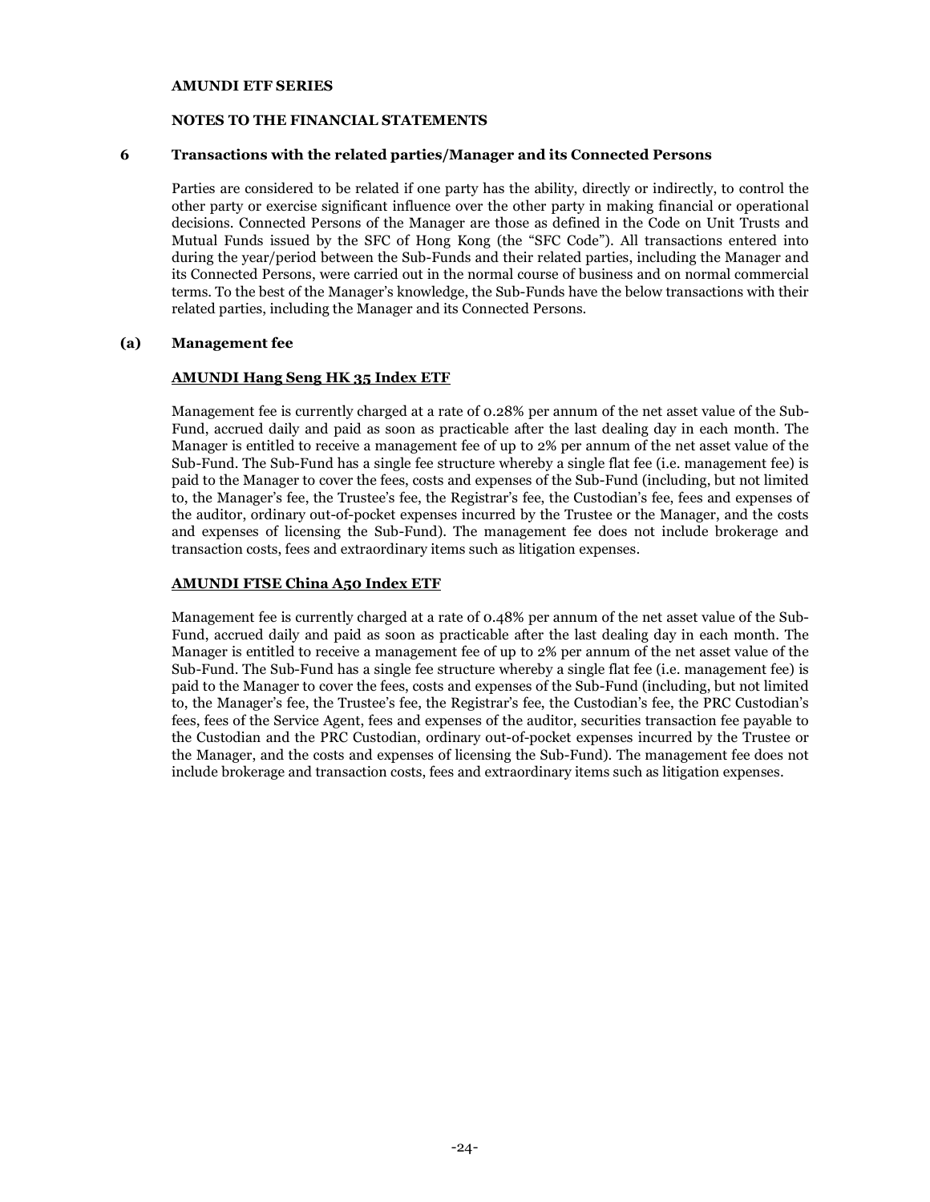**AMUNDI ETF SERIES**

**NOTES TO THE FINANCIAL STATEMENTS**

## 6 Transactions with the related parties/Manager and its Connected Persons

Parties are considered to be related if one party has the ability, directly or indirectly, to control the other party or exercise significant influence over the other party in making financial or operational decisions. Connected Persons of the Manager are those as defined in the Code on Unit Trusts and Mutual Funds issued by the SFC of Hong Kong (the "SFC Code"). All transactions entered into during the year/period between the Sub-Funds and their related parties, including the Manager and its Connected Persons, were carried out in the normal course of business and on normal commercial terms. To the best of the Manager's knowledge, the Sub-Funds have the below transactions with their related parties, including the Manager and its Connected Persons.

### (a) Management fee

**AMUNDI Hang Seng HK 35 Index ETF**

Management fee is currently charged at a rate of 0.28% per annum of the net asset value of the Sub-Fund, accrued daily and paid as soon as practicable after the last dealing day in each month. The Manager is entitled to receive a management fee of up to 2% per annum of the net asset value of the Sub-Fund. The Sub-Fund has a single fee structure whereby a single flat fee (i.e. management fee) is paid to the Manager to cover the fees, costs and expenses of the Sub-Fund (including, but not limited to, the Manager's fee, the Trustee's fee, the Registrar's fee, the Custodian's fee, fees and expenses of the auditor, ordinary out-of-pocket expenses incurred by the Trustee or the Manager, and the costs and expenses of licensing the Sub-Fund). The management fee does not include brokerage and transaction costs, fees and extraordinary items such as litigation expenses.

**AMUNDI FTSE China A50 Index ETF**

Management fee is currently charged at a rate of 0.48% per annum of the net asset value of the Sub-Fund, accrued daily and paid as soon as practicable after the last dealing day in each month. The Manager is entitled to receive a management fee of up to 2% per annum of the net asset value of the Sub-Fund. The Sub-Fund has a single fee structure whereby a single flat fee (i.e. management fee) is paid to the Manager to cover the fees, costs and expenses of the Sub-Fund (including, but not limited to, the Manager's fee, the Trustee's fee, the Registrar's fee, the Custodian's fee, the PRC Custodian's fees, fees of the Service Agent, fees and expenses of the auditor, securities transaction fee payable to the Custodian and the PRC Custodian, ordinary out-of-pocket expenses incurred by the Trustee or the Manager, and the costs and expenses of licensing the Sub-Fund). The management fee does not include brokerage and transaction costs, fees and extraordinary items such as litigation expenses.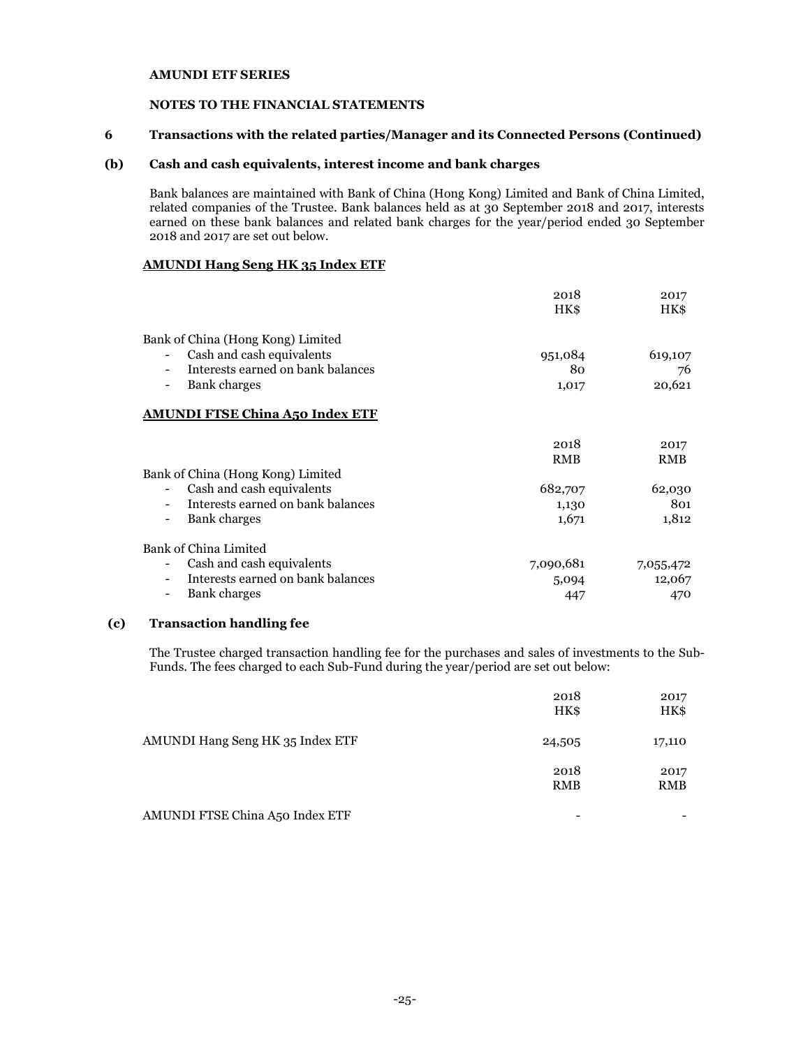**AMUNDI ETF SERIES**

**NOTES TO THE FINANCIAL STATEMENTS**

## 6 Transactions with the related parties/Manager and its Connected Persons (Continued)

### (b) Cash and cash equivalents, interest income and bank charges

Bank balances are maintained with Bank of China (Hong Kong) Limited and Bank of China Limited, related companies of the Trustee. Bank balances held as at 30 September 2018 and 2017, interests earned on these bank balances and related bank charges for the year/period ended 30 September 2018 and 2017 are set out below.

**AMUNDI Hang Seng HK 35 Index ETF**

| | 2018<br>HK$ | 2017<br>HK$ |
|---|---|---|
| Bank of China (Hong Kong) Limited | | |
| - Cash and cash equivalents | 951,084 | 619,107 |
| - Interests earned on bank balances | 80 | 76 |
| - Bank charges | 1,017 | 20,621 |

**AMUNDI FTSE China A50 Index ETF**

| | 2018<br>RMB | 2017<br>RMB |
|---|---|---|
| Bank of China (Hong Kong) Limited | | |
| - Cash and cash equivalents | 682,707 | 62,030 |
| - Interests earned on bank balances | 1,130 | 801 |
| - Bank charges | 1,671 | 1,812 |
| Bank of China Limited | | |
| - Cash and cash equivalents | 7,090,681 | 7,055,472 |
| - Interests earned on bank balances | 5,094 | 12,067 |
| - Bank charges | 447 | 470 |

### (c) Transaction handling fee

The Trustee charged transaction handling fee for the purchases and sales of investments to the Sub-Funds. The fees charged to each Sub-Fund during the year/period are set out below:

| | 2018<br>HK$ | 2017<br>HK$ |
|---|---|---|
| AMUNDI Hang Seng HK 35 Index ETF | 24,505 | 17,110 |
| | **2018<br>RMB** | **2017<br>RMB** |
| AMUNDI FTSE China A50 Index ETF | - | - |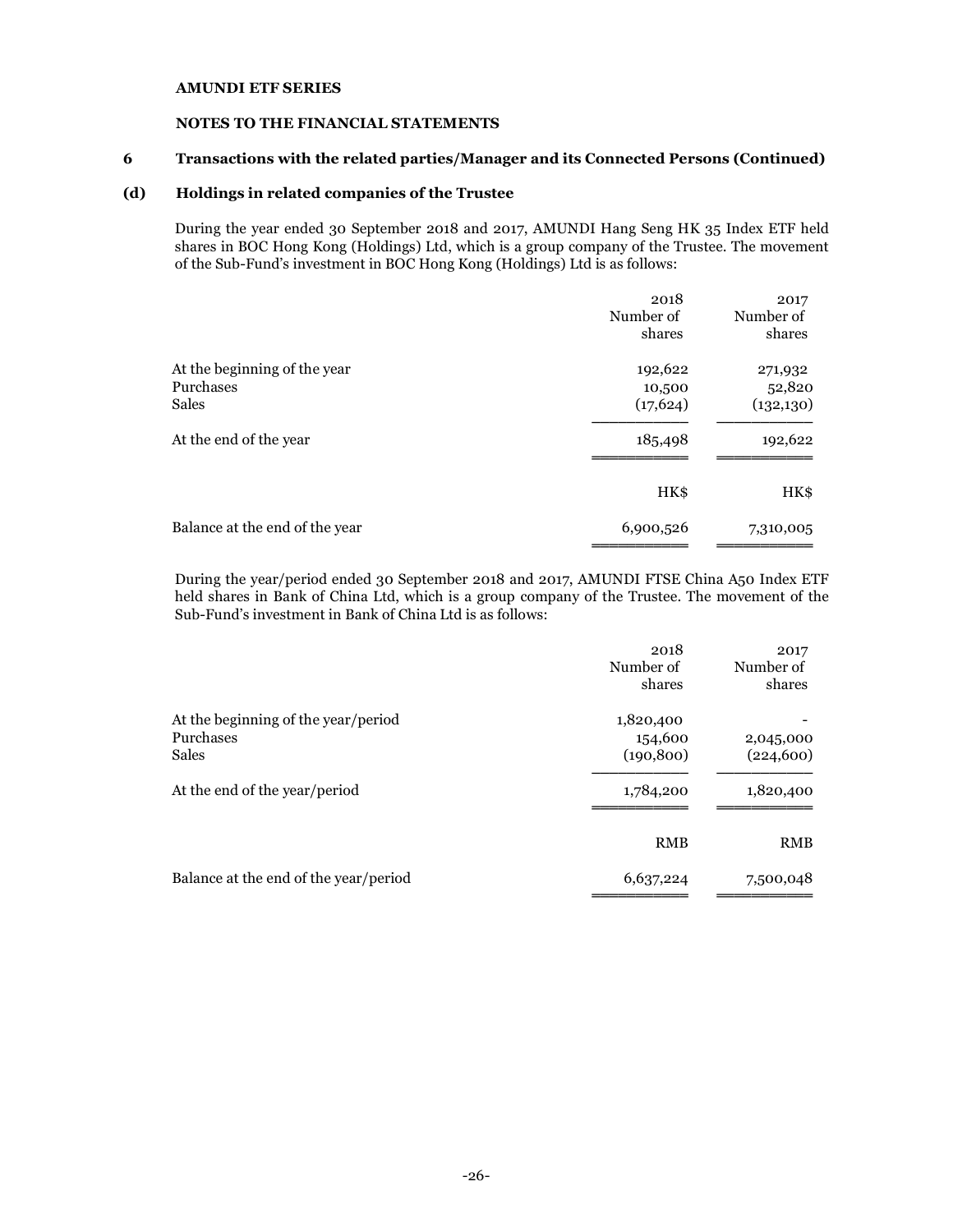**AMUNDI ETF SERIES**

**NOTES TO THE FINANCIAL STATEMENTS**

## 6 Transactions with the related parties/Manager and its Connected Persons (Continued)

### (d) Holdings in related companies of the Trustee

During the year ended 30 September 2018 and 2017, AMUNDI Hang Seng HK 35 Index ETF held shares in BOC Hong Kong (Holdings) Ltd, which is a group company of the Trustee. The movement of the Sub-Fund's investment in BOC Hong Kong (Holdings) Ltd is as follows:

| | 2018<br>Number of shares | 2017<br>Number of shares |
|---|---|---|
| At the beginning of the year | 192,622 | 271,932 |
| Purchases | 10,500 | 52,820 |
| Sales | (17,624) | (132,130) |
| At the end of the year | 185,498 | 192,622 |
| | HK$ | HK$ |
| Balance at the end of the year | 6,900,526 | 7,310,005 |

During the year/period ended 30 September 2018 and 2017, AMUNDI FTSE China A50 Index ETF held shares in Bank of China Ltd, which is a group company of the Trustee. The movement of the Sub-Fund's investment in Bank of China Ltd is as follows:

| | 2018<br>Number of shares | 2017<br>Number of shares |
|---|---|---|
| At the beginning of the year/period | 1,820,400 | - |
| Purchases | 154,600 | 2,045,000 |
| Sales | (190,800) | (224,600) |
| At the end of the year/period | 1,784,200 | 1,820,400 |
| | RMB | RMB |
| Balance at the end of the year/period | 6,637,224 | 7,500,048 |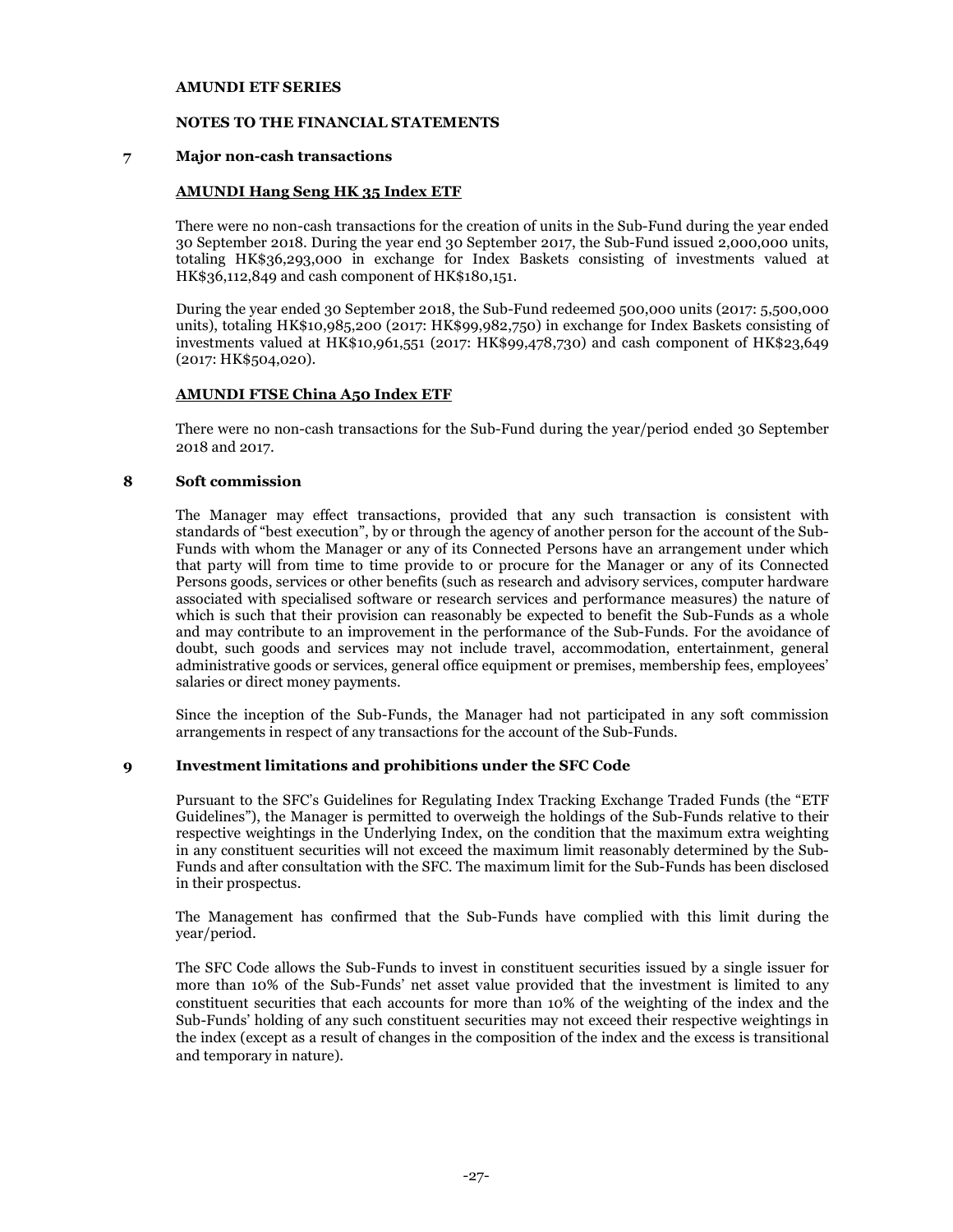# AMUNDI ETF SERIES

## NOTES TO THE FINANCIAL STATEMENTS

### 7 Major non-cash transactions

**AMUNDI Hang Seng HK 35 Index ETF**

There were no non-cash transactions for the creation of units in the Sub-Fund during the year ended 30 September 2018. During the year end 30 September 2017, the Sub-Fund issued 2,000,000 units, totaling HK$36,293,000 in exchange for Index Baskets consisting of investments valued at HK$36,112,849 and cash component of HK$180,151.

During the year ended 30 September 2018, the Sub-Fund redeemed 500,000 units (2017: 5,500,000 units), totaling HK$10,985,200 (2017: HK$99,982,750) in exchange for Index Baskets consisting of investments valued at HK$10,961,551 (2017: HK$99,478,730) and cash component of HK$23,649 (2017: HK$504,020).

**AMUNDI FTSE China A50 Index ETF**

There were no non-cash transactions for the Sub-Fund during the year/period ended 30 September 2018 and 2017.

### 8 Soft commission

The Manager may effect transactions, provided that any such transaction is consistent with standards of "best execution", by or through the agency of another person for the account of the Sub-Funds with whom the Manager or any of its Connected Persons have an arrangement under which that party will from time to time provide to or procure for the Manager or any of its Connected Persons goods, services or other benefits (such as research and advisory services, computer hardware associated with specialised software or research services and performance measures) the nature of which is such that their provision can reasonably be expected to benefit the Sub-Funds as a whole and may contribute to an improvement in the performance of the Sub-Funds. For the avoidance of doubt, such goods and services may not include travel, accommodation, entertainment, general administrative goods or services, general office equipment or premises, membership fees, employees' salaries or direct money payments.

Since the inception of the Sub-Funds, the Manager had not participated in any soft commission arrangements in respect of any transactions for the account of the Sub-Funds.

### 9 Investment limitations and prohibitions under the SFC Code

Pursuant to the SFC's Guidelines for Regulating Index Tracking Exchange Traded Funds (the "ETF Guidelines"), the Manager is permitted to overweigh the holdings of the Sub-Funds relative to their respective weightings in the Underlying Index, on the condition that the maximum extra weighting in any constituent securities will not exceed the maximum limit reasonably determined by the Sub-Funds and after consultation with the SFC. The maximum limit for the Sub-Funds has been disclosed in their prospectus.

The Management has confirmed that the Sub-Funds have complied with this limit during the year/period.

The SFC Code allows the Sub-Funds to invest in constituent securities issued by a single issuer for more than 10% of the Sub-Funds' net asset value provided that the investment is limited to any constituent securities that each accounts for more than 10% of the weighting of the index and the Sub-Funds' holding of any such constituent securities may not exceed their respective weightings in the index (except as a result of changes in the composition of the index and the excess is transitional and temporary in nature).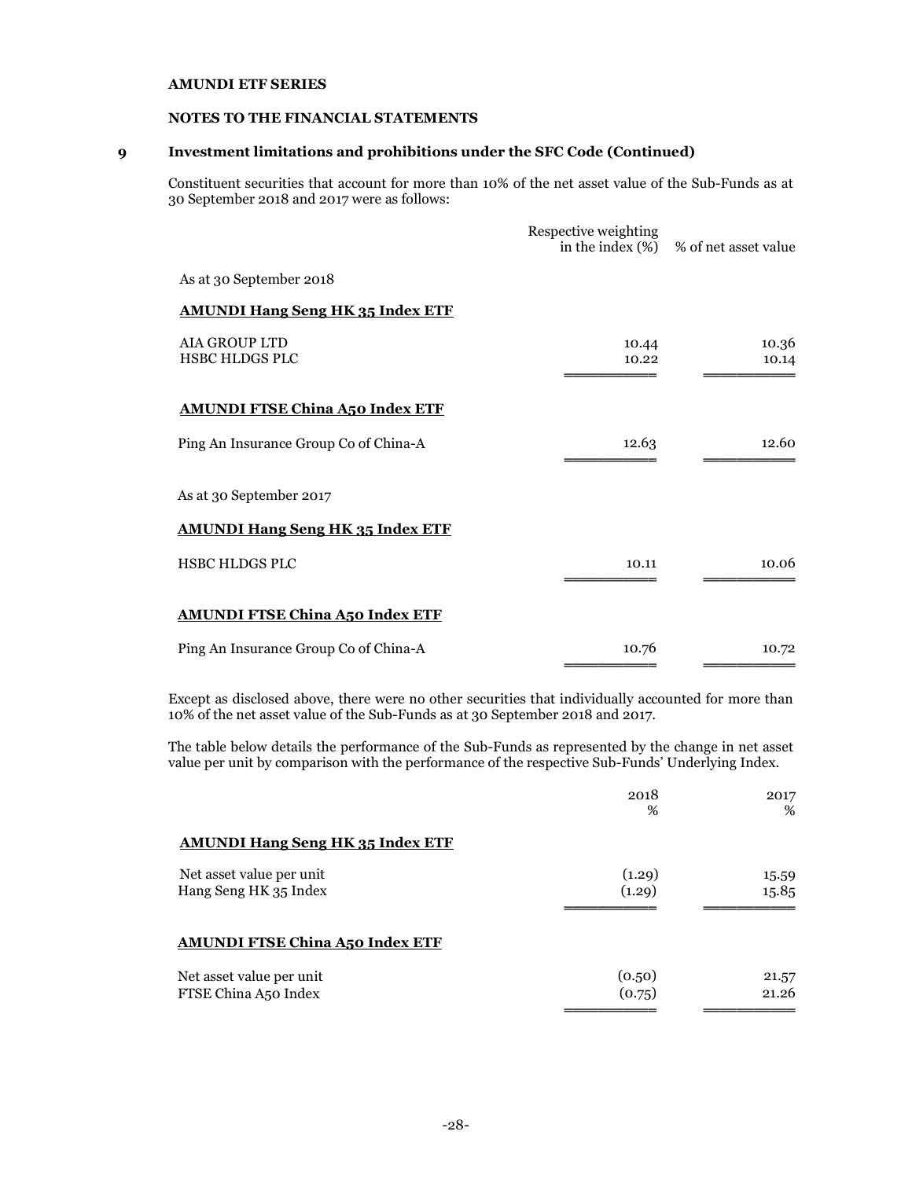**AMUNDI ETF SERIES**

**NOTES TO THE FINANCIAL STATEMENTS**

## 9 Investment limitations and prohibitions under the SFC Code (Continued)

Constituent securities that account for more than 10% of the net asset value of the Sub-Funds as at 30 September 2018 and 2017 were as follows:

| | Respective weighting in the index (%) | % of net asset value |
|---|---|---|
| As at 30 September 2018 | | |
| **AMUNDI Hang Seng HK 35 Index ETF** | | |
| AIA GROUP LTD | 10.44 | 10.36 |
| HSBC HLDGS PLC | 10.22 | 10.14 |
| **AMUNDI FTSE China A50 Index ETF** | | |
| Ping An Insurance Group Co of China-A | 12.63 | 12.60 |
| As at 30 September 2017 | | |
| **AMUNDI Hang Seng HK 35 Index ETF** | | |
| HSBC HLDGS PLC | 10.11 | 10.06 |
| **AMUNDI FTSE China A50 Index ETF** | | |
| Ping An Insurance Group Co of China-A | 10.76 | 10.72 |

Except as disclosed above, there were no other securities that individually accounted for more than 10% of the net asset value of the Sub-Funds as at 30 September 2018 and 2017.

The table below details the performance of the Sub-Funds as represented by the change in net asset value per unit by comparison with the performance of the respective Sub-Funds' Underlying Index.

| | 2018 % | 2017 % |
|---|---|---|
| **AMUNDI Hang Seng HK 35 Index ETF** | | |
| Net asset value per unit | (1.29) | 15.59 |
| Hang Seng HK 35 Index | (1.29) | 15.85 |
| **AMUNDI FTSE China A50 Index ETF** | | |
| Net asset value per unit | (0.50) | 21.57 |
| FTSE China A50 Index | (0.75) | 21.26 |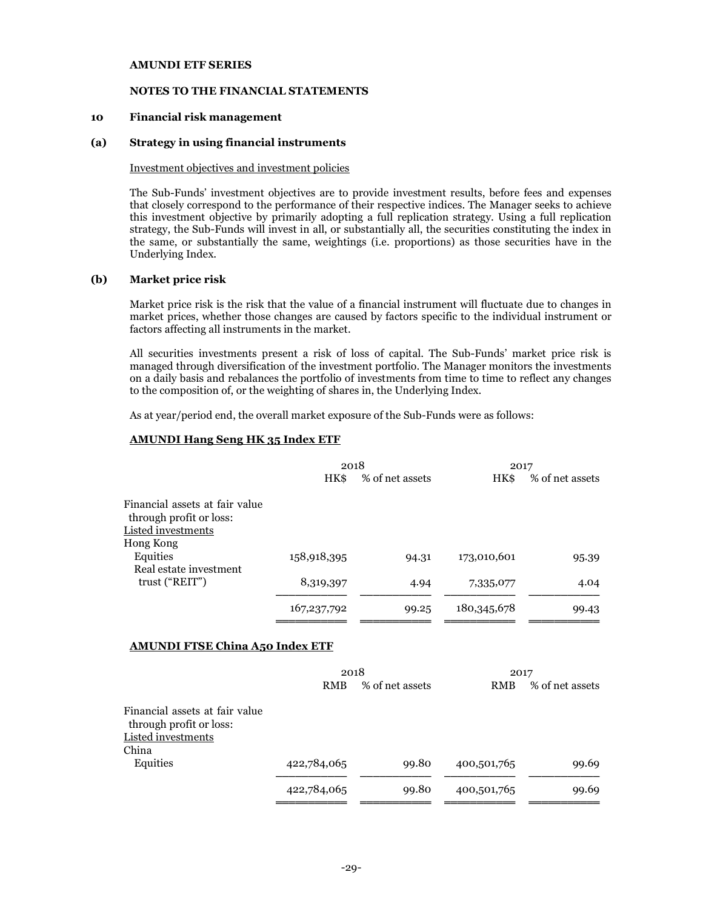**AMUNDI ETF SERIES**

**NOTES TO THE FINANCIAL STATEMENTS**

## 10 Financial risk management

### (a) Strategy in using financial instruments

Investment objectives and investment policies

The Sub-Funds' investment objectives are to provide investment results, before fees and expenses that closely correspond to the performance of their respective indices. The Manager seeks to achieve this investment objective by primarily adopting a full replication strategy. Using a full replication strategy, the Sub-Funds will invest in all, or substantially all, the securities constituting the index in the same, or substantially the same, weightings (i.e. proportions) as those securities have in the Underlying Index.

### (b) Market price risk

Market price risk is the risk that the value of a financial instrument will fluctuate due to changes in market prices, whether those changes are caused by factors specific to the individual instrument or factors affecting all instruments in the market.

All securities investments present a risk of loss of capital. The Sub-Funds' market price risk is managed through diversification of the investment portfolio. The Manager monitors the investments on a daily basis and rebalances the portfolio of investments from time to time to reflect any changes to the composition of, or the weighting of shares in, the Underlying Index.

As at year/period end, the overall market exposure of the Sub-Funds were as follows:

**AMUNDI Hang Seng HK 35 Index ETF**

| | 2018 | | 2017 | |
|---|---|---|---|---|
| | HK$ | % of net assets | HK$ | % of net assets |
| Financial assets at fair value through profit or loss: | | | | |
| Listed investments | | | | |
| Hong Kong | | | | |
| Equities | 158,918,395 | 94.31 | 173,010,601 | 95.39 |
| Real estate investment trust ("REIT") | 8,319,397 | 4.94 | 7,335,077 | 4.04 |
| | 167,237,792 | 99.25 | 180,345,678 | 99.43 |

**AMUNDI FTSE China A50 Index ETF**

| | 2018 | | 2017 | |
|---|---|---|---|---|
| | RMB | % of net assets | RMB | % of net assets |
| Financial assets at fair value through profit or loss: | | | | |
| Listed investments | | | | |
| China | | | | |
| Equities | 422,784,065 | 99.80 | 400,501,765 | 99.69 |
| | 422,784,065 | 99.80 | 400,501,765 | 99.69 |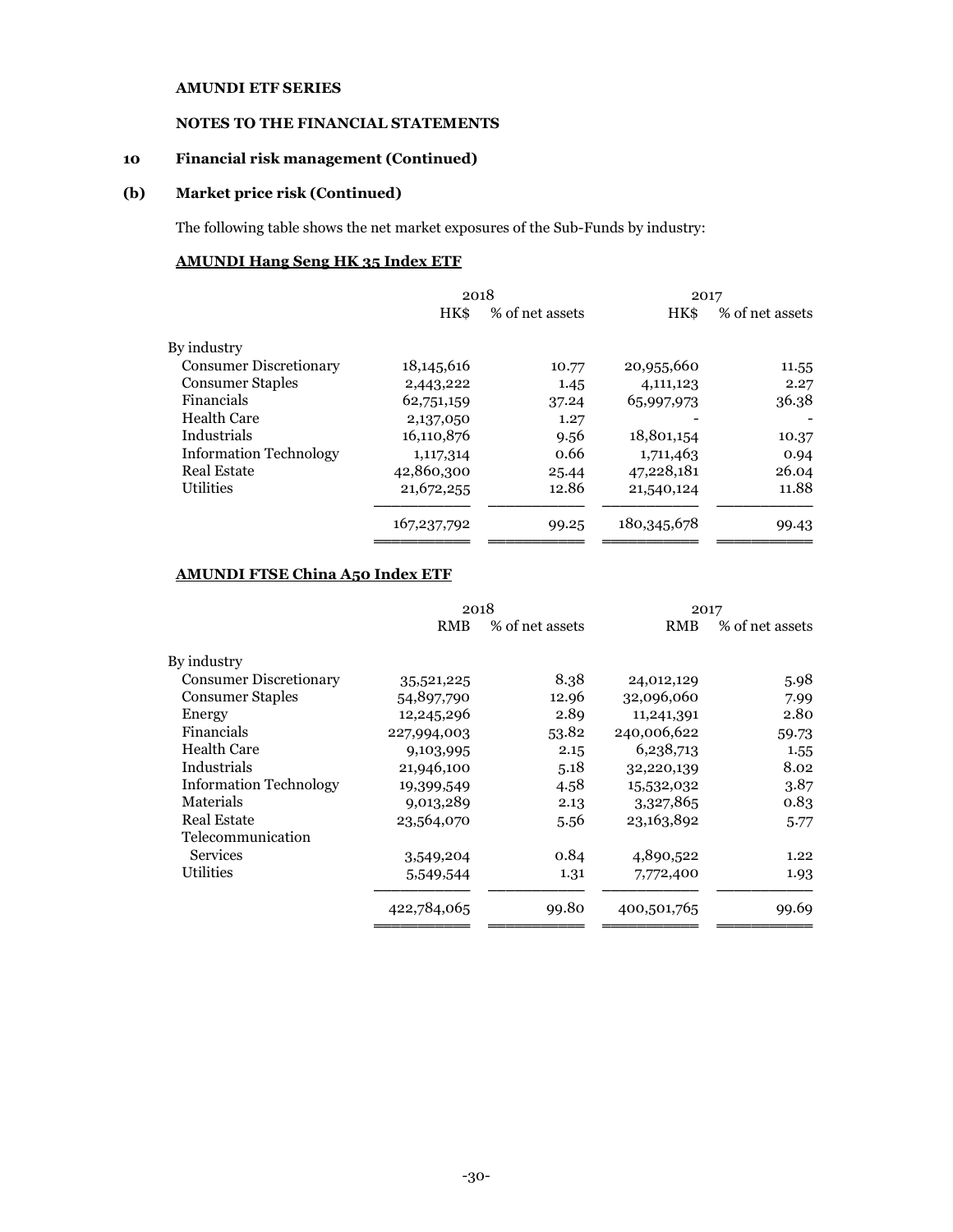**AMUNDI ETF SERIES**

**NOTES TO THE FINANCIAL STATEMENTS**

## 10 Financial risk management (Continued)

### (b) Market price risk (Continued)

The following table shows the net market exposures of the Sub-Funds by industry:

**AMUNDI Hang Seng HK 35 Index ETF**

| | 2018 | | 2017 | |
|---|---|---|---|---|
| | HK$ | % of net assets | HK$ | % of net assets |
| By industry | | | | |
| Consumer Discretionary | 18,145,616 | 10.77 | 20,955,660 | 11.55 |
| Consumer Staples | 2,443,222 | 1.45 | 4,111,123 | 2.27 |
| Financials | 62,751,159 | 37.24 | 65,997,973 | 36.38 |
| Health Care | 2,137,050 | 1.27 | - | - |
| Industrials | 16,110,876 | 9.56 | 18,801,154 | 10.37 |
| Information Technology | 1,117,314 | 0.66 | 1,711,463 | 0.94 |
| Real Estate | 42,860,300 | 25.44 | 47,228,181 | 26.04 |
| Utilities | 21,672,255 | 12.86 | 21,540,124 | 11.88 |
| | 167,237,792 | 99.25 | 180,345,678 | 99.43 |

**AMUNDI FTSE China A50 Index ETF**

| | 2018 | | 2017 | |
|---|---|---|---|---|
| | RMB | % of net assets | RMB | % of net assets |
| By industry | | | | |
| Consumer Discretionary | 35,521,225 | 8.38 | 24,012,129 | 5.98 |
| Consumer Staples | 54,897,790 | 12.96 | 32,096,060 | 7.99 |
| Energy | 12,245,296 | 2.89 | 11,241,391 | 2.80 |
| Financials | 227,994,003 | 53.82 | 240,006,622 | 59.73 |
| Health Care | 9,103,995 | 2.15 | 6,238,713 | 1.55 |
| Industrials | 21,946,100 | 5.18 | 32,220,139 | 8.02 |
| Information Technology | 19,399,549 | 4.58 | 15,532,032 | 3.87 |
| Materials | 9,013,289 | 2.13 | 3,327,865 | 0.83 |
| Real Estate | 23,564,070 | 5.56 | 23,163,892 | 5.77 |
| Telecommunication Services | 3,549,204 | 0.84 | 4,890,522 | 1.22 |
| Utilities | 5,549,544 | 1.31 | 7,772,400 | 1.93 |
| | 422,784,065 | 99.80 | 400,501,765 | 99.69 |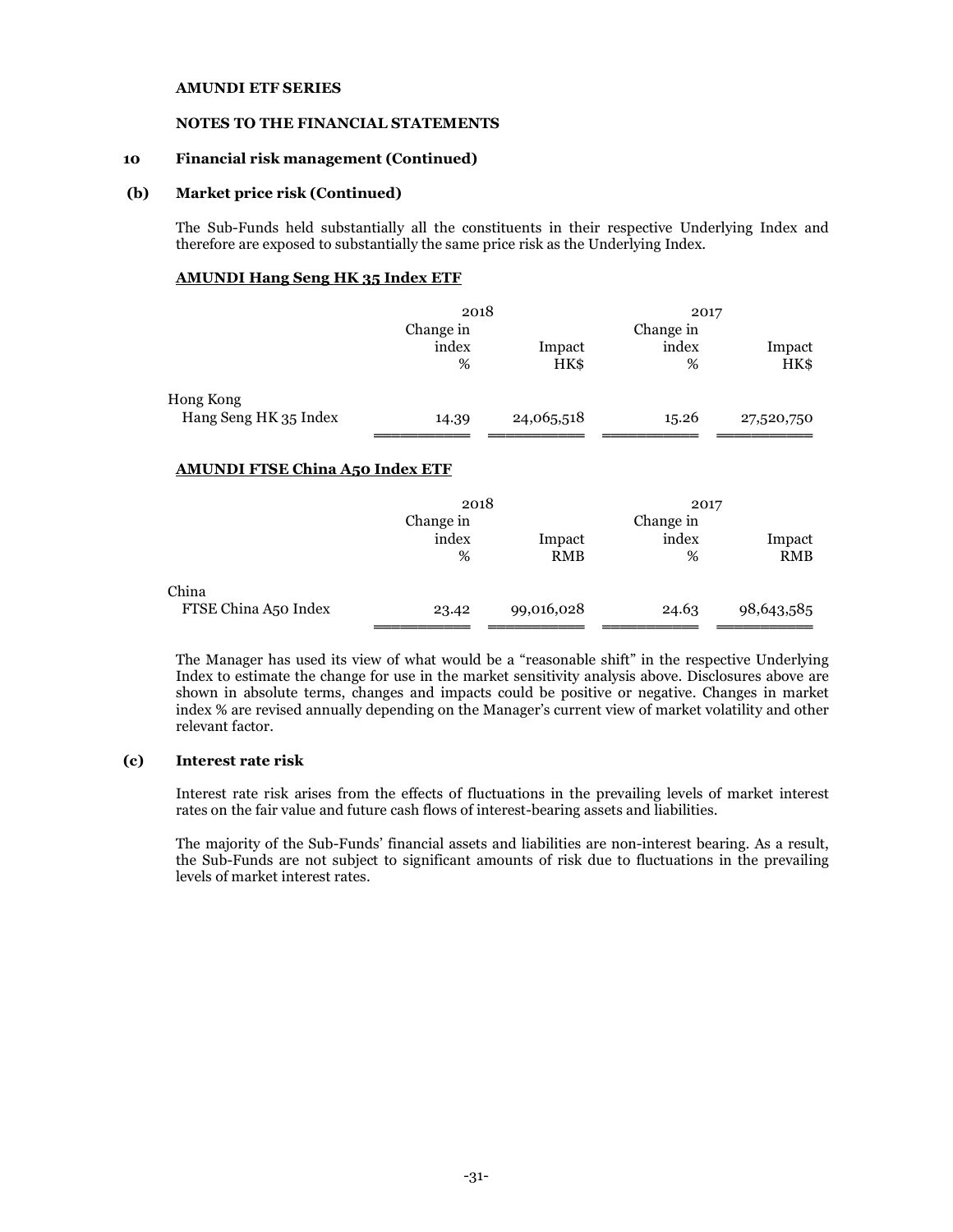**AMUNDI ETF SERIES**

**NOTES TO THE FINANCIAL STATEMENTS**

## 10 Financial risk management (Continued)

### (b) Market price risk (Continued)

The Sub-Funds held substantially all the constituents in their respective Underlying Index and therefore are exposed to substantially the same price risk as the Underlying Index.

**AMUNDI Hang Seng HK 35 Index ETF**

| | 2018 | | 2017 | |
|---|---|---|---|---|
| | Change in index % | Impact HK$ | Change in index % | Impact HK$ |
| Hong Kong Hang Seng HK 35 Index | 14.39 | 24,065,518 | 15.26 | 27,520,750 |

**AMUNDI FTSE China A50 Index ETF**

| | 2018 | | 2017 | |
|---|---|---|---|---|
| | Change in index % | Impact RMB | Change in index % | Impact RMB |
| China FTSE China A50 Index | 23.42 | 99,016,028 | 24.63 | 98,643,585 |

The Manager has used its view of what would be a "reasonable shift" in the respective Underlying Index to estimate the change for use in the market sensitivity analysis above. Disclosures above are shown in absolute terms, changes and impacts could be positive or negative. Changes in market index % are revised annually depending on the Manager's current view of market volatility and other relevant factor.

### (c) Interest rate risk

Interest rate risk arises from the effects of fluctuations in the prevailing levels of market interest rates on the fair value and future cash flows of interest-bearing assets and liabilities.

The majority of the Sub-Funds' financial assets and liabilities are non-interest bearing. As a result, the Sub-Funds are not subject to significant amounts of risk due to fluctuations in the prevailing levels of market interest rates.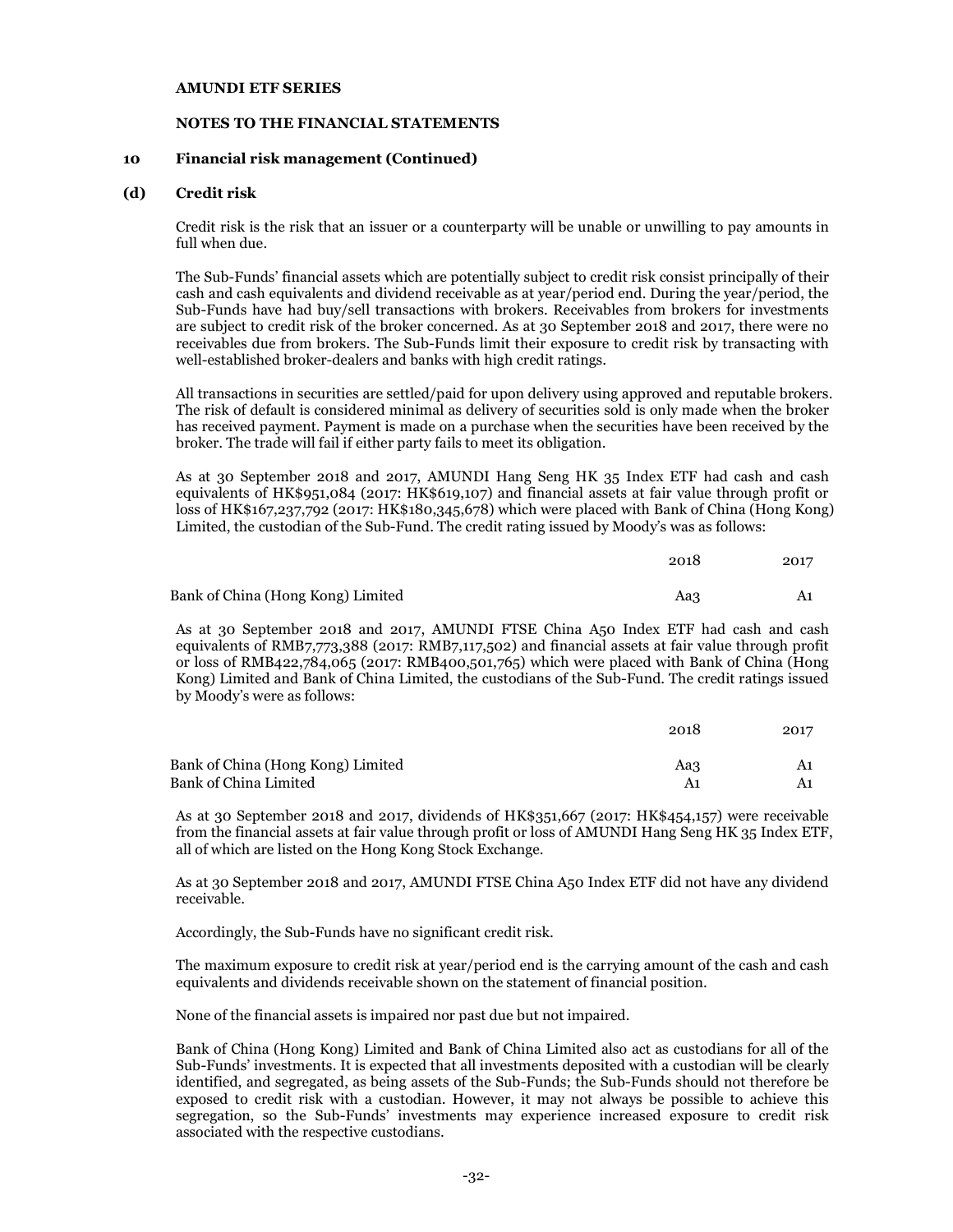**AMUNDI ETF SERIES**

**NOTES TO THE FINANCIAL STATEMENTS**

**10 Financial risk management (Continued)**

**(d) Credit risk**

Credit risk is the risk that an issuer or a counterparty will be unable or unwilling to pay amounts in full when due.

The Sub-Funds' financial assets which are potentially subject to credit risk consist principally of their cash and cash equivalents and dividend receivable as at year/period end. During the year/period, the Sub-Funds have had buy/sell transactions with brokers. Receivables from brokers for investments are subject to credit risk of the broker concerned. As at 30 September 2018 and 2017, there were no receivables due from brokers. The Sub-Funds limit their exposure to credit risk by transacting with well-established broker-dealers and banks with high credit ratings.

All transactions in securities are settled/paid for upon delivery using approved and reputable brokers. The risk of default is considered minimal as delivery of securities sold is only made when the broker has received payment. Payment is made on a purchase when the securities have been received by the broker. The trade will fail if either party fails to meet its obligation.

As at 30 September 2018 and 2017, AMUNDI Hang Seng HK 35 Index ETF had cash and cash equivalents of HK$951,084 (2017: HK$619,107) and financial assets at fair value through profit or loss of HK$167,237,792 (2017: HK$180,345,678) which were placed with Bank of China (Hong Kong) Limited, the custodian of the Sub-Fund. The credit rating issued by Moody's was as follows:

| | 2018 | 2017 |
|---|---|---|
| Bank of China (Hong Kong) Limited | Aa3 | A1 |

As at 30 September 2018 and 2017, AMUNDI FTSE China A50 Index ETF had cash and cash equivalents of RMB7,773,388 (2017: RMB7,117,502) and financial assets at fair value through profit or loss of RMB422,784,065 (2017: RMB400,501,765) which were placed with Bank of China (Hong Kong) Limited and Bank of China Limited, the custodians of the Sub-Fund. The credit ratings issued by Moody's were as follows:

| | 2018 | 2017 |
|---|---|---|
| Bank of China (Hong Kong) Limited | Aa3 | A1 |
| Bank of China Limited | A1 | A1 |

As at 30 September 2018 and 2017, dividends of HK$351,667 (2017: HK$454,157) were receivable from the financial assets at fair value through profit or loss of AMUNDI Hang Seng HK 35 Index ETF, all of which are listed on the Hong Kong Stock Exchange.

As at 30 September 2018 and 2017, AMUNDI FTSE China A50 Index ETF did not have any dividend receivable.

Accordingly, the Sub-Funds have no significant credit risk.

The maximum exposure to credit risk at year/period end is the carrying amount of the cash and cash equivalents and dividends receivable shown on the statement of financial position.

None of the financial assets is impaired nor past due but not impaired.

Bank of China (Hong Kong) Limited and Bank of China Limited also act as custodians for all of the Sub-Funds' investments. It is expected that all investments deposited with a custodian will be clearly identified, and segregated, as being assets of the Sub-Funds; the Sub-Funds should not therefore be exposed to credit risk with a custodian. However, it may not always be possible to achieve this segregation, so the Sub-Funds' investments may experience increased exposure to credit risk associated with the respective custodians.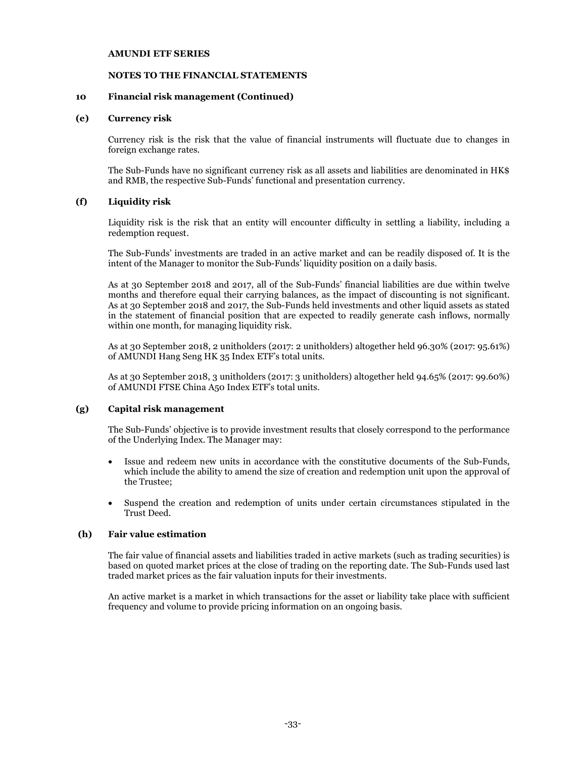**AMUNDI ETF SERIES**

**NOTES TO THE FINANCIAL STATEMENTS**

## 10 Financial risk management (Continued)

### (e) Currency risk

Currency risk is the risk that the value of financial instruments will fluctuate due to changes in foreign exchange rates.

The Sub-Funds have no significant currency risk as all assets and liabilities are denominated in HK$ and RMB, the respective Sub-Funds' functional and presentation currency.

### (f) Liquidity risk

Liquidity risk is the risk that an entity will encounter difficulty in settling a liability, including a redemption request.

The Sub-Funds' investments are traded in an active market and can be readily disposed of. It is the intent of the Manager to monitor the Sub-Funds' liquidity position on a daily basis.

As at 30 September 2018 and 2017, all of the Sub-Funds' financial liabilities are due within twelve months and therefore equal their carrying balances, as the impact of discounting is not significant. As at 30 September 2018 and 2017, the Sub-Funds held investments and other liquid assets as stated in the statement of financial position that are expected to readily generate cash inflows, normally within one month, for managing liquidity risk.

As at 30 September 2018, 2 unitholders (2017: 2 unitholders) altogether held 96.30% (2017: 95.61%) of AMUNDI Hang Seng HK 35 Index ETF's total units.

As at 30 September 2018, 3 unitholders (2017: 3 unitholders) altogether held 94.65% (2017: 99.60%) of AMUNDI FTSE China A50 Index ETF's total units.

### (g) Capital risk management

The Sub-Funds' objective is to provide investment results that closely correspond to the performance of the Underlying Index. The Manager may:

- Issue and redeem new units in accordance with the constitutive documents of the Sub-Funds, which include the ability to amend the size of creation and redemption unit upon the approval of the Trustee;
- Suspend the creation and redemption of units under certain circumstances stipulated in the Trust Deed.

### (h) Fair value estimation

The fair value of financial assets and liabilities traded in active markets (such as trading securities) is based on quoted market prices at the close of trading on the reporting date. The Sub-Funds used last traded market prices as the fair valuation inputs for their investments.

An active market is a market in which transactions for the asset or liability take place with sufficient frequency and volume to provide pricing information on an ongoing basis.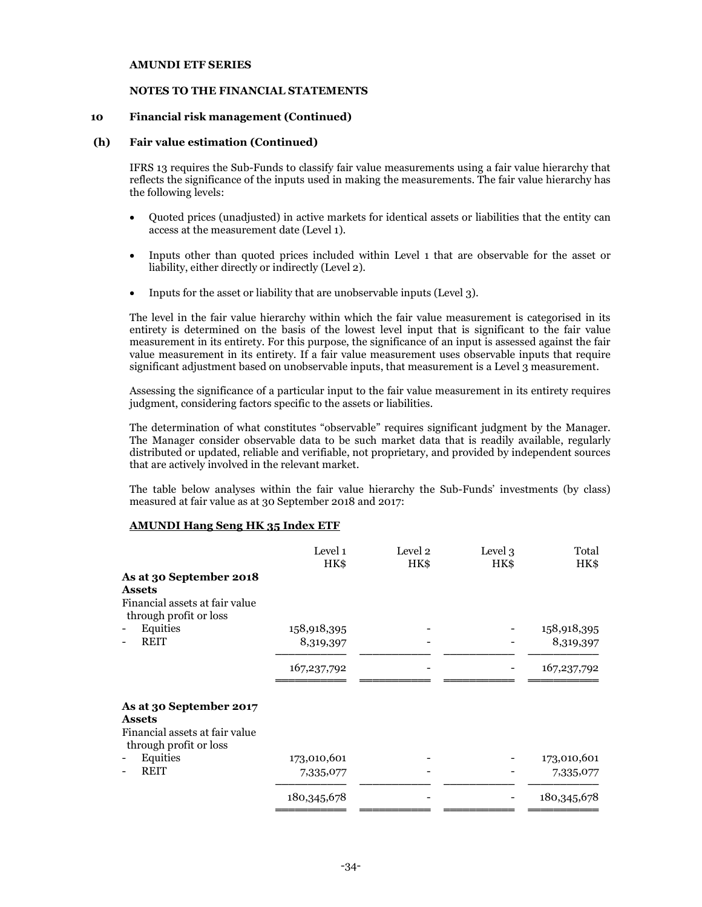**AMUNDI ETF SERIES**

**NOTES TO THE FINANCIAL STATEMENTS**

**10 Financial risk management (Continued)**

**(h) Fair value estimation (Continued)**

IFRS 13 requires the Sub-Funds to classify fair value measurements using a fair value hierarchy that reflects the significance of the inputs used in making the measurements. The fair value hierarchy has the following levels:

- Quoted prices (unadjusted) in active markets for identical assets or liabilities that the entity can access at the measurement date (Level 1).
- Inputs other than quoted prices included within Level 1 that are observable for the asset or liability, either directly or indirectly (Level 2).
- Inputs for the asset or liability that are unobservable inputs (Level 3).

The level in the fair value hierarchy within which the fair value measurement is categorised in its entirety is determined on the basis of the lowest level input that is significant to the fair value measurement in its entirety. For this purpose, the significance of an input is assessed against the fair value measurement in its entirety. If a fair value measurement uses observable inputs that require significant adjustment based on unobservable inputs, that measurement is a Level 3 measurement.

Assessing the significance of a particular input to the fair value measurement in its entirety requires judgment, considering factors specific to the assets or liabilities.

The determination of what constitutes "observable" requires significant judgment by the Manager. The Manager consider observable data to be such market data that is readily available, regularly distributed or updated, reliable and verifiable, not proprietary, and provided by independent sources that are actively involved in the relevant market.

The table below analyses within the fair value hierarchy the Sub-Funds' investments (by class) measured at fair value as at 30 September 2018 and 2017:

**AMUNDI Hang Seng HK 35 Index ETF**

| | Level 1<br>HK$ | Level 2<br>HK$ | Level 3<br>HK$ | Total<br>HK$ |
|---|---|---|---|---|
| **As at 30 September 2018** | | | | |
| **Assets** | | | | |
| Financial assets at fair value through profit or loss | | | | |
| - Equities | 158,918,395 | - | - | 158,918,395 |
| - REIT | 8,319,397 | - | - | 8,319,397 |
| | 167,237,792 | - | - | 167,237,792 |
| **As at 30 September 2017** | | | | |
| **Assets** | | | | |
| Financial assets at fair value through profit or loss | | | | |
| - Equities | 173,010,601 | - | - | 173,010,601 |
| - REIT | 7,335,077 | - | - | 7,335,077 |
| | 180,345,678 | - | - | 180,345,678 |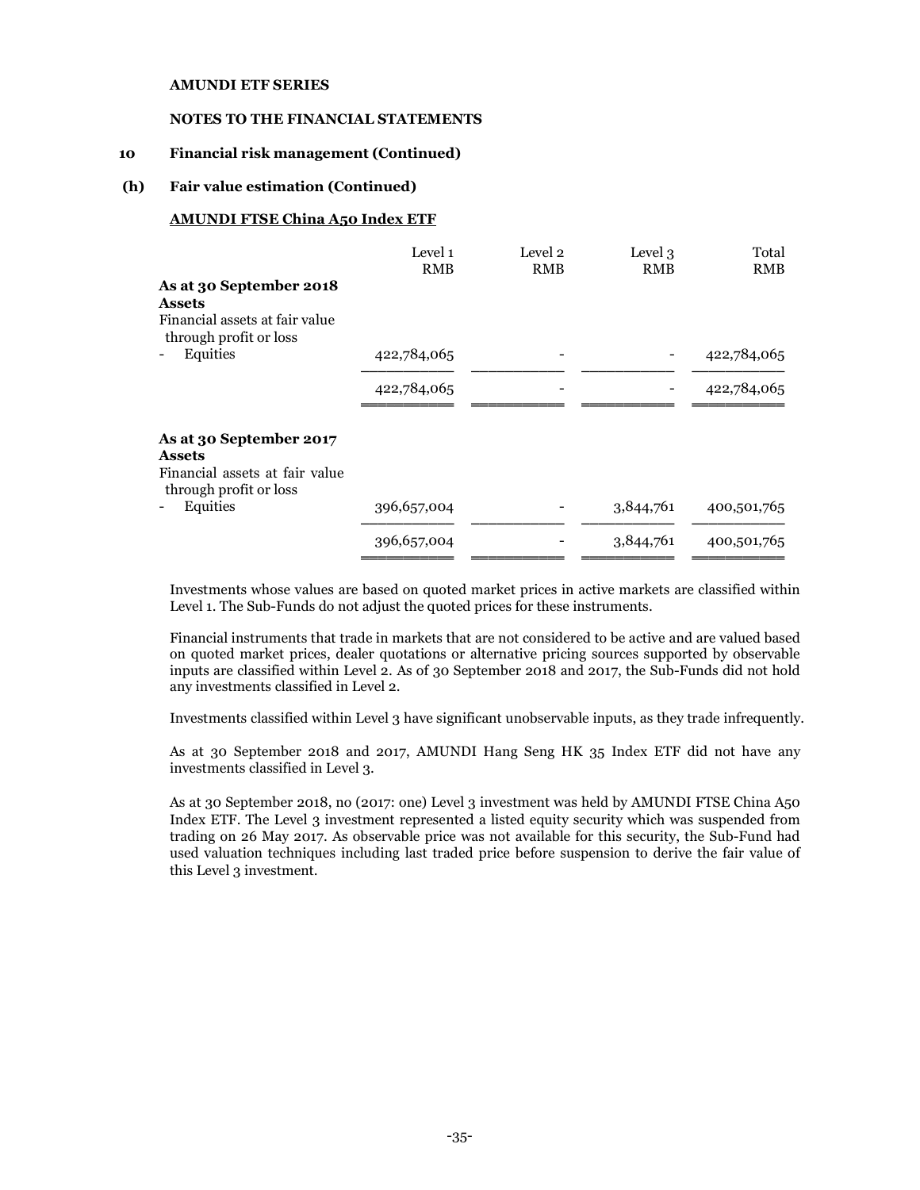**AMUNDI ETF SERIES**

**NOTES TO THE FINANCIAL STATEMENTS**

## 10 Financial risk management (Continued)

### (h) Fair value estimation (Continued)

**AMUNDI FTSE China A50 Index ETF**

| | Level 1 RMB | Level 2 RMB | Level 3 RMB | Total RMB |
|---|---|---|---|---|
| **As at 30 September 2018** | | | | |
| **Assets** | | | | |
| Financial assets at fair value through profit or loss | | | | |
| - Equities | 422,784,065 | - | - | 422,784,065 |
| | 422,784,065 | - | - | 422,784,065 |
| **As at 30 September 2017** | | | | |
| **Assets** | | | | |
| Financial assets at fair value through profit or loss | | | | |
| - Equities | 396,657,004 | - | 3,844,761 | 400,501,765 |
| | 396,657,004 | - | 3,844,761 | 400,501,765 |

Investments whose values are based on quoted market prices in active markets are classified within Level 1. The Sub-Funds do not adjust the quoted prices for these instruments.

Financial instruments that trade in markets that are not considered to be active and are valued based on quoted market prices, dealer quotations or alternative pricing sources supported by observable inputs are classified within Level 2. As of 30 September 2018 and 2017, the Sub-Funds did not hold any investments classified in Level 2.

Investments classified within Level 3 have significant unobservable inputs, as they trade infrequently.

As at 30 September 2018 and 2017, AMUNDI Hang Seng HK 35 Index ETF did not have any investments classified in Level 3.

As at 30 September 2018, no (2017: one) Level 3 investment was held by AMUNDI FTSE China A50 Index ETF. The Level 3 investment represented a listed equity security which was suspended from trading on 26 May 2017. As observable price was not available for this security, the Sub-Fund had used valuation techniques including last traded price before suspension to derive the fair value of this Level 3 investment.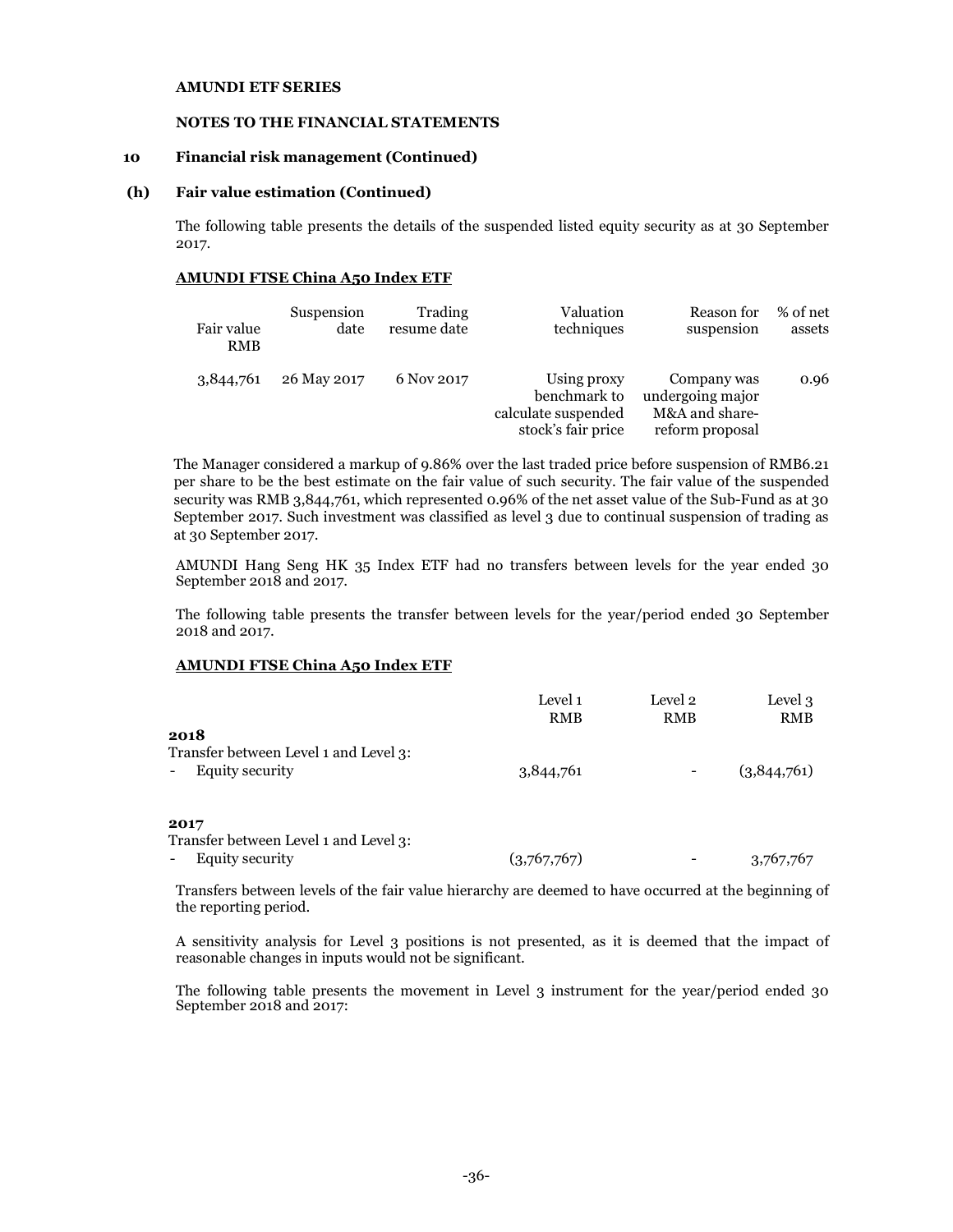**AMUNDI ETF SERIES**

**NOTES TO THE FINANCIAL STATEMENTS**

**10 Financial risk management (Continued)**

**(h) Fair value estimation (Continued)**

The following table presents the details of the suspended listed equity security as at 30 September 2017.

**AMUNDI FTSE China A50 Index ETF**

| Fair value RMB | Suspension date | Trading resume date | Valuation techniques | Reason for suspension | % of net assets |
|---|---|---|---|---|---|
| 3,844,761 | 26 May 2017 | 6 Nov 2017 | Using proxy benchmark to calculate suspended stock's fair price | Company was undergoing major M&A and share-reform proposal | 0.96 |

The Manager considered a markup of 9.86% over the last traded price before suspension of RMB6.21 per share to be the best estimate on the fair value of such security. The fair value of the suspended security was RMB 3,844,761, which represented 0.96% of the net asset value of the Sub-Fund as at 30 September 2017. Such investment was classified as level 3 due to continual suspension of trading as at 30 September 2017.

AMUNDI Hang Seng HK 35 Index ETF had no transfers between levels for the year ended 30 September 2018 and 2017.

The following table presents the transfer between levels for the year/period ended 30 September 2018 and 2017.

**AMUNDI FTSE China A50 Index ETF**

| | Level 1 RMB | Level 2 RMB | Level 3 RMB |
|---|---|---|---|
| **2018** | | | |
| Transfer between Level 1 and Level 3: | | | |
| - Equity security | 3,844,761 | - | (3,844,761) |
| **2017** | | | |
| Transfer between Level 1 and Level 3: | | | |
| - Equity security | (3,767,767) | - | 3,767,767 |

Transfers between levels of the fair value hierarchy are deemed to have occurred at the beginning of the reporting period.

A sensitivity analysis for Level 3 positions is not presented, as it is deemed that the impact of reasonable changes in inputs would not be significant.

The following table presents the movement in Level 3 instrument for the year/period ended 30 September 2018 and 2017: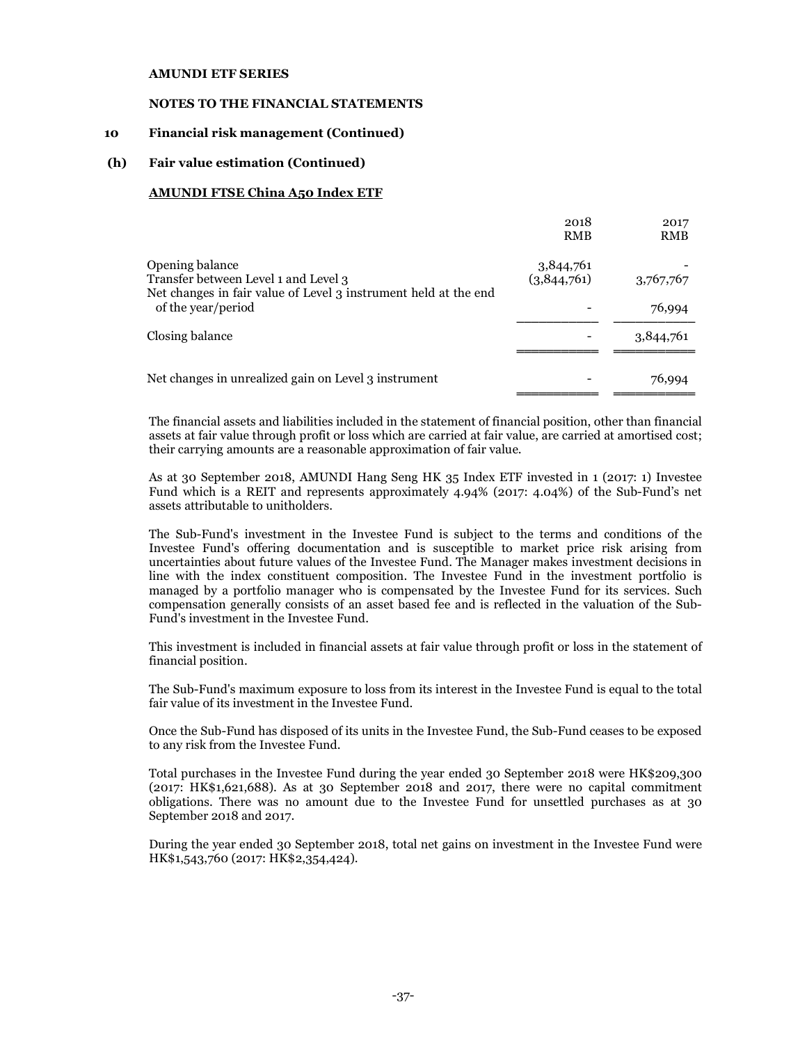**AMUNDI ETF SERIES**

**NOTES TO THE FINANCIAL STATEMENTS**

## 10 Financial risk management (Continued)

### (h) Fair value estimation (Continued)

**AMUNDI FTSE China A50 Index ETF**

| | 2018 RMB | 2017 RMB |
|---|---|---|
| Opening balance | 3,844,761 | - |
| Transfer between Level 1 and Level 3 | (3,844,761) | 3,767,767 |
| Net changes in fair value of Level 3 instrument held at the end of the year/period | - | 76,994 |
| Closing balance | - | 3,844,761 |
| Net changes in unrealized gain on Level 3 instrument | - | 76,994 |

The financial assets and liabilities included in the statement of financial position, other than financial assets at fair value through profit or loss which are carried at fair value, are carried at amortised cost; their carrying amounts are a reasonable approximation of fair value.

As at 30 September 2018, AMUNDI Hang Seng HK 35 Index ETF invested in 1 (2017: 1) Investee Fund which is a REIT and represents approximately 4.94% (2017: 4.04%) of the Sub-Fund's net assets attributable to unitholders.

The Sub-Fund's investment in the Investee Fund is subject to the terms and conditions of the Investee Fund's offering documentation and is susceptible to market price risk arising from uncertainties about future values of the Investee Fund. The Manager makes investment decisions in line with the index constituent composition. The Investee Fund in the investment portfolio is managed by a portfolio manager who is compensated by the Investee Fund for its services. Such compensation generally consists of an asset based fee and is reflected in the valuation of the Sub-Fund's investment in the Investee Fund.

This investment is included in financial assets at fair value through profit or loss in the statement of financial position.

The Sub-Fund's maximum exposure to loss from its interest in the Investee Fund is equal to the total fair value of its investment in the Investee Fund.

Once the Sub-Fund has disposed of its units in the Investee Fund, the Sub-Fund ceases to be exposed to any risk from the Investee Fund.

Total purchases in the Investee Fund during the year ended 30 September 2018 were HK$209,300 (2017: HK$1,621,688). As at 30 September 2018 and 2017, there were no capital commitment obligations. There was no amount due to the Investee Fund for unsettled purchases as at 30 September 2018 and 2017.

During the year ended 30 September 2018, total net gains on investment in the Investee Fund were HK$1,543,760 (2017: HK$2,354,424).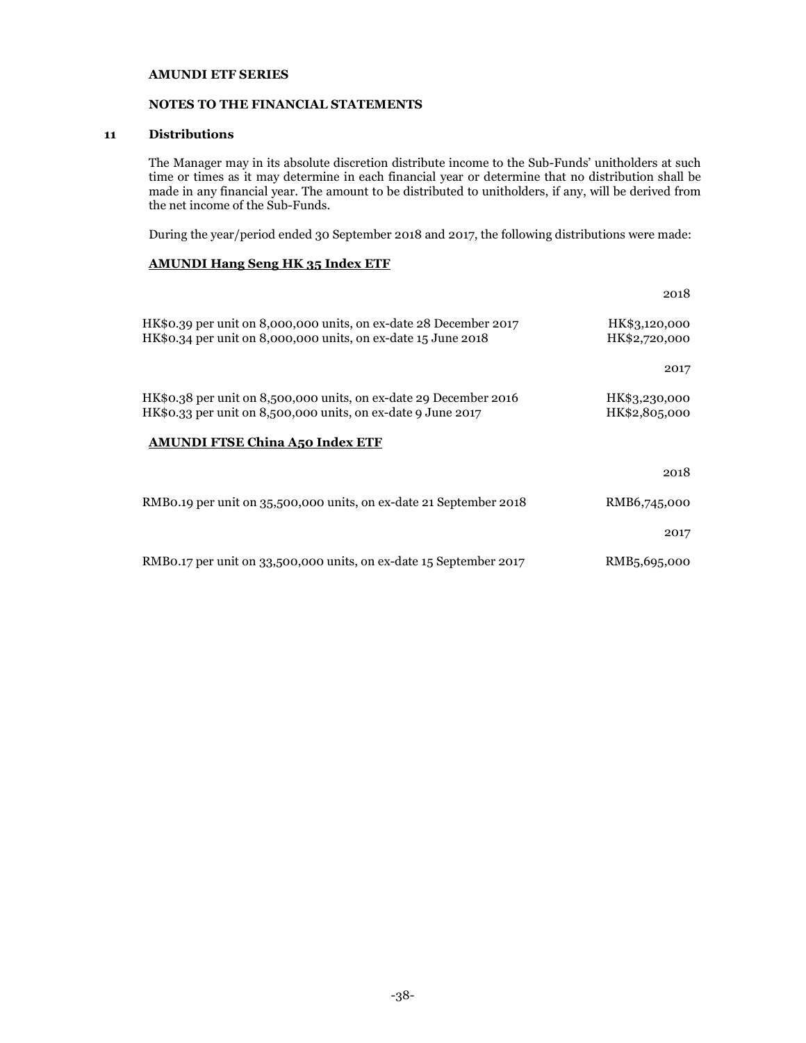**AMUNDI ETF SERIES**

**NOTES TO THE FINANCIAL STATEMENTS**

## 11 Distributions

The Manager may in its absolute discretion distribute income to the Sub-Funds' unitholders at such time or times as it may determine in each financial year or determine that no distribution shall be made in any financial year. The amount to be distributed to unitholders, if any, will be derived from the net income of the Sub-Funds.

During the year/period ended 30 September 2018 and 2017, the following distributions were made:

**AMUNDI Hang Seng HK 35 Index ETF**

| | 2018 |
|---|---|
| HK$0.39 per unit on 8,000,000 units, on ex-date 28 December 2017 | HK$3,120,000 |
| HK$0.34 per unit on 8,000,000 units, on ex-date 15 June 2018 | HK$2,720,000 |

| | 2017 |
|---|---|
| HK$0.38 per unit on 8,500,000 units, on ex-date 29 December 2016 | HK$3,230,000 |
| HK$0.33 per unit on 8,500,000 units, on ex-date 9 June 2017 | HK$2,805,000 |

**AMUNDI FTSE China A50 Index ETF**

| | 2018 |
|---|---|
| RMB0.19 per unit on 35,500,000 units, on ex-date 21 September 2018 | RMB6,745,000 |

| | 2017 |
|---|---|
| RMB0.17 per unit on 33,500,000 units, on ex-date 15 September 2017 | RMB5,695,000 |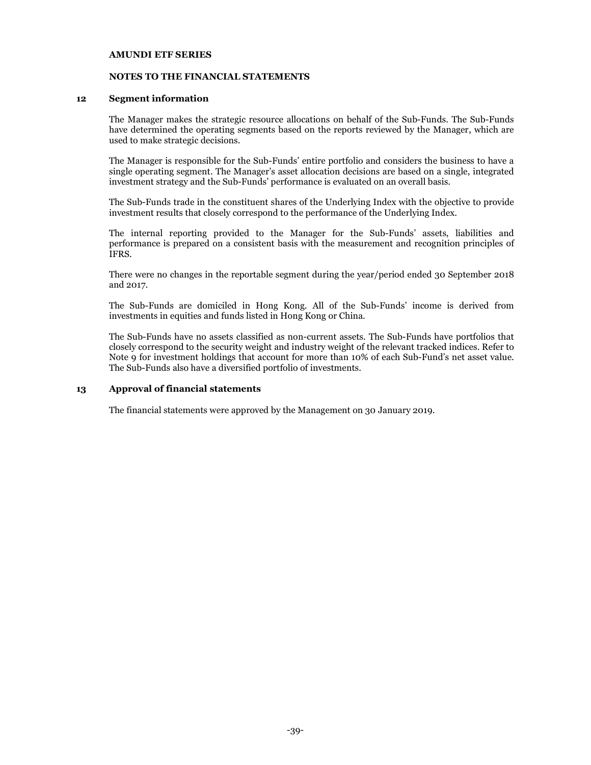**AMUNDI ETF SERIES**

**NOTES TO THE FINANCIAL STATEMENTS**

## 12 Segment information

The Manager makes the strategic resource allocations on behalf of the Sub-Funds. The Sub-Funds have determined the operating segments based on the reports reviewed by the Manager, which are used to make strategic decisions.

The Manager is responsible for the Sub-Funds' entire portfolio and considers the business to have a single operating segment. The Manager's asset allocation decisions are based on a single, integrated investment strategy and the Sub-Funds' performance is evaluated on an overall basis.

The Sub-Funds trade in the constituent shares of the Underlying Index with the objective to provide investment results that closely correspond to the performance of the Underlying Index.

The internal reporting provided to the Manager for the Sub-Funds' assets, liabilities and performance is prepared on a consistent basis with the measurement and recognition principles of IFRS.

There were no changes in the reportable segment during the year/period ended 30 September 2018 and 2017.

The Sub-Funds are domiciled in Hong Kong. All of the Sub-Funds' income is derived from investments in equities and funds listed in Hong Kong or China.

The Sub-Funds have no assets classified as non-current assets. The Sub-Funds have portfolios that closely correspond to the security weight and industry weight of the relevant tracked indices. Refer to Note 9 for investment holdings that account for more than 10% of each Sub-Fund's net asset value. The Sub-Funds also have a diversified portfolio of investments.

## 13 Approval of financial statements

The financial statements were approved by the Management on 30 January 2019.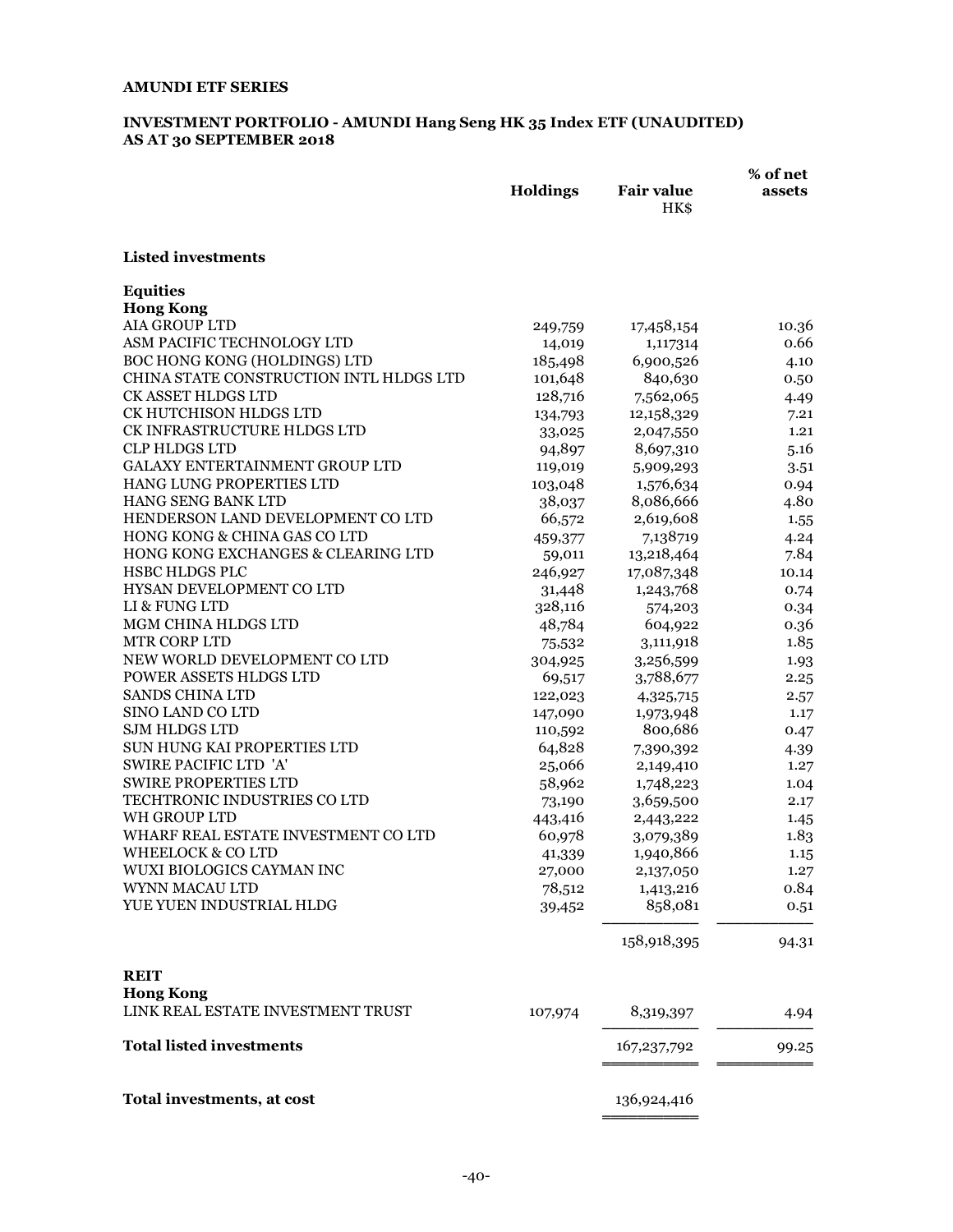**AMUNDI ETF SERIES**

**INVESTMENT PORTFOLIO - AMUNDI Hang Seng HK 35 Index ETF (UNAUDITED)**
**AS AT 30 SEPTEMBER 2018**

| | Holdings | Fair value HK$ | % of net assets |
|---|---|---|---|
| **Listed investments** | | | |
| **Equities** | | | |
| **Hong Kong** | | | |
| AIA GROUP LTD | 249,759 | 17,458,154 | 10.36 |
| ASM PACIFIC TECHNOLOGY LTD | 14,019 | 1,117314 | 0.66 |
| BOC HONG KONG (HOLDINGS) LTD | 185,498 | 6,900,526 | 4.10 |
| CHINA STATE CONSTRUCTION INTL HLDGS LTD | 101,648 | 840,630 | 0.50 |
| CK ASSET HLDGS LTD | 128,716 | 7,562,065 | 4.49 |
| CK HUTCHISON HLDGS LTD | 134,793 | 12,158,329 | 7.21 |
| CK INFRASTRUCTURE HLDGS LTD | 33,025 | 2,047,550 | 1.21 |
| CLP HLDGS LTD | 94,897 | 8,697,310 | 5.16 |
| GALAXY ENTERTAINMENT GROUP LTD | 119,019 | 5,909,293 | 3.51 |
| HANG LUNG PROPERTIES LTD | 103,048 | 1,576,634 | 0.94 |
| HANG SENG BANK LTD | 38,037 | 8,086,666 | 4.80 |
| HENDERSON LAND DEVELOPMENT CO LTD | 66,572 | 2,619,608 | 1.55 |
| HONG KONG & CHINA GAS CO LTD | 459,377 | 7,138719 | 4.24 |
| HONG KONG EXCHANGES & CLEARING LTD | 59,011 | 13,218,464 | 7.84 |
| HSBC HLDGS PLC | 246,927 | 17,087,348 | 10.14 |
| HYSAN DEVELOPMENT CO LTD | 31,448 | 1,243,768 | 0.74 |
| LI & FUNG LTD | 328,116 | 574,203 | 0.34 |
| MGM CHINA HLDGS LTD | 48,784 | 604,922 | 0.36 |
| MTR CORP LTD | 75,532 | 3,111,918 | 1.85 |
| NEW WORLD DEVELOPMENT CO LTD | 304,925 | 3,256,599 | 1.93 |
| POWER ASSETS HLDGS LTD | 69,517 | 3,788,677 | 2.25 |
| SANDS CHINA LTD | 122,023 | 4,325,715 | 2.57 |
| SINO LAND CO LTD | 147,090 | 1,973,948 | 1.17 |
| SJM HLDGS LTD | 110,592 | 800,686 | 0.47 |
| SUN HUNG KAI PROPERTIES LTD | 64,828 | 7,390,392 | 4.39 |
| SWIRE PACIFIC LTD 'A' | 25,066 | 2,149,410 | 1.27 |
| SWIRE PROPERTIES LTD | 58,962 | 1,748,223 | 1.04 |
| TECHTRONIC INDUSTRIES CO LTD | 73,190 | 3,659,500 | 2.17 |
| WH GROUP LTD | 443,416 | 2,443,222 | 1.45 |
| WHARF REAL ESTATE INVESTMENT CO LTD | 60,978 | 3,079,389 | 1.83 |
| WHEELOCK & CO LTD | 41,339 | 1,940,866 | 1.15 |
| WUXI BIOLOGICS CAYMAN INC | 27,000 | 2,137,050 | 1.27 |
| WYNN MACAU LTD | 78,512 | 1,413,216 | 0.84 |
| YUE YUEN INDUSTRIAL HLDG | 39,452 | 858,081 | 0.51 |
| | | 158,918,395 | 94.31 |
| **REIT** | | | |
| **Hong Kong** | | | |
| LINK REAL ESTATE INVESTMENT TRUST | 107,974 | 8,319,397 | 4.94 |
| **Total listed investments** | | 167,237,792 | 99.25 |
| **Total investments, at cost** | | 136,924,416 | |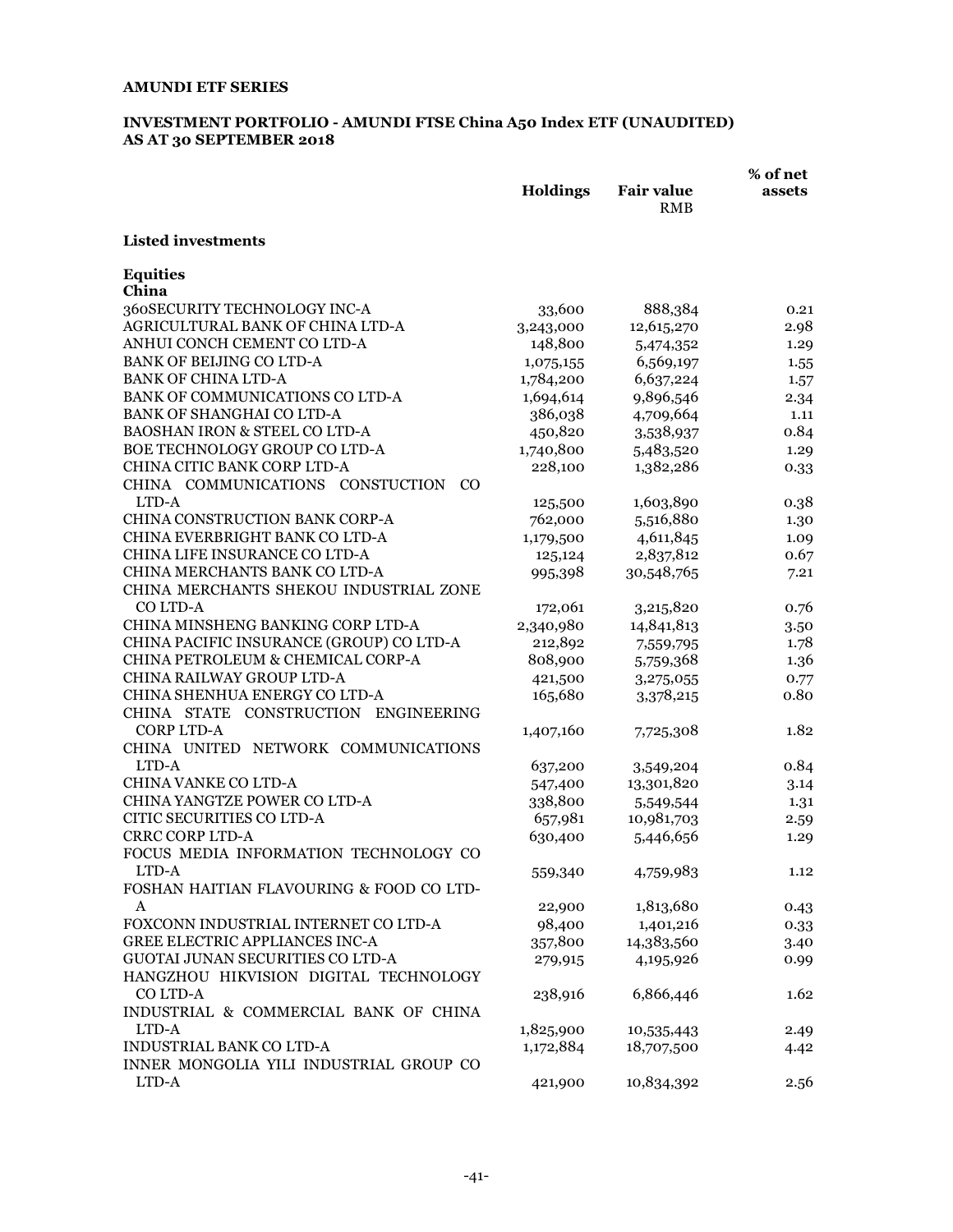**AMUNDI ETF SERIES**

**INVESTMENT PORTFOLIO - AMUNDI FTSE China A50 Index ETF (UNAUDITED)**
**AS AT 30 SEPTEMBER 2018**

| | Holdings | Fair value RMB | % of net assets |
|---|---|---|---|
| **Listed investments** | | | |
| **Equities** | | | |
| **China** | | | |
| 360SECURITY TECHNOLOGY INC-A | 33,600 | 888,384 | 0.21 |
| AGRICULTURAL BANK OF CHINA LTD-A | 3,243,000 | 12,615,270 | 2.98 |
| ANHUI CONCH CEMENT CO LTD-A | 148,800 | 5,474,352 | 1.29 |
| BANK OF BEIJING CO LTD-A | 1,075,155 | 6,569,197 | 1.55 |
| BANK OF CHINA LTD-A | 1,784,200 | 6,637,224 | 1.57 |
| BANK OF COMMUNICATIONS CO LTD-A | 1,694,614 | 9,896,546 | 2.34 |
| BANK OF SHANGHAI CO LTD-A | 386,038 | 4,709,664 | 1.11 |
| BAOSHAN IRON & STEEL CO LTD-A | 450,820 | 3,538,937 | 0.84 |
| BOE TECHNOLOGY GROUP CO LTD-A | 1,740,800 | 5,483,520 | 1.29 |
| CHINA CITIC BANK CORP LTD-A | 228,100 | 1,382,286 | 0.33 |
| CHINA COMMUNICATIONS CONSTUCTION CO LTD-A | 125,500 | 1,603,890 | 0.38 |
| CHINA CONSTRUCTION BANK CORP-A | 762,000 | 5,516,880 | 1.30 |
| CHINA EVERBRIGHT BANK CO LTD-A | 1,179,500 | 4,611,845 | 1.09 |
| CHINA LIFE INSURANCE CO LTD-A | 125,124 | 2,837,812 | 0.67 |
| CHINA MERCHANTS BANK CO LTD-A | 995,398 | 30,548,765 | 7.21 |
| CHINA MERCHANTS SHEKOU INDUSTRIAL ZONE CO LTD-A | 172,061 | 3,215,820 | 0.76 |
| CHINA MINSHENG BANKING CORP LTD-A | 2,340,980 | 14,841,813 | 3.50 |
| CHINA PACIFIC INSURANCE (GROUP) CO LTD-A | 212,892 | 7,559,795 | 1.78 |
| CHINA PETROLEUM & CHEMICAL CORP-A | 808,900 | 5,759,368 | 1.36 |
| CHINA RAILWAY GROUP LTD-A | 421,500 | 3,275,055 | 0.77 |
| CHINA SHENHUA ENERGY CO LTD-A | 165,680 | 3,378,215 | 0.80 |
| CHINA STATE CONSTRUCTION ENGINEERING CORP LTD-A | 1,407,160 | 7,725,308 | 1.82 |
| CHINA UNITED NETWORK COMMUNICATIONS LTD-A | 637,200 | 3,549,204 | 0.84 |
| CHINA VANKE CO LTD-A | 547,400 | 13,301,820 | 3.14 |
| CHINA YANGTZE POWER CO LTD-A | 338,800 | 5,549,544 | 1.31 |
| CITIC SECURITIES CO LTD-A | 657,981 | 10,981,703 | 2.59 |
| CRRC CORP LTD-A | 630,400 | 5,446,656 | 1.29 |
| FOCUS MEDIA INFORMATION TECHNOLOGY CO LTD-A | 559,340 | 4,759,983 | 1.12 |
| FOSHAN HAITIAN FLAVOURING & FOOD CO LTD-A | 22,900 | 1,813,680 | 0.43 |
| FOXCONN INDUSTRIAL INTERNET CO LTD-A | 98,400 | 1,401,216 | 0.33 |
| GREE ELECTRIC APPLIANCES INC-A | 357,800 | 14,383,560 | 3.40 |
| GUOTAI JUNAN SECURITIES CO LTD-A | 279,915 | 4,195,926 | 0.99 |
| HANGZHOU HIKVISION DIGITAL TECHNOLOGY CO LTD-A | 238,916 | 6,866,446 | 1.62 |
| INDUSTRIAL & COMMERCIAL BANK OF CHINA LTD-A | 1,825,900 | 10,535,443 | 2.49 |
| INDUSTRIAL BANK CO LTD-A | 1,172,884 | 18,707,500 | 4.42 |
| INNER MONGOLIA YILI INDUSTRIAL GROUP CO LTD-A | 421,900 | 10,834,392 | 2.56 |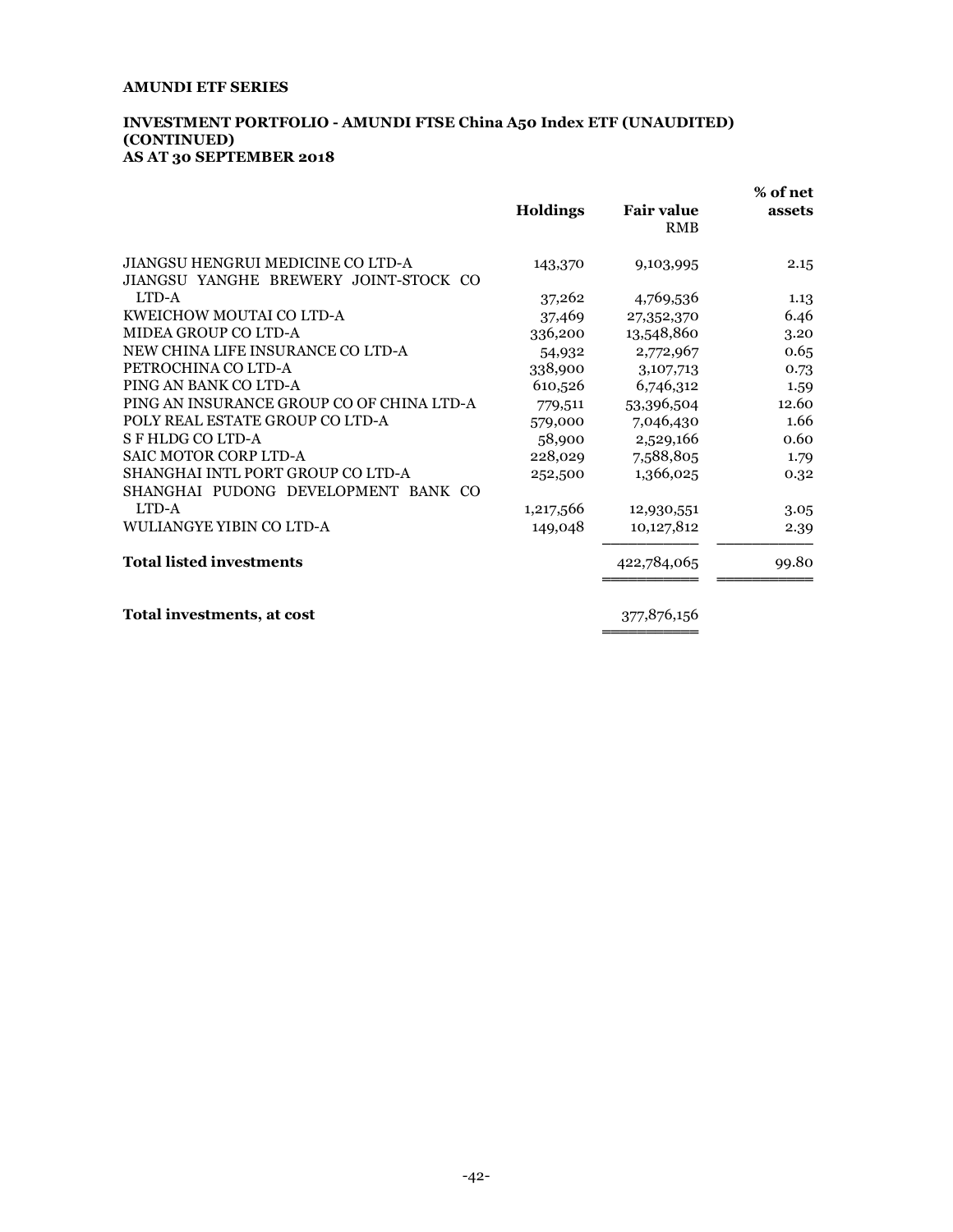**AMUNDI ETF SERIES**

**INVESTMENT PORTFOLIO - AMUNDI FTSE China A50 Index ETF (UNAUDITED) (CONTINUED)**
**AS AT 30 SEPTEMBER 2018**

| | Holdings | Fair value RMB | % of net assets |
|---|---|---|---|
| JIANGSU HENGRUI MEDICINE CO LTD-A | 143,370 | 9,103,995 | 2.15 |
| JIANGSU YANGHE BREWERY JOINT-STOCK CO LTD-A | 37,262 | 4,769,536 | 1.13 |
| KWEICHOW MOUTAI CO LTD-A | 37,469 | 27,352,370 | 6.46 |
| MIDEA GROUP CO LTD-A | 336,200 | 13,548,860 | 3.20 |
| NEW CHINA LIFE INSURANCE CO LTD-A | 54,932 | 2,772,967 | 0.65 |
| PETROCHINA CO LTD-A | 338,900 | 3,107,713 | 0.73 |
| PING AN BANK CO LTD-A | 610,526 | 6,746,312 | 1.59 |
| PING AN INSURANCE GROUP CO OF CHINA LTD-A | 779,511 | 53,396,504 | 12.60 |
| POLY REAL ESTATE GROUP CO LTD-A | 579,000 | 7,046,430 | 1.66 |
| S F HLDG CO LTD-A | 58,900 | 2,529,166 | 0.60 |
| SAIC MOTOR CORP LTD-A | 228,029 | 7,588,805 | 1.79 |
| SHANGHAI INTL PORT GROUP CO LTD-A | 252,500 | 1,366,025 | 0.32 |
| SHANGHAI PUDONG DEVELOPMENT BANK CO LTD-A | 1,217,566 | 12,930,551 | 3.05 |
| WULIANGYE YIBIN CO LTD-A | 149,048 | 10,127,812 | 2.39 |
| **Total listed investments** | | 422,784,065 | 99.80 |
| **Total investments, at cost** | | 377,876,156 | |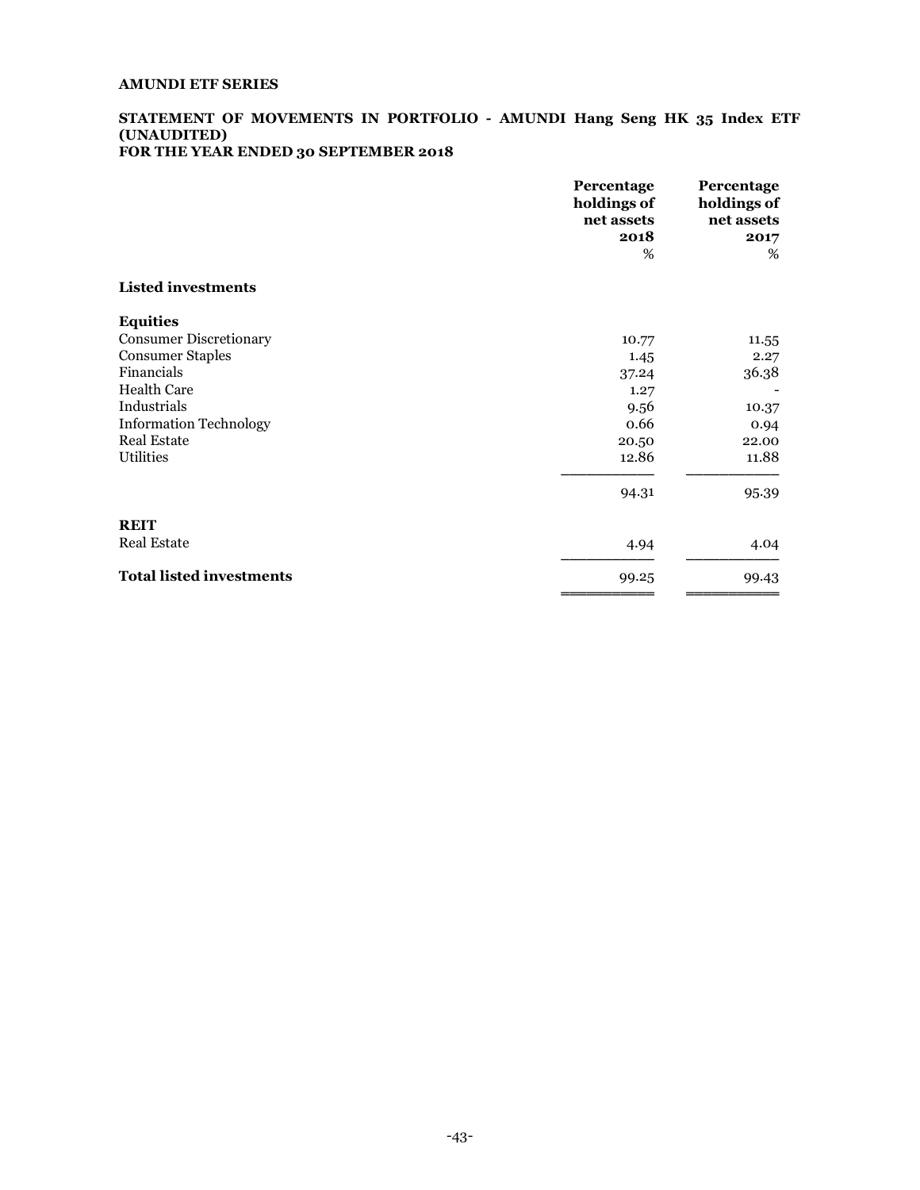**AMUNDI ETF SERIES**

**STATEMENT OF MOVEMENTS IN PORTFOLIO - AMUNDI Hang Seng HK 35 Index ETF (UNAUDITED)**
**FOR THE YEAR ENDED 30 SEPTEMBER 2018**

| | Percentage holdings of net assets 2018 % | Percentage holdings of net assets 2017 % |
|---|---|---|
| **Listed investments** | | |
| **Equities** | | |
| Consumer Discretionary | 10.77 | 11.55 |
| Consumer Staples | 1.45 | 2.27 |
| Financials | 37.24 | 36.38 |
| Health Care | 1.27 | - |
| Industrials | 9.56 | 10.37 |
| Information Technology | 0.66 | 0.94 |
| Real Estate | 20.50 | 22.00 |
| Utilities | 12.86 | 11.88 |
| | 94.31 | 95.39 |
| **REIT** | | |
| Real Estate | 4.94 | 4.04 |
| **Total listed investments** | 99.25 | 99.43 |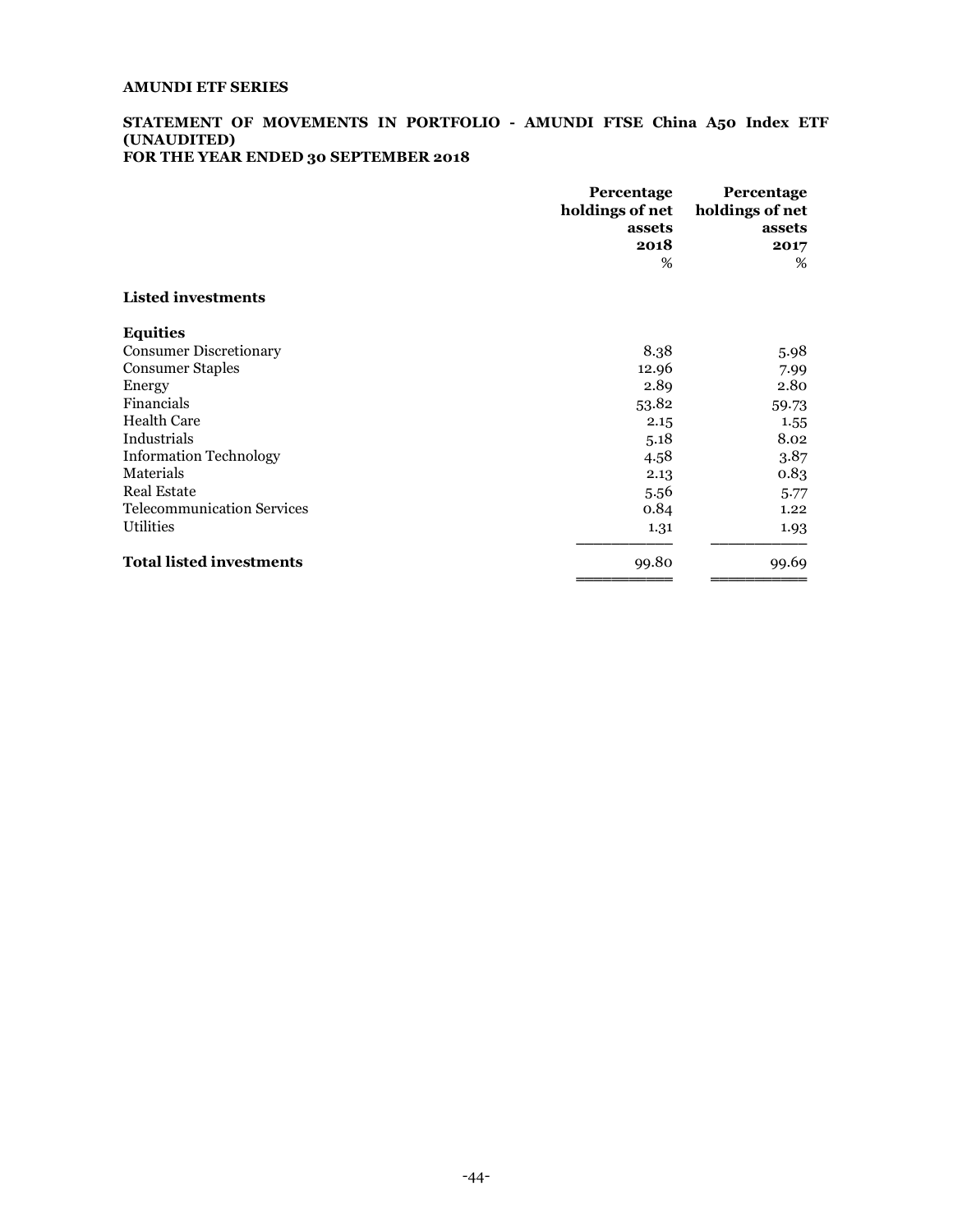**AMUNDI ETF SERIES**

## STATEMENT OF MOVEMENTS IN PORTFOLIO - AMUNDI FTSE China A50 Index ETF (UNAUDITED)
## FOR THE YEAR ENDED 30 SEPTEMBER 2018

| | Percentage holdings of net assets 2018 % | Percentage holdings of net assets 2017 % |
|---|---|---|
| **Listed investments** | | |
| **Equities** | | |
| Consumer Discretionary | 8.38 | 5.98 |
| Consumer Staples | 12.96 | 7.99 |
| Energy | 2.89 | 2.80 |
| Financials | 53.82 | 59.73 |
| Health Care | 2.15 | 1.55 |
| Industrials | 5.18 | 8.02 |
| Information Technology | 4.58 | 3.87 |
| Materials | 2.13 | 0.83 |
| Real Estate | 5.56 | 5.77 |
| Telecommunication Services | 0.84 | 1.22 |
| Utilities | 1.31 | 1.93 |
| **Total listed investments** | 99.80 | 99.69 |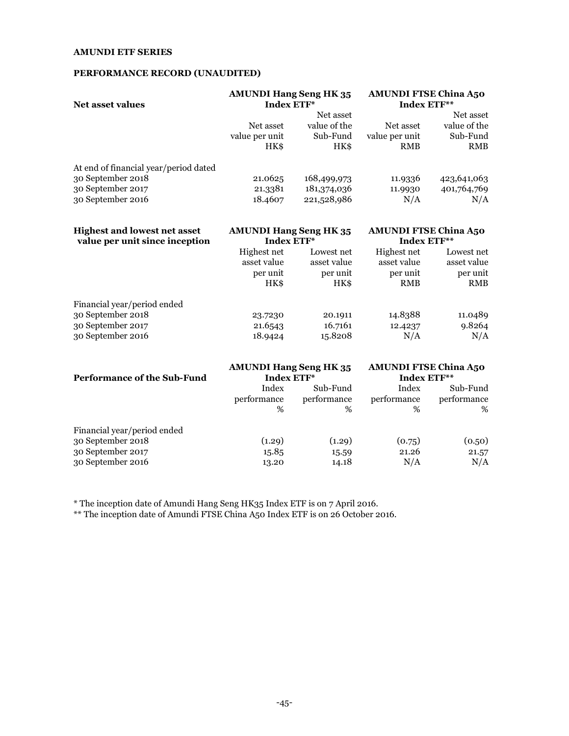**AMUNDI ETF SERIES**

**PERFORMANCE RECORD (UNAUDITED)**

| **Net asset values** | **AMUNDI Hang Seng HK 35 Index ETF*** | | **AMUNDI FTSE China A50 Index ETF**** | |
|---|---|---|---|---|
| | Net asset value per unit HK$ | Net asset value of the Sub-Fund HK$ | Net asset value per unit RMB | Net asset value of the Sub-Fund RMB |
| At end of financial year/period dated | | | | |
| 30 September 2018 | 21.0625 | 168,499,973 | 11.9336 | 423,641,063 |
| 30 September 2017 | 21.3381 | 181,374,036 | 11.9930 | 401,764,769 |
| 30 September 2016 | 18.4607 | 221,528,986 | N/A | N/A |

| **Highest and lowest net asset value per unit since inception** | **AMUNDI Hang Seng HK 35 Index ETF*** | | **AMUNDI FTSE China A50 Index ETF**** | |
|---|---|---|---|---|
| | Highest net asset value per unit HK$ | Lowest net asset value per unit HK$ | Highest net asset value per unit RMB | Lowest net asset value per unit RMB |
| Financial year/period ended | | | | |
| 30 September 2018 | 23.7230 | 20.1911 | 14.8388 | 11.0489 |
| 30 September 2017 | 21.6543 | 16.7161 | 12.4237 | 9.8264 |
| 30 September 2016 | 18.9424 | 15.8208 | N/A | N/A |

| **Performance of the Sub-Fund** | **AMUNDI Hang Seng HK 35 Index ETF*** | | **AMUNDI FTSE China A50 Index ETF**** | |
|---|---|---|---|---|
| | Index performance % | Sub-Fund performance % | Index performance % | Sub-Fund performance % |
| Financial year/period ended | | | | |
| 30 September 2018 | (1.29) | (1.29) | (0.75) | (0.50) |
| 30 September 2017 | 15.85 | 15.59 | 21.26 | 21.57 |
| 30 September 2016 | 13.20 | 14.18 | N/A | N/A |

* The inception date of Amundi Hang Seng HK35 Index ETF is on 7 April 2016.

** The inception date of Amundi FTSE China A50 Index ETF is on 26 October 2016.